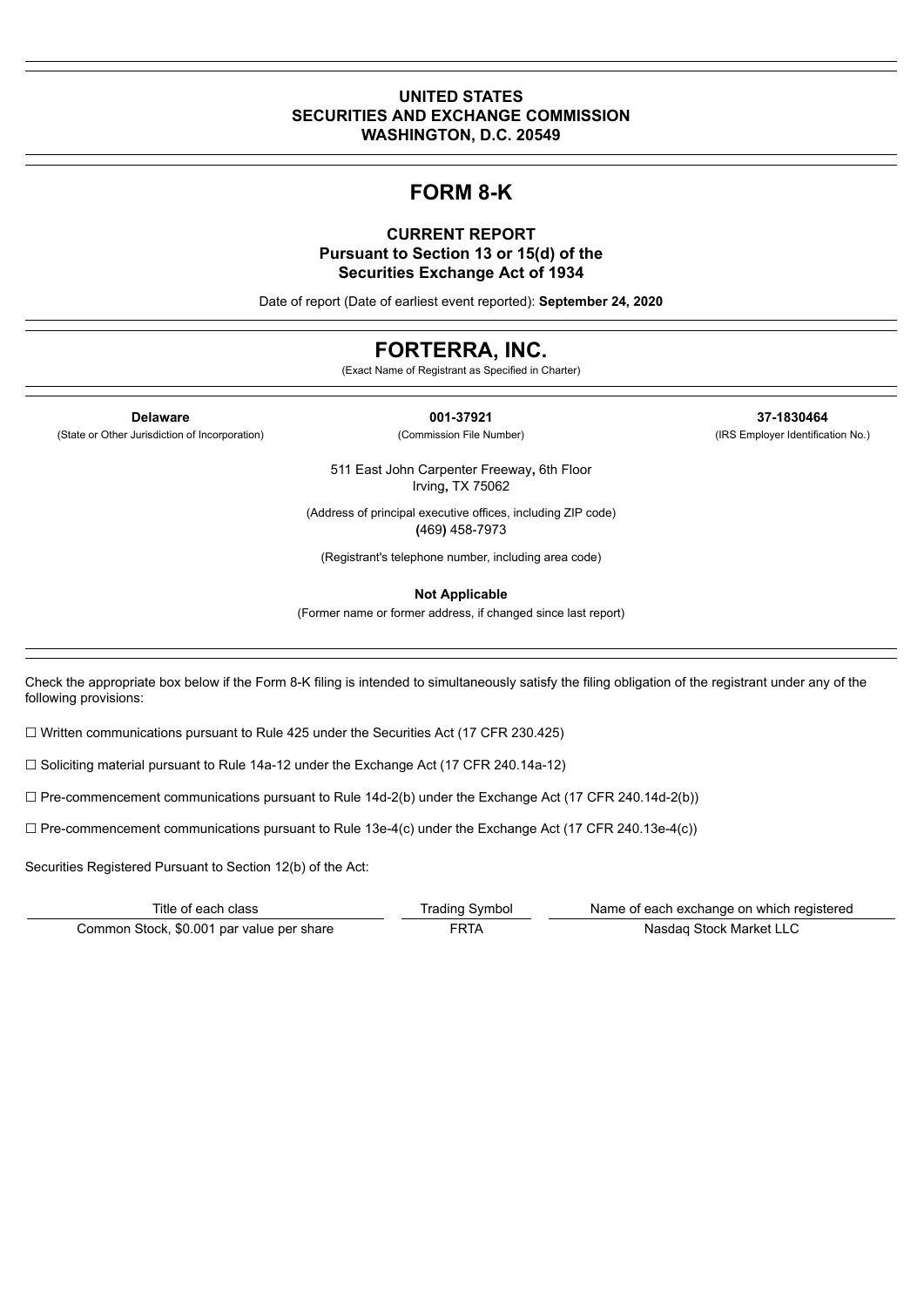**UNITED STATES**
**SECURITIES AND EXCHANGE COMMISSION**
**WASHINGTON, D.C. 20549**

# FORM 8-K

**CURRENT REPORT**
**Pursuant to Section 13 or 15(d) of the**
**Securities Exchange Act of 1934**

Date of report (Date of earliest event reported): **September 24, 2020**

# FORTERRA, INC.

(Exact Name of Registrant as Specified in Charter)

| **Delaware** | **001-37921** | **37-1830464** |
|---|---|---|
| (State or Other Jurisdiction of Incorporation) | (Commission File Number) | (IRS Employer Identification No.) |

511 East John Carpenter Freeway**,** 6th Floor
Irving**,** TX 75062

(Address of principal executive offices, including ZIP code)
**(**469**)** 458-7973

(Registrant's telephone number, including area code)

**Not Applicable**

(Former name or former address, if changed since last report)

Check the appropriate box below if the Form 8-K filing is intended to simultaneously satisfy the filing obligation of the registrant under any of the following provisions:

☐ Written communications pursuant to Rule 425 under the Securities Act (17 CFR 230.425)

☐ Soliciting material pursuant to Rule 14a-12 under the Exchange Act (17 CFR 240.14a-12)

☐ Pre-commencement communications pursuant to Rule 14d-2(b) under the Exchange Act (17 CFR 240.14d-2(b))

☐ Pre-commencement communications pursuant to Rule 13e-4(c) under the Exchange Act (17 CFR 240.13e-4(c))

Securities Registered Pursuant to Section 12(b) of the Act:

| Title of each class | Trading Symbol | Name of each exchange on which registered |
|---|---|---|
| Common Stock, $0.001 par value per share | FRTA | Nasdaq Stock Market LLC |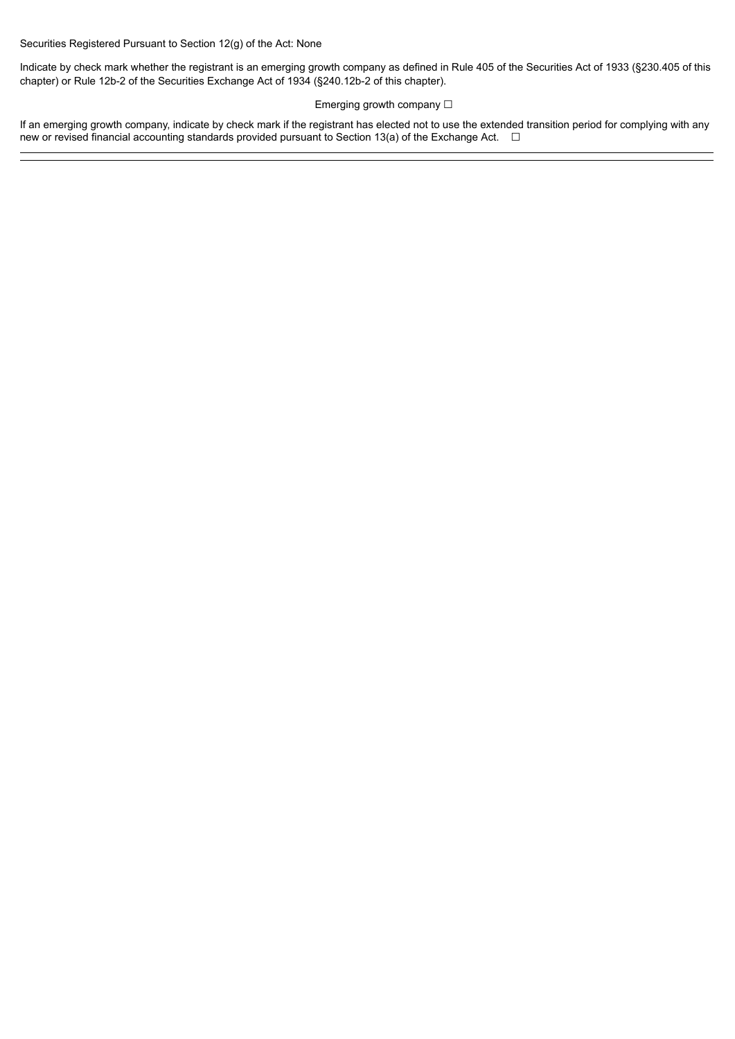Securities Registered Pursuant to Section 12(g) of the Act: None

Indicate by check mark whether the registrant is an emerging growth company as defined in Rule 405 of the Securities Act of 1933 (§230.405 of this chapter) or Rule 12b-2 of the Securities Exchange Act of 1934 (§240.12b-2 of this chapter).

Emerging growth company ☐

If an emerging growth company, indicate by check mark if the registrant has elected not to use the extended transition period for complying with any new or revised financial accounting standards provided pursuant to Section 13(a) of the Exchange Act. ☐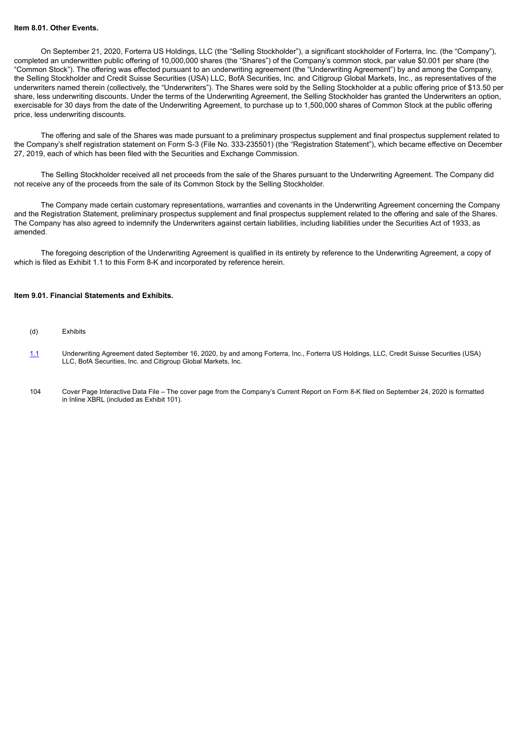**Item 8.01. Other Events.**

On September 21, 2020, Forterra US Holdings, LLC (the "Selling Stockholder"), a significant stockholder of Forterra, Inc. (the "Company"), completed an underwritten public offering of 10,000,000 shares (the "Shares") of the Company's common stock, par value $0.001 per share (the "Common Stock"). The offering was effected pursuant to an underwriting agreement (the "Underwriting Agreement") by and among the Company, the Selling Stockholder and Credit Suisse Securities (USA) LLC, BofA Securities, Inc. and Citigroup Global Markets, Inc., as representatives of the underwriters named therein (collectively, the "Underwriters"). The Shares were sold by the Selling Stockholder at a public offering price of $13.50 per share, less underwriting discounts. Under the terms of the Underwriting Agreement, the Selling Stockholder has granted the Underwriters an option, exercisable for 30 days from the date of the Underwriting Agreement, to purchase up to 1,500,000 shares of Common Stock at the public offering price, less underwriting discounts.

The offering and sale of the Shares was made pursuant to a preliminary prospectus supplement and final prospectus supplement related to the Company's shelf registration statement on Form S-3 (File No. 333-235501) (the "Registration Statement"), which became effective on December 27, 2019, each of which has been filed with the Securities and Exchange Commission.

The Selling Stockholder received all net proceeds from the sale of the Shares pursuant to the Underwriting Agreement. The Company did not receive any of the proceeds from the sale of its Common Stock by the Selling Stockholder.

The Company made certain customary representations, warranties and covenants in the Underwriting Agreement concerning the Company and the Registration Statement, preliminary prospectus supplement and final prospectus supplement related to the offering and sale of the Shares. The Company has also agreed to indemnify the Underwriters against certain liabilities, including liabilities under the Securities Act of 1933, as amended.

The foregoing description of the Underwriting Agreement is qualified in its entirety by reference to the Underwriting Agreement, a copy of which is filed as Exhibit 1.1 to this Form 8-K and incorporated by reference herein.

**Item 9.01. Financial Statements and Exhibits.**

(d) Exhibits

| | |
|---|---|
| 1.1 | Underwriting Agreement dated September 16, 2020, by and among Forterra, Inc., Forterra US Holdings, LLC, Credit Suisse Securities (USA) LLC, BofA Securities, Inc. and Citigroup Global Markets, Inc. |
| 104 | Cover Page Interactive Data File – The cover page from the Company's Current Report on Form 8-K filed on September 24, 2020 is formatted in Inline XBRL (included as Exhibit 101). |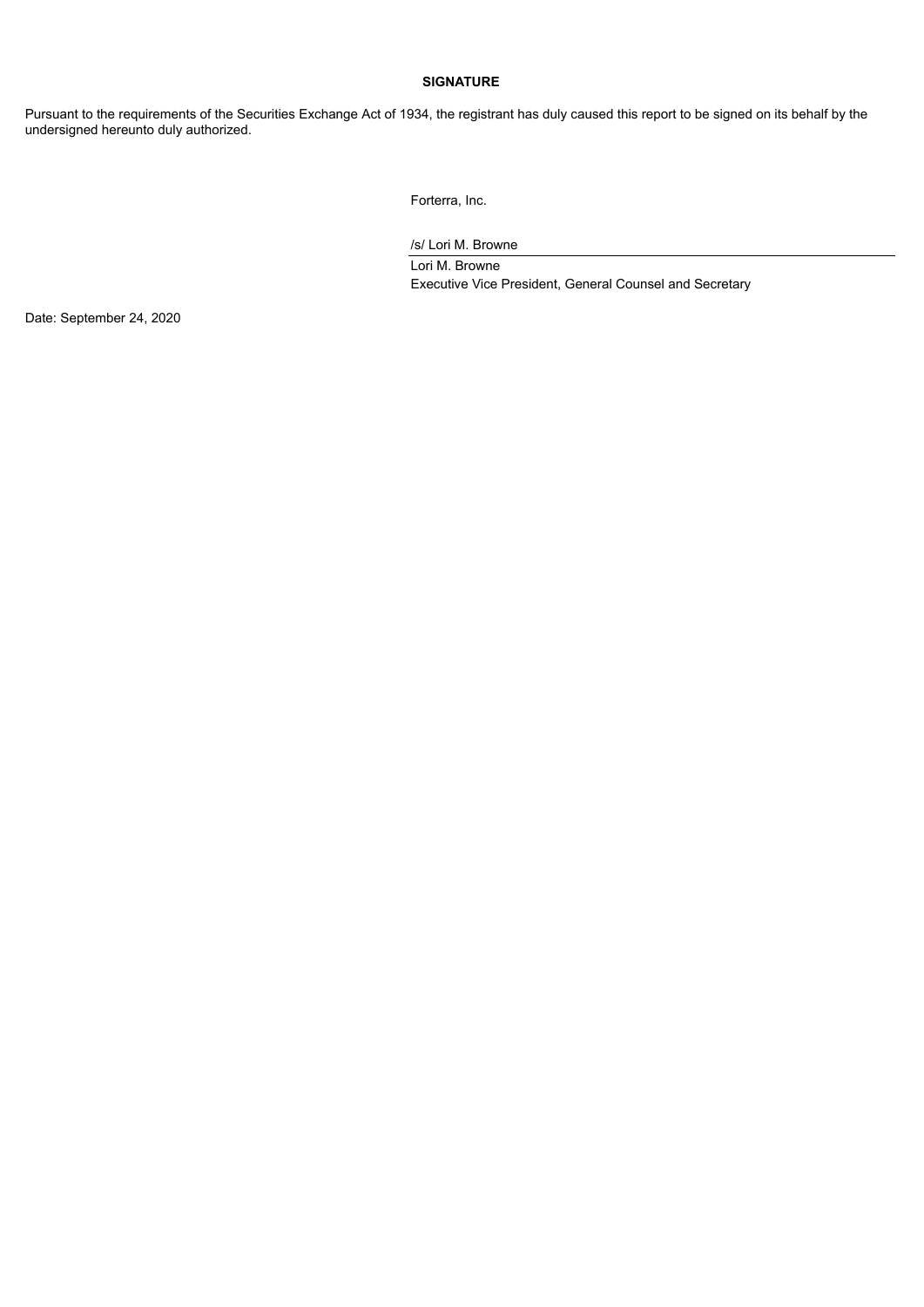**SIGNATURE**

Pursuant to the requirements of the Securities Exchange Act of 1934, the registrant has duly caused this report to be signed on its behalf by the undersigned hereunto duly authorized.

Forterra, Inc.

/s/ Lori M. Browne

Lori M. Browne
Executive Vice President, General Counsel and Secretary

Date: September 24, 2020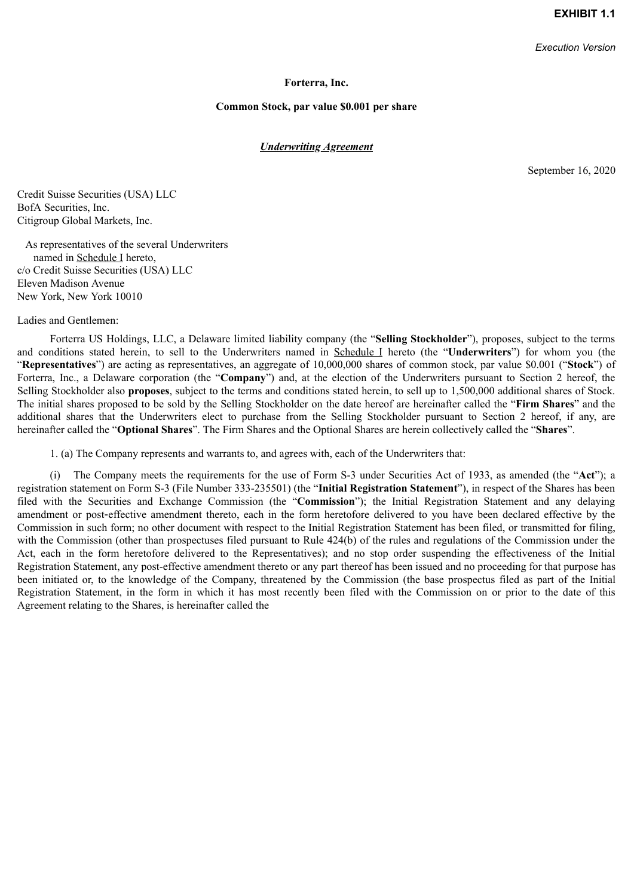**EXHIBIT 1.1**

*Execution Version*

**Forterra, Inc.**

**Common Stock, par value $0.001 per share**

***Underwriting Agreement***

September 16, 2020

Credit Suisse Securities (USA) LLC
BofA Securities, Inc.
Citigroup Global Markets, Inc.

As representatives of the several Underwriters
named in Schedule I hereto,
c/o Credit Suisse Securities (USA) LLC
Eleven Madison Avenue
New York, New York 10010

Ladies and Gentlemen:

Forterra US Holdings, LLC, a Delaware limited liability company (the "**Selling Stockholder**"), proposes, subject to the terms and conditions stated herein, to sell to the Underwriters named in Schedule I hereto (the "**Underwriters**") for whom you (the "**Representatives**") are acting as representatives, an aggregate of 10,000,000 shares of common stock, par value $0.001 ("**Stock**") of Forterra, Inc., a Delaware corporation (the "**Company**") and, at the election of the Underwriters pursuant to Section 2 hereof, the Selling Stockholder also **proposes**, subject to the terms and conditions stated herein, to sell up to 1,500,000 additional shares of Stock. The initial shares proposed to be sold by the Selling Stockholder on the date hereof are hereinafter called the "**Firm Shares**" and the additional shares that the Underwriters elect to purchase from the Selling Stockholder pursuant to Section 2 hereof, if any, are hereinafter called the "**Optional Shares**". The Firm Shares and the Optional Shares are herein collectively called the "**Shares**".

1. (a) The Company represents and warrants to, and agrees with, each of the Underwriters that:

(i) The Company meets the requirements for the use of Form S-3 under Securities Act of 1933, as amended (the "**Act**"); a registration statement on Form S-3 (File Number 333-235501) (the "**Initial Registration Statement**"), in respect of the Shares has been filed with the Securities and Exchange Commission (the "**Commission**"); the Initial Registration Statement and any delaying amendment or post-effective amendment thereto, each in the form heretofore delivered to you have been declared effective by the Commission in such form; no other document with respect to the Initial Registration Statement has been filed, or transmitted for filing, with the Commission (other than prospectuses filed pursuant to Rule 424(b) of the rules and regulations of the Commission under the Act, each in the form heretofore delivered to the Representatives); and no stop order suspending the effectiveness of the Initial Registration Statement, any post-effective amendment thereto or any part thereof has been issued and no proceeding for that purpose has been initiated or, to the knowledge of the Company, threatened by the Commission (the base prospectus filed as part of the Initial Registration Statement, in the form in which it has most recently been filed with the Commission on or prior to the date of this Agreement relating to the Shares, is hereinafter called the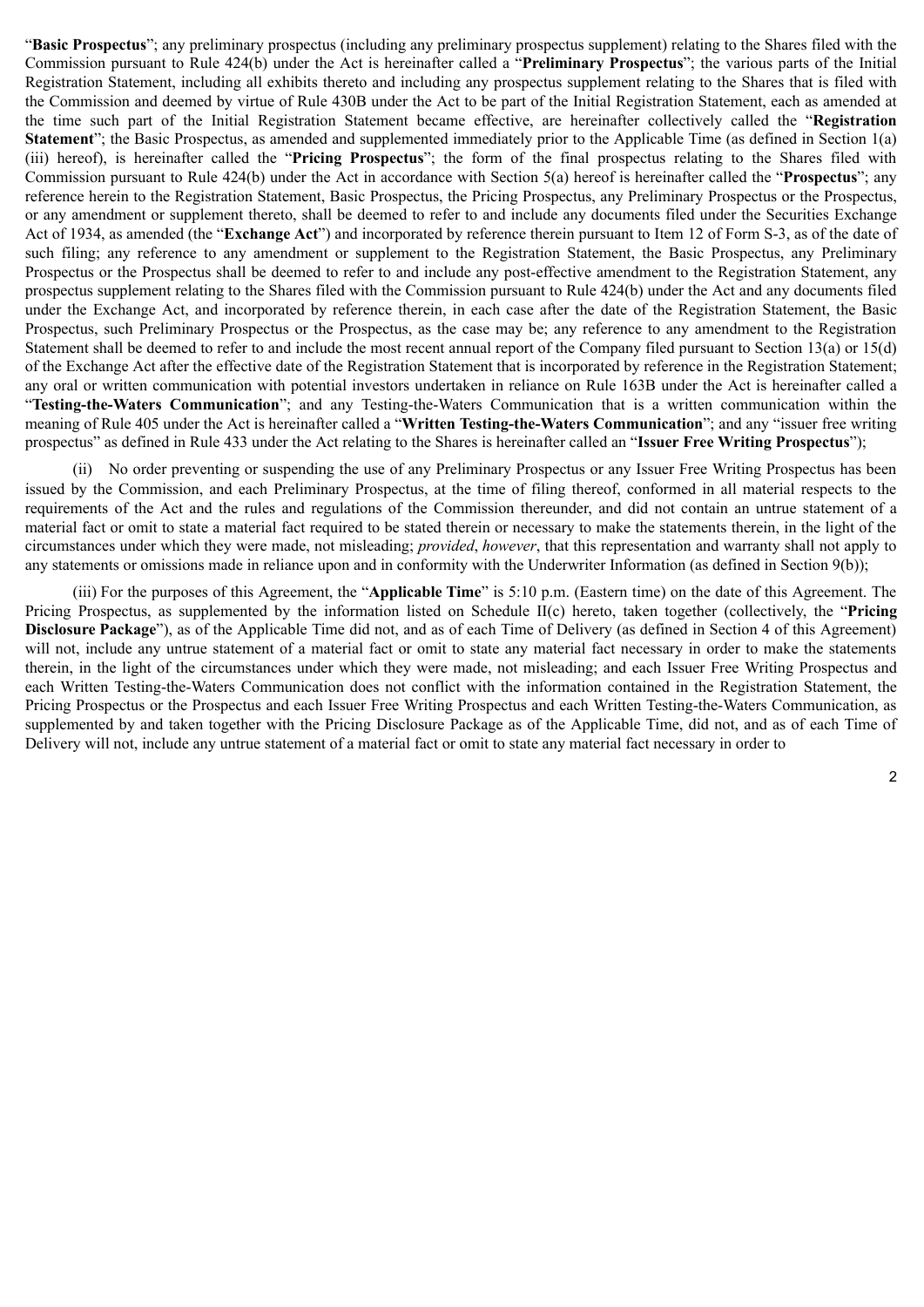"**Basic Prospectus**"; any preliminary prospectus (including any preliminary prospectus supplement) relating to the Shares filed with the Commission pursuant to Rule 424(b) under the Act is hereinafter called a "**Preliminary Prospectus**"; the various parts of the Initial Registration Statement, including all exhibits thereto and including any prospectus supplement relating to the Shares that is filed with the Commission and deemed by virtue of Rule 430B under the Act to be part of the Initial Registration Statement, each as amended at the time such part of the Initial Registration Statement became effective, are hereinafter collectively called the "**Registration Statement**"; the Basic Prospectus, as amended and supplemented immediately prior to the Applicable Time (as defined in Section 1(a) (iii) hereof), is hereinafter called the "**Pricing Prospectus**"; the form of the final prospectus relating to the Shares filed with Commission pursuant to Rule 424(b) under the Act in accordance with Section 5(a) hereof is hereinafter called the "**Prospectus**"; any reference herein to the Registration Statement, Basic Prospectus, the Pricing Prospectus, any Preliminary Prospectus or the Prospectus, or any amendment or supplement thereto, shall be deemed to refer to and include any documents filed under the Securities Exchange Act of 1934, as amended (the "**Exchange Act**") and incorporated by reference therein pursuant to Item 12 of Form S-3, as of the date of such filing; any reference to any amendment or supplement to the Registration Statement, the Basic Prospectus, any Preliminary Prospectus or the Prospectus shall be deemed to refer to and include any post-effective amendment to the Registration Statement, any prospectus supplement relating to the Shares filed with the Commission pursuant to Rule 424(b) under the Act and any documents filed under the Exchange Act, and incorporated by reference therein, in each case after the date of the Registration Statement, the Basic Prospectus, such Preliminary Prospectus or the Prospectus, as the case may be; any reference to any amendment to the Registration Statement shall be deemed to refer to and include the most recent annual report of the Company filed pursuant to Section 13(a) or 15(d) of the Exchange Act after the effective date of the Registration Statement that is incorporated by reference in the Registration Statement; any oral or written communication with potential investors undertaken in reliance on Rule 163B under the Act is hereinafter called a "**Testing-the-Waters Communication**"; and any Testing-the-Waters Communication that is a written communication within the meaning of Rule 405 under the Act is hereinafter called a "**Written Testing-the-Waters Communication**"; and any "issuer free writing prospectus" as defined in Rule 433 under the Act relating to the Shares is hereinafter called an "**Issuer Free Writing Prospectus**");

(ii) No order preventing or suspending the use of any Preliminary Prospectus or any Issuer Free Writing Prospectus has been issued by the Commission, and each Preliminary Prospectus, at the time of filing thereof, conformed in all material respects to the requirements of the Act and the rules and regulations of the Commission thereunder, and did not contain an untrue statement of a material fact or omit to state a material fact required to be stated therein or necessary to make the statements therein, in the light of the circumstances under which they were made, not misleading; *provided*, *however*, that this representation and warranty shall not apply to any statements or omissions made in reliance upon and in conformity with the Underwriter Information (as defined in Section 9(b));

(iii) For the purposes of this Agreement, the "**Applicable Time**" is 5:10 p.m. (Eastern time) on the date of this Agreement. The Pricing Prospectus, as supplemented by the information listed on Schedule II(c) hereto, taken together (collectively, the "**Pricing Disclosure Package**"), as of the Applicable Time did not, and as of each Time of Delivery (as defined in Section 4 of this Agreement) will not, include any untrue statement of a material fact or omit to state any material fact necessary in order to make the statements therein, in the light of the circumstances under which they were made, not misleading; and each Issuer Free Writing Prospectus and each Written Testing-the-Waters Communication does not conflict with the information contained in the Registration Statement, the Pricing Prospectus or the Prospectus and each Issuer Free Writing Prospectus and each Written Testing-the-Waters Communication, as supplemented by and taken together with the Pricing Disclosure Package as of the Applicable Time, did not, and as of each Time of Delivery will not, include any untrue statement of a material fact or omit to state any material fact necessary in order to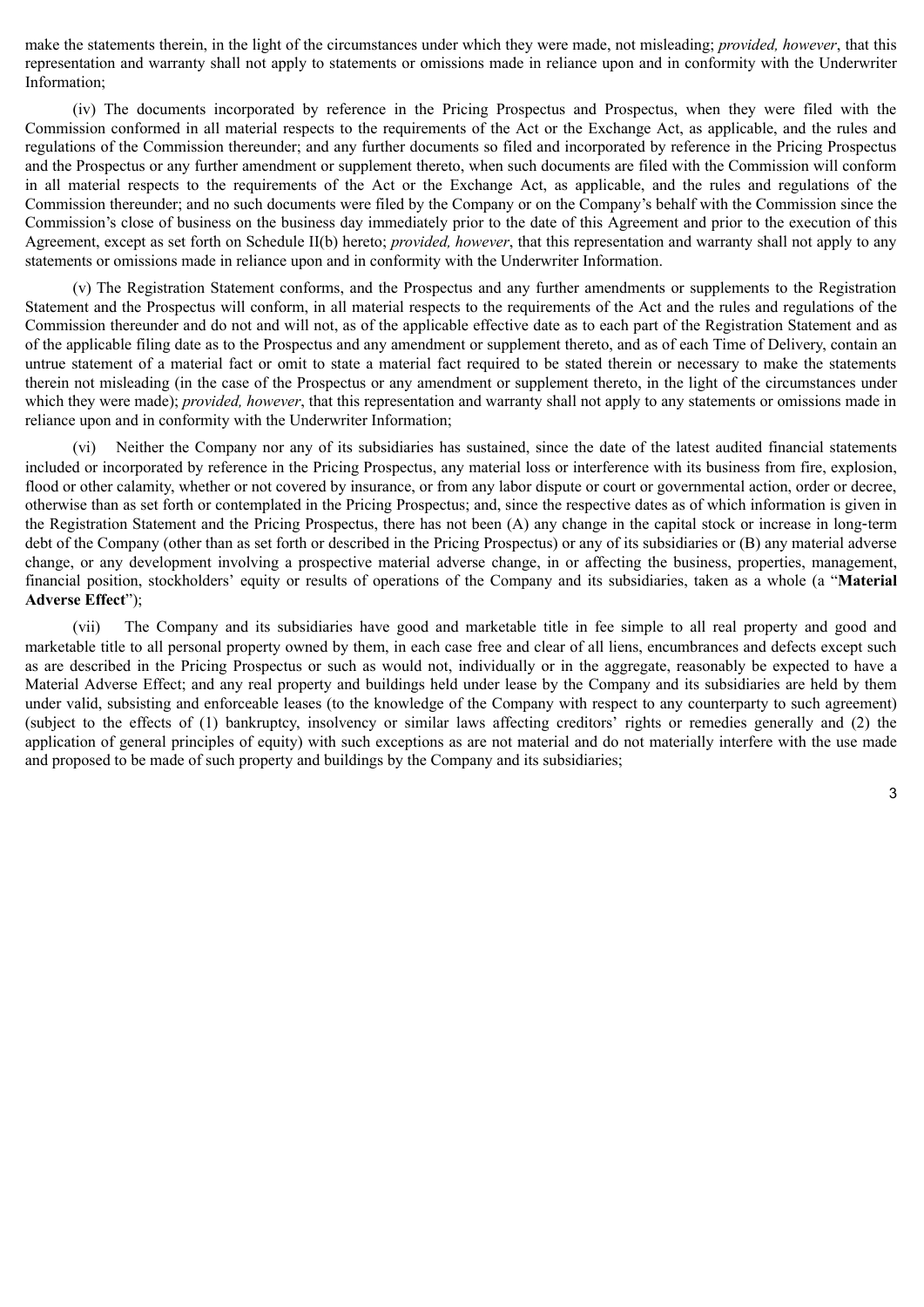make the statements therein, in the light of the circumstances under which they were made, not misleading; *provided, however*, that this representation and warranty shall not apply to statements or omissions made in reliance upon and in conformity with the Underwriter Information;

(iv) The documents incorporated by reference in the Pricing Prospectus and Prospectus, when they were filed with the Commission conformed in all material respects to the requirements of the Act or the Exchange Act, as applicable, and the rules and regulations of the Commission thereunder; and any further documents so filed and incorporated by reference in the Pricing Prospectus and the Prospectus or any further amendment or supplement thereto, when such documents are filed with the Commission will conform in all material respects to the requirements of the Act or the Exchange Act, as applicable, and the rules and regulations of the Commission thereunder; and no such documents were filed by the Company or on the Company's behalf with the Commission since the Commission's close of business on the business day immediately prior to the date of this Agreement and prior to the execution of this Agreement, except as set forth on Schedule II(b) hereto; *provided, however*, that this representation and warranty shall not apply to any statements or omissions made in reliance upon and in conformity with the Underwriter Information.

(v) The Registration Statement conforms, and the Prospectus and any further amendments or supplements to the Registration Statement and the Prospectus will conform, in all material respects to the requirements of the Act and the rules and regulations of the Commission thereunder and do not and will not, as of the applicable effective date as to each part of the Registration Statement and as of the applicable filing date as to the Prospectus and any amendment or supplement thereto, and as of each Time of Delivery, contain an untrue statement of a material fact or omit to state a material fact required to be stated therein or necessary to make the statements therein not misleading (in the case of the Prospectus or any amendment or supplement thereto, in the light of the circumstances under which they were made); *provided, however*, that this representation and warranty shall not apply to any statements or omissions made in reliance upon and in conformity with the Underwriter Information;

(vi) Neither the Company nor any of its subsidiaries has sustained, since the date of the latest audited financial statements included or incorporated by reference in the Pricing Prospectus, any material loss or interference with its business from fire, explosion, flood or other calamity, whether or not covered by insurance, or from any labor dispute or court or governmental action, order or decree, otherwise than as set forth or contemplated in the Pricing Prospectus; and, since the respective dates as of which information is given in the Registration Statement and the Pricing Prospectus, there has not been (A) any change in the capital stock or increase in long-term debt of the Company (other than as set forth or described in the Pricing Prospectus) or any of its subsidiaries or (B) any material adverse change, or any development involving a prospective material adverse change, in or affecting the business, properties, management, financial position, stockholders' equity or results of operations of the Company and its subsidiaries, taken as a whole (a "**Material Adverse Effect**");

(vii) The Company and its subsidiaries have good and marketable title in fee simple to all real property and good and marketable title to all personal property owned by them, in each case free and clear of all liens, encumbrances and defects except such as are described in the Pricing Prospectus or such as would not, individually or in the aggregate, reasonably be expected to have a Material Adverse Effect; and any real property and buildings held under lease by the Company and its subsidiaries are held by them under valid, subsisting and enforceable leases (to the knowledge of the Company with respect to any counterparty to such agreement) (subject to the effects of (1) bankruptcy, insolvency or similar laws affecting creditors' rights or remedies generally and (2) the application of general principles of equity) with such exceptions as are not material and do not materially interfere with the use made and proposed to be made of such property and buildings by the Company and its subsidiaries;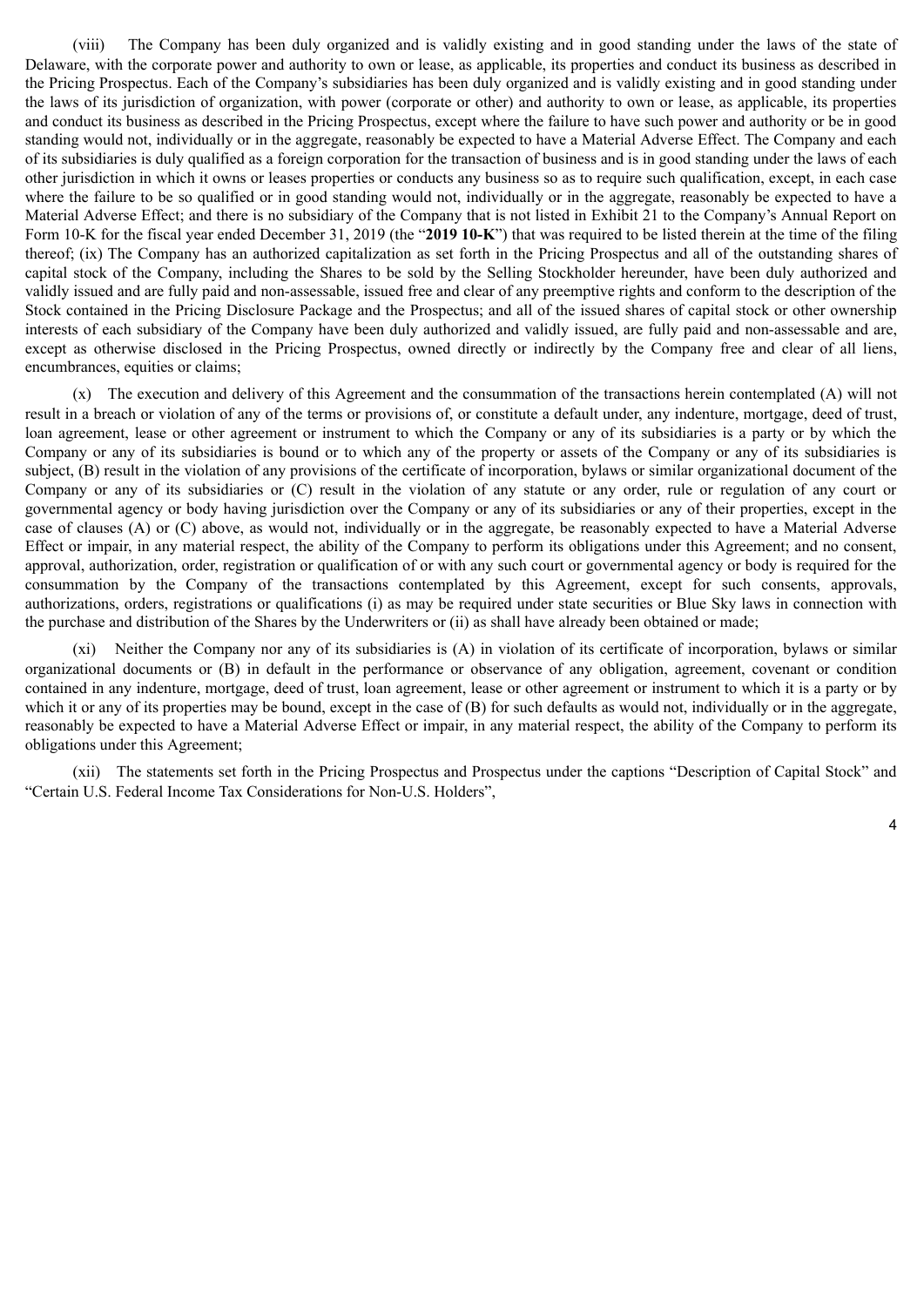(viii) The Company has been duly organized and is validly existing and in good standing under the laws of the state of Delaware, with the corporate power and authority to own or lease, as applicable, its properties and conduct its business as described in the Pricing Prospectus. Each of the Company's subsidiaries has been duly organized and is validly existing and in good standing under the laws of its jurisdiction of organization, with power (corporate or other) and authority to own or lease, as applicable, its properties and conduct its business as described in the Pricing Prospectus, except where the failure to have such power and authority or be in good standing would not, individually or in the aggregate, reasonably be expected to have a Material Adverse Effect. The Company and each of its subsidiaries is duly qualified as a foreign corporation for the transaction of business and is in good standing under the laws of each other jurisdiction in which it owns or leases properties or conducts any business so as to require such qualification, except, in each case where the failure to be so qualified or in good standing would not, individually or in the aggregate, reasonably be expected to have a Material Adverse Effect; and there is no subsidiary of the Company that is not listed in Exhibit 21 to the Company's Annual Report on Form 10-K for the fiscal year ended December 31, 2019 (the "**2019 10-K**") that was required to be listed therein at the time of the filing thereof; (ix) The Company has an authorized capitalization as set forth in the Pricing Prospectus and all of the outstanding shares of capital stock of the Company, including the Shares to be sold by the Selling Stockholder hereunder, have been duly authorized and validly issued and are fully paid and non-assessable, issued free and clear of any preemptive rights and conform to the description of the Stock contained in the Pricing Disclosure Package and the Prospectus; and all of the issued shares of capital stock or other ownership interests of each subsidiary of the Company have been duly authorized and validly issued, are fully paid and non-assessable and are, except as otherwise disclosed in the Pricing Prospectus, owned directly or indirectly by the Company free and clear of all liens, encumbrances, equities or claims;

(x) The execution and delivery of this Agreement and the consummation of the transactions herein contemplated (A) will not result in a breach or violation of any of the terms or provisions of, or constitute a default under, any indenture, mortgage, deed of trust, loan agreement, lease or other agreement or instrument to which the Company or any of its subsidiaries is a party or by which the Company or any of its subsidiaries is bound or to which any of the property or assets of the Company or any of its subsidiaries is subject, (B) result in the violation of any provisions of the certificate of incorporation, bylaws or similar organizational document of the Company or any of its subsidiaries or (C) result in the violation of any statute or any order, rule or regulation of any court or governmental agency or body having jurisdiction over the Company or any of its subsidiaries or any of their properties, except in the case of clauses (A) or (C) above, as would not, individually or in the aggregate, be reasonably expected to have a Material Adverse Effect or impair, in any material respect, the ability of the Company to perform its obligations under this Agreement; and no consent, approval, authorization, order, registration or qualification of or with any such court or governmental agency or body is required for the consummation by the Company of the transactions contemplated by this Agreement, except for such consents, approvals, authorizations, orders, registrations or qualifications (i) as may be required under state securities or Blue Sky laws in connection with the purchase and distribution of the Shares by the Underwriters or (ii) as shall have already been obtained or made;

(xi) Neither the Company nor any of its subsidiaries is (A) in violation of its certificate of incorporation, bylaws or similar organizational documents or (B) in default in the performance or observance of any obligation, agreement, covenant or condition contained in any indenture, mortgage, deed of trust, loan agreement, lease or other agreement or instrument to which it is a party or by which it or any of its properties may be bound, except in the case of (B) for such defaults as would not, individually or in the aggregate, reasonably be expected to have a Material Adverse Effect or impair, in any material respect, the ability of the Company to perform its obligations under this Agreement;

(xii) The statements set forth in the Pricing Prospectus and Prospectus under the captions "Description of Capital Stock" and "Certain U.S. Federal Income Tax Considerations for Non-U.S. Holders",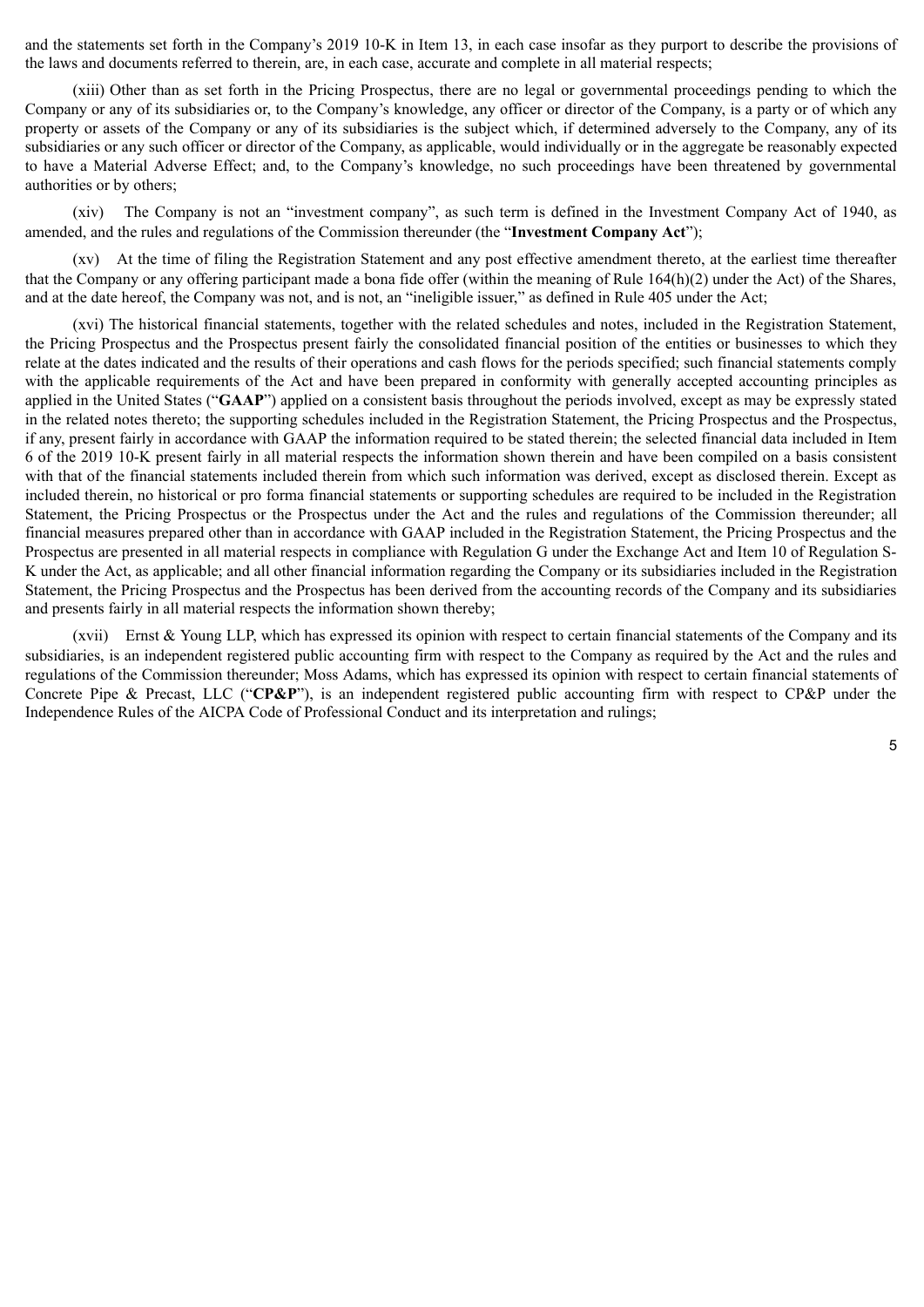and the statements set forth in the Company's 2019 10-K in Item 13, in each case insofar as they purport to describe the provisions of the laws and documents referred to therein, are, in each case, accurate and complete in all material respects;

(xiii) Other than as set forth in the Pricing Prospectus, there are no legal or governmental proceedings pending to which the Company or any of its subsidiaries or, to the Company's knowledge, any officer or director of the Company, is a party or of which any property or assets of the Company or any of its subsidiaries is the subject which, if determined adversely to the Company, any of its subsidiaries or any such officer or director of the Company, as applicable, would individually or in the aggregate be reasonably expected to have a Material Adverse Effect; and, to the Company's knowledge, no such proceedings have been threatened by governmental authorities or by others;

(xiv) The Company is not an "investment company", as such term is defined in the Investment Company Act of 1940, as amended, and the rules and regulations of the Commission thereunder (the "**Investment Company Act**");

(xv) At the time of filing the Registration Statement and any post effective amendment thereto, at the earliest time thereafter that the Company or any offering participant made a bona fide offer (within the meaning of Rule 164(h)(2) under the Act) of the Shares, and at the date hereof, the Company was not, and is not, an "ineligible issuer," as defined in Rule 405 under the Act;

(xvi) The historical financial statements, together with the related schedules and notes, included in the Registration Statement, the Pricing Prospectus and the Prospectus present fairly the consolidated financial position of the entities or businesses to which they relate at the dates indicated and the results of their operations and cash flows for the periods specified; such financial statements comply with the applicable requirements of the Act and have been prepared in conformity with generally accepted accounting principles as applied in the United States ("**GAAP**") applied on a consistent basis throughout the periods involved, except as may be expressly stated in the related notes thereto; the supporting schedules included in the Registration Statement, the Pricing Prospectus and the Prospectus, if any, present fairly in accordance with GAAP the information required to be stated therein; the selected financial data included in Item 6 of the 2019 10-K present fairly in all material respects the information shown therein and have been compiled on a basis consistent with that of the financial statements included therein from which such information was derived, except as disclosed therein. Except as included therein, no historical or pro forma financial statements or supporting schedules are required to be included in the Registration Statement, the Pricing Prospectus or the Prospectus under the Act and the rules and regulations of the Commission thereunder; all financial measures prepared other than in accordance with GAAP included in the Registration Statement, the Pricing Prospectus and the Prospectus are presented in all material respects in compliance with Regulation G under the Exchange Act and Item 10 of Regulation S-K under the Act, as applicable; and all other financial information regarding the Company or its subsidiaries included in the Registration Statement, the Pricing Prospectus and the Prospectus has been derived from the accounting records of the Company and its subsidiaries and presents fairly in all material respects the information shown thereby;

(xvii) Ernst & Young LLP, which has expressed its opinion with respect to certain financial statements of the Company and its subsidiaries, is an independent registered public accounting firm with respect to the Company as required by the Act and the rules and regulations of the Commission thereunder; Moss Adams, which has expressed its opinion with respect to certain financial statements of Concrete Pipe & Precast, LLC ("**CP&P**"), is an independent registered public accounting firm with respect to CP&P under the Independence Rules of the AICPA Code of Professional Conduct and its interpretation and rulings;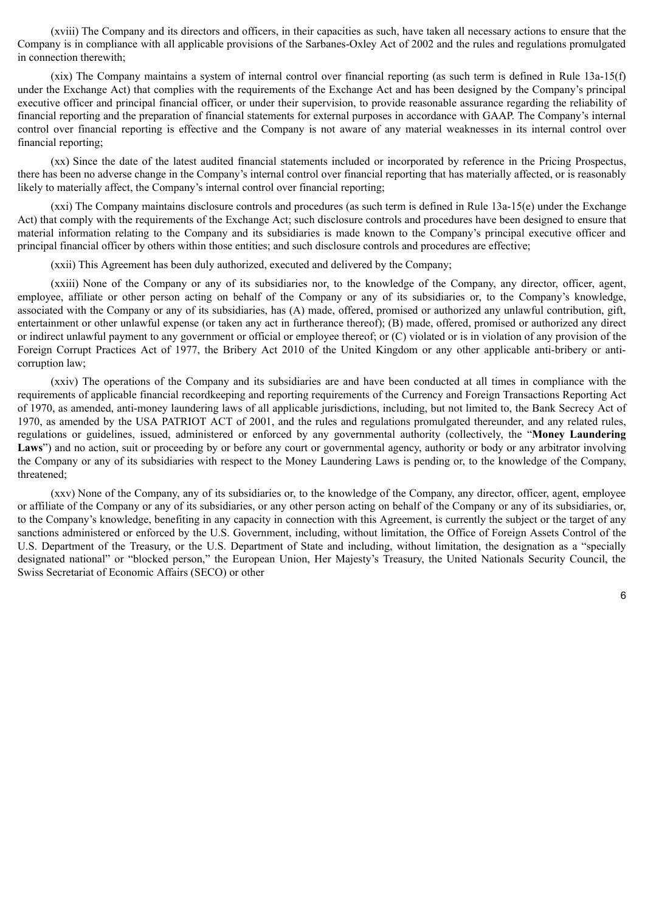(xviii) The Company and its directors and officers, in their capacities as such, have taken all necessary actions to ensure that the Company is in compliance with all applicable provisions of the Sarbanes-Oxley Act of 2002 and the rules and regulations promulgated in connection therewith;

(xix) The Company maintains a system of internal control over financial reporting (as such term is defined in Rule 13a-15(f) under the Exchange Act) that complies with the requirements of the Exchange Act and has been designed by the Company's principal executive officer and principal financial officer, or under their supervision, to provide reasonable assurance regarding the reliability of financial reporting and the preparation of financial statements for external purposes in accordance with GAAP. The Company's internal control over financial reporting is effective and the Company is not aware of any material weaknesses in its internal control over financial reporting;

(xx) Since the date of the latest audited financial statements included or incorporated by reference in the Pricing Prospectus, there has been no adverse change in the Company's internal control over financial reporting that has materially affected, or is reasonably likely to materially affect, the Company's internal control over financial reporting;

(xxi) The Company maintains disclosure controls and procedures (as such term is defined in Rule 13a-15(e) under the Exchange Act) that comply with the requirements of the Exchange Act; such disclosure controls and procedures have been designed to ensure that material information relating to the Company and its subsidiaries is made known to the Company's principal executive officer and principal financial officer by others within those entities; and such disclosure controls and procedures are effective;

(xxii) This Agreement has been duly authorized, executed and delivered by the Company;

(xxiii) None of the Company or any of its subsidiaries nor, to the knowledge of the Company, any director, officer, agent, employee, affiliate or other person acting on behalf of the Company or any of its subsidiaries or, to the Company's knowledge, associated with the Company or any of its subsidiaries, has (A) made, offered, promised or authorized any unlawful contribution, gift, entertainment or other unlawful expense (or taken any act in furtherance thereof); (B) made, offered, promised or authorized any direct or indirect unlawful payment to any government or official or employee thereof; or (C) violated or is in violation of any provision of the Foreign Corrupt Practices Act of 1977, the Bribery Act 2010 of the United Kingdom or any other applicable anti-bribery or anti-corruption law;

(xxiv) The operations of the Company and its subsidiaries are and have been conducted at all times in compliance with the requirements of applicable financial recordkeeping and reporting requirements of the Currency and Foreign Transactions Reporting Act of 1970, as amended, anti-money laundering laws of all applicable jurisdictions, including, but not limited to, the Bank Secrecy Act of 1970, as amended by the USA PATRIOT ACT of 2001, and the rules and regulations promulgated thereunder, and any related rules, regulations or guidelines, issued, administered or enforced by any governmental authority (collectively, the "**Money Laundering Laws**") and no action, suit or proceeding by or before any court or governmental agency, authority or body or any arbitrator involving the Company or any of its subsidiaries with respect to the Money Laundering Laws is pending or, to the knowledge of the Company, threatened;

(xxv) None of the Company, any of its subsidiaries or, to the knowledge of the Company, any director, officer, agent, employee or affiliate of the Company or any of its subsidiaries, or any other person acting on behalf of the Company or any of its subsidiaries, or, to the Company's knowledge, benefiting in any capacity in connection with this Agreement, is currently the subject or the target of any sanctions administered or enforced by the U.S. Government, including, without limitation, the Office of Foreign Assets Control of the U.S. Department of the Treasury, or the U.S. Department of State and including, without limitation, the designation as a "specially designated national" or "blocked person," the European Union, Her Majesty's Treasury, the United Nationals Security Council, the Swiss Secretariat of Economic Affairs (SECO) or other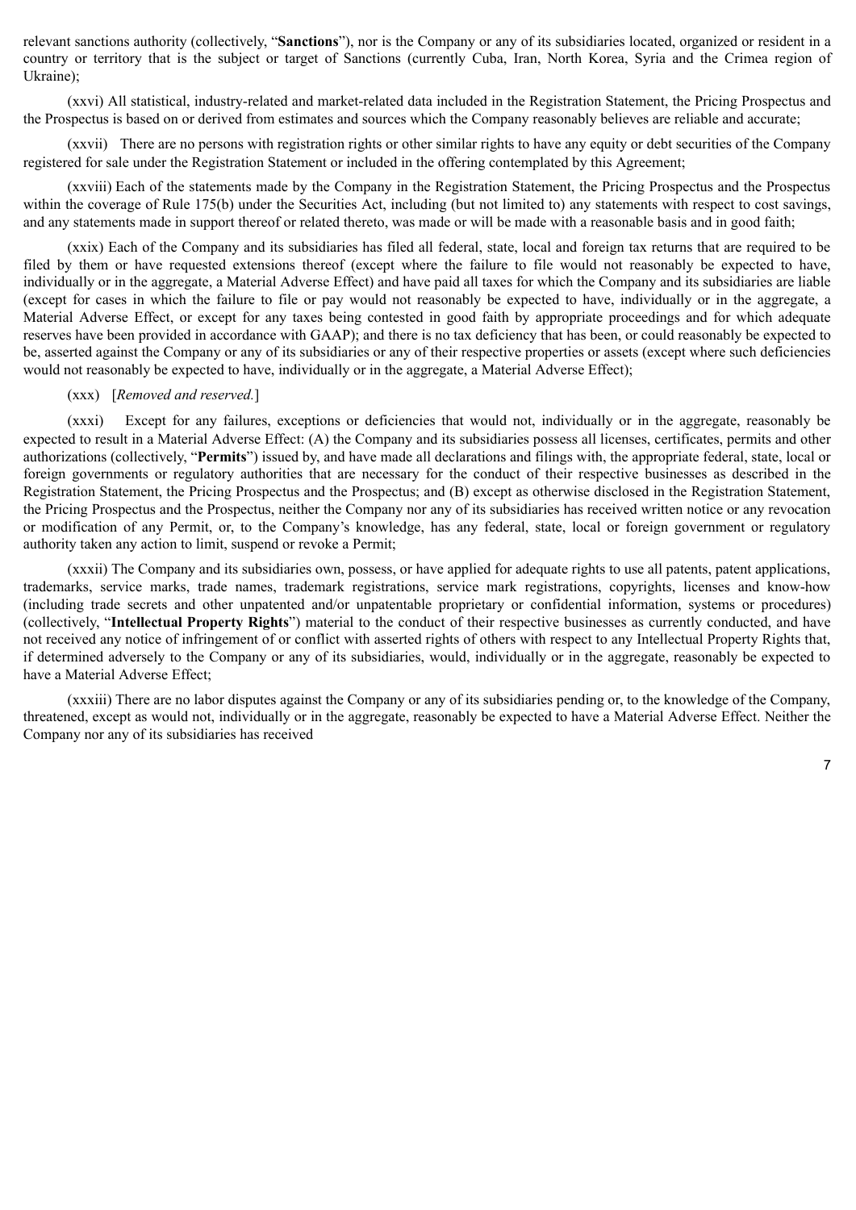relevant sanctions authority (collectively, "**Sanctions**"), nor is the Company or any of its subsidiaries located, organized or resident in a country or territory that is the subject or target of Sanctions (currently Cuba, Iran, North Korea, Syria and the Crimea region of Ukraine);

(xxvi) All statistical, industry-related and market-related data included in the Registration Statement, the Pricing Prospectus and the Prospectus is based on or derived from estimates and sources which the Company reasonably believes are reliable and accurate;

(xxvii) There are no persons with registration rights or other similar rights to have any equity or debt securities of the Company registered for sale under the Registration Statement or included in the offering contemplated by this Agreement;

(xxviii) Each of the statements made by the Company in the Registration Statement, the Pricing Prospectus and the Prospectus within the coverage of Rule 175(b) under the Securities Act, including (but not limited to) any statements with respect to cost savings, and any statements made in support thereof or related thereto, was made or will be made with a reasonable basis and in good faith;

(xxix) Each of the Company and its subsidiaries has filed all federal, state, local and foreign tax returns that are required to be filed by them or have requested extensions thereof (except where the failure to file would not reasonably be expected to have, individually or in the aggregate, a Material Adverse Effect) and have paid all taxes for which the Company and its subsidiaries are liable (except for cases in which the failure to file or pay would not reasonably be expected to have, individually or in the aggregate, a Material Adverse Effect, or except for any taxes being contested in good faith by appropriate proceedings and for which adequate reserves have been provided in accordance with GAAP); and there is no tax deficiency that has been, or could reasonably be expected to be, asserted against the Company or any of its subsidiaries or any of their respective properties or assets (except where such deficiencies would not reasonably be expected to have, individually or in the aggregate, a Material Adverse Effect);

(xxx) [*Removed and reserved.*]

(xxxi) Except for any failures, exceptions or deficiencies that would not, individually or in the aggregate, reasonably be expected to result in a Material Adverse Effect: (A) the Company and its subsidiaries possess all licenses, certificates, permits and other authorizations (collectively, "**Permits**") issued by, and have made all declarations and filings with, the appropriate federal, state, local or foreign governments or regulatory authorities that are necessary for the conduct of their respective businesses as described in the Registration Statement, the Pricing Prospectus and the Prospectus; and (B) except as otherwise disclosed in the Registration Statement, the Pricing Prospectus and the Prospectus, neither the Company nor any of its subsidiaries has received written notice or any revocation or modification of any Permit, or, to the Company's knowledge, has any federal, state, local or foreign government or regulatory authority taken any action to limit, suspend or revoke a Permit;

(xxxii) The Company and its subsidiaries own, possess, or have applied for adequate rights to use all patents, patent applications, trademarks, service marks, trade names, trademark registrations, service mark registrations, copyrights, licenses and know-how (including trade secrets and other unpatented and/or unpatentable proprietary or confidential information, systems or procedures) (collectively, "**Intellectual Property Rights**") material to the conduct of their respective businesses as currently conducted, and have not received any notice of infringement of or conflict with asserted rights of others with respect to any Intellectual Property Rights that, if determined adversely to the Company or any of its subsidiaries, would, individually or in the aggregate, reasonably be expected to have a Material Adverse Effect;

(xxxiii) There are no labor disputes against the Company or any of its subsidiaries pending or, to the knowledge of the Company, threatened, except as would not, individually or in the aggregate, reasonably be expected to have a Material Adverse Effect. Neither the Company nor any of its subsidiaries has received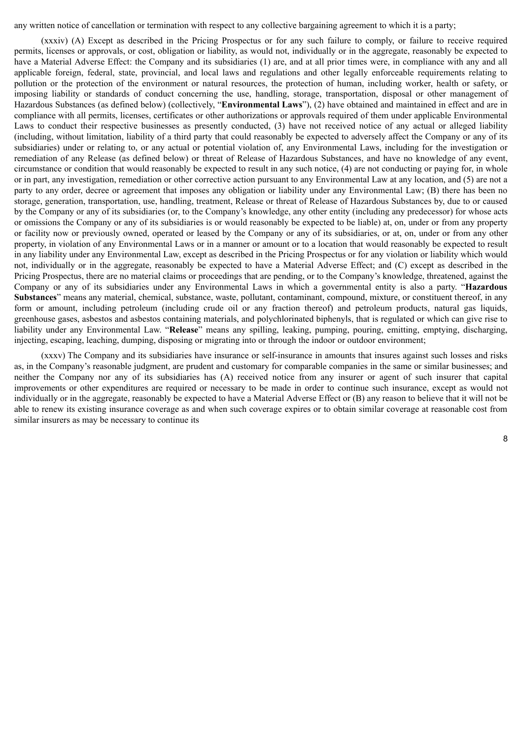any written notice of cancellation or termination with respect to any collective bargaining agreement to which it is a party;

(xxxiv) (A) Except as described in the Pricing Prospectus or for any such failure to comply, or failure to receive required permits, licenses or approvals, or cost, obligation or liability, as would not, individually or in the aggregate, reasonably be expected to have a Material Adverse Effect: the Company and its subsidiaries (1) are, and at all prior times were, in compliance with any and all applicable foreign, federal, state, provincial, and local laws and regulations and other legally enforceable requirements relating to pollution or the protection of the environment or natural resources, the protection of human, including worker, health or safety, or imposing liability or standards of conduct concerning the use, handling, storage, transportation, disposal or other management of Hazardous Substances (as defined below) (collectively, "**Environmental Laws**"), (2) have obtained and maintained in effect and are in compliance with all permits, licenses, certificates or other authorizations or approvals required of them under applicable Environmental Laws to conduct their respective businesses as presently conducted, (3) have not received notice of any actual or alleged liability (including, without limitation, liability of a third party that could reasonably be expected to adversely affect the Company or any of its subsidiaries) under or relating to, or any actual or potential violation of, any Environmental Laws, including for the investigation or remediation of any Release (as defined below) or threat of Release of Hazardous Substances, and have no knowledge of any event, circumstance or condition that would reasonably be expected to result in any such notice, (4) are not conducting or paying for, in whole or in part, any investigation, remediation or other corrective action pursuant to any Environmental Law at any location, and (5) are not a party to any order, decree or agreement that imposes any obligation or liability under any Environmental Law; (B) there has been no storage, generation, transportation, use, handling, treatment, Release or threat of Release of Hazardous Substances by, due to or caused by the Company or any of its subsidiaries (or, to the Company's knowledge, any other entity (including any predecessor) for whose acts or omissions the Company or any of its subsidiaries is or would reasonably be expected to be liable) at, on, under or from any property or facility now or previously owned, operated or leased by the Company or any of its subsidiaries, or at, on, under or from any other property, in violation of any Environmental Laws or in a manner or amount or to a location that would reasonably be expected to result in any liability under any Environmental Law, except as described in the Pricing Prospectus or for any violation or liability which would not, individually or in the aggregate, reasonably be expected to have a Material Adverse Effect; and (C) except as described in the Pricing Prospectus, there are no material claims or proceedings that are pending, or to the Company's knowledge, threatened, against the Company or any of its subsidiaries under any Environmental Laws in which a governmental entity is also a party. "**Hazardous Substances**" means any material, chemical, substance, waste, pollutant, contaminant, compound, mixture, or constituent thereof, in any form or amount, including petroleum (including crude oil or any fraction thereof) and petroleum products, natural gas liquids, greenhouse gases, asbestos and asbestos containing materials, and polychlorinated biphenyls, that is regulated or which can give rise to liability under any Environmental Law. "**Release**" means any spilling, leaking, pumping, pouring, emitting, emptying, discharging, injecting, escaping, leaching, dumping, disposing or migrating into or through the indoor or outdoor environment;

(xxxv) The Company and its subsidiaries have insurance or self-insurance in amounts that insures against such losses and risks as, in the Company's reasonable judgment, are prudent and customary for comparable companies in the same or similar businesses; and neither the Company nor any of its subsidiaries has (A) received notice from any insurer or agent of such insurer that capital improvements or other expenditures are required or necessary to be made in order to continue such insurance, except as would not individually or in the aggregate, reasonably be expected to have a Material Adverse Effect or (B) any reason to believe that it will not be able to renew its existing insurance coverage as and when such coverage expires or to obtain similar coverage at reasonable cost from similar insurers as may be necessary to continue its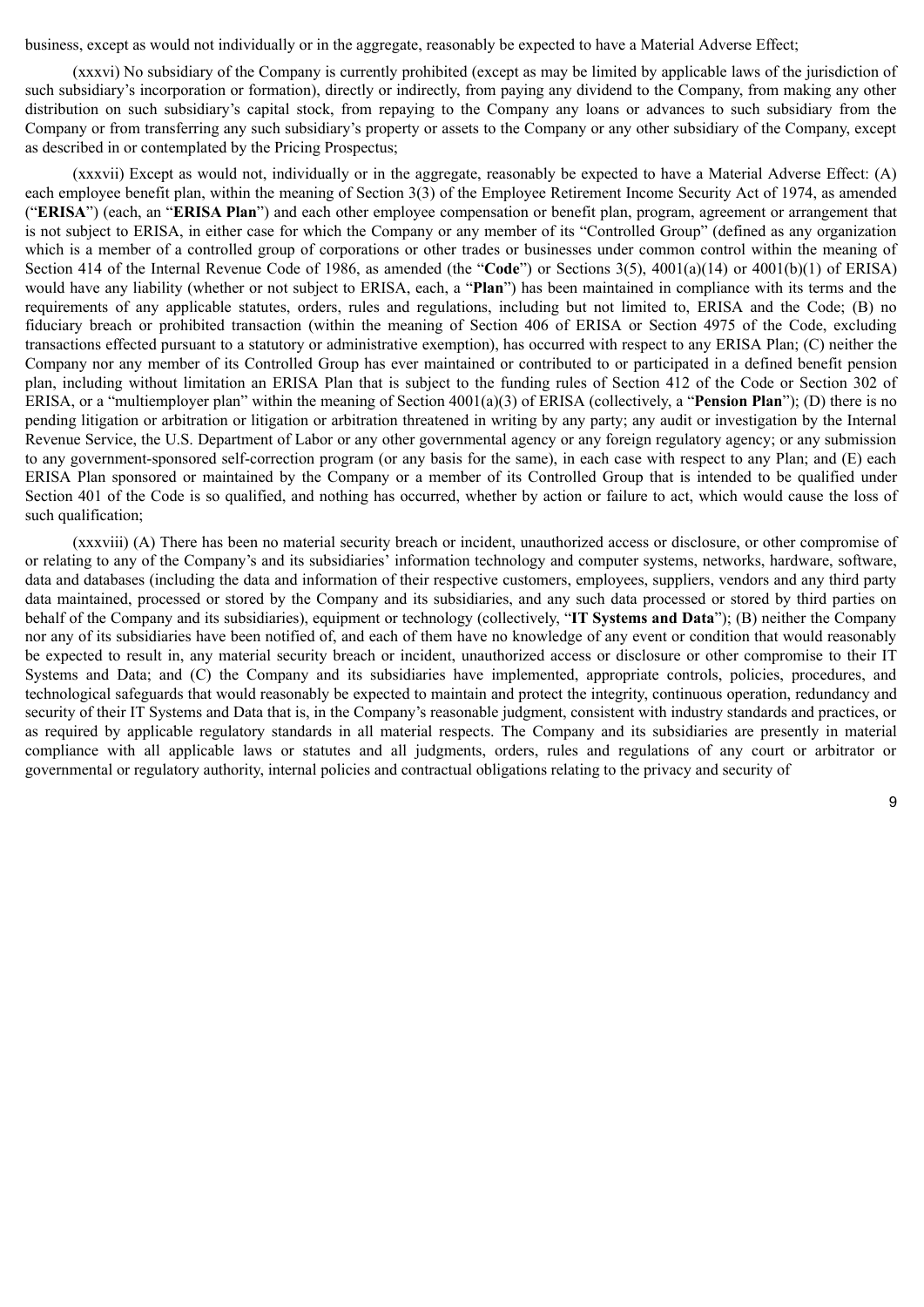business, except as would not individually or in the aggregate, reasonably be expected to have a Material Adverse Effect;

(xxxvi) No subsidiary of the Company is currently prohibited (except as may be limited by applicable laws of the jurisdiction of such subsidiary's incorporation or formation), directly or indirectly, from paying any dividend to the Company, from making any other distribution on such subsidiary's capital stock, from repaying to the Company any loans or advances to such subsidiary from the Company or from transferring any such subsidiary's property or assets to the Company or any other subsidiary of the Company, except as described in or contemplated by the Pricing Prospectus;

(xxxvii) Except as would not, individually or in the aggregate, reasonably be expected to have a Material Adverse Effect: (A) each employee benefit plan, within the meaning of Section 3(3) of the Employee Retirement Income Security Act of 1974, as amended ("**ERISA**") (each, an "**ERISA Plan**") and each other employee compensation or benefit plan, program, agreement or arrangement that is not subject to ERISA, in either case for which the Company or any member of its "Controlled Group" (defined as any organization which is a member of a controlled group of corporations or other trades or businesses under common control within the meaning of Section 414 of the Internal Revenue Code of 1986, as amended (the "**Code**") or Sections 3(5), 4001(a)(14) or 4001(b)(1) of ERISA) would have any liability (whether or not subject to ERISA, each, a "**Plan**") has been maintained in compliance with its terms and the requirements of any applicable statutes, orders, rules and regulations, including but not limited to, ERISA and the Code; (B) no fiduciary breach or prohibited transaction (within the meaning of Section 406 of ERISA or Section 4975 of the Code, excluding transactions effected pursuant to a statutory or administrative exemption), has occurred with respect to any ERISA Plan; (C) neither the Company nor any member of its Controlled Group has ever maintained or contributed to or participated in a defined benefit pension plan, including without limitation an ERISA Plan that is subject to the funding rules of Section 412 of the Code or Section 302 of ERISA, or a "multiemployer plan" within the meaning of Section 4001(a)(3) of ERISA (collectively, a "**Pension Plan**"); (D) there is no pending litigation or arbitration or litigation or arbitration threatened in writing by any party; any audit or investigation by the Internal Revenue Service, the U.S. Department of Labor or any other governmental agency or any foreign regulatory agency; or any submission to any government-sponsored self-correction program (or any basis for the same), in each case with respect to any Plan; and (E) each ERISA Plan sponsored or maintained by the Company or a member of its Controlled Group that is intended to be qualified under Section 401 of the Code is so qualified, and nothing has occurred, whether by action or failure to act, which would cause the loss of such qualification;

(xxxviii) (A) There has been no material security breach or incident, unauthorized access or disclosure, or other compromise of or relating to any of the Company's and its subsidiaries' information technology and computer systems, networks, hardware, software, data and databases (including the data and information of their respective customers, employees, suppliers, vendors and any third party data maintained, processed or stored by the Company and its subsidiaries, and any such data processed or stored by third parties on behalf of the Company and its subsidiaries), equipment or technology (collectively, "**IT Systems and Data**"); (B) neither the Company nor any of its subsidiaries have been notified of, and each of them have no knowledge of any event or condition that would reasonably be expected to result in, any material security breach or incident, unauthorized access or disclosure or other compromise to their IT Systems and Data; and (C) the Company and its subsidiaries have implemented, appropriate controls, policies, procedures, and technological safeguards that would reasonably be expected to maintain and protect the integrity, continuous operation, redundancy and security of their IT Systems and Data that is, in the Company's reasonable judgment, consistent with industry standards and practices, or as required by applicable regulatory standards in all material respects. The Company and its subsidiaries are presently in material compliance with all applicable laws or statutes and all judgments, orders, rules and regulations of any court or arbitrator or governmental or regulatory authority, internal policies and contractual obligations relating to the privacy and security of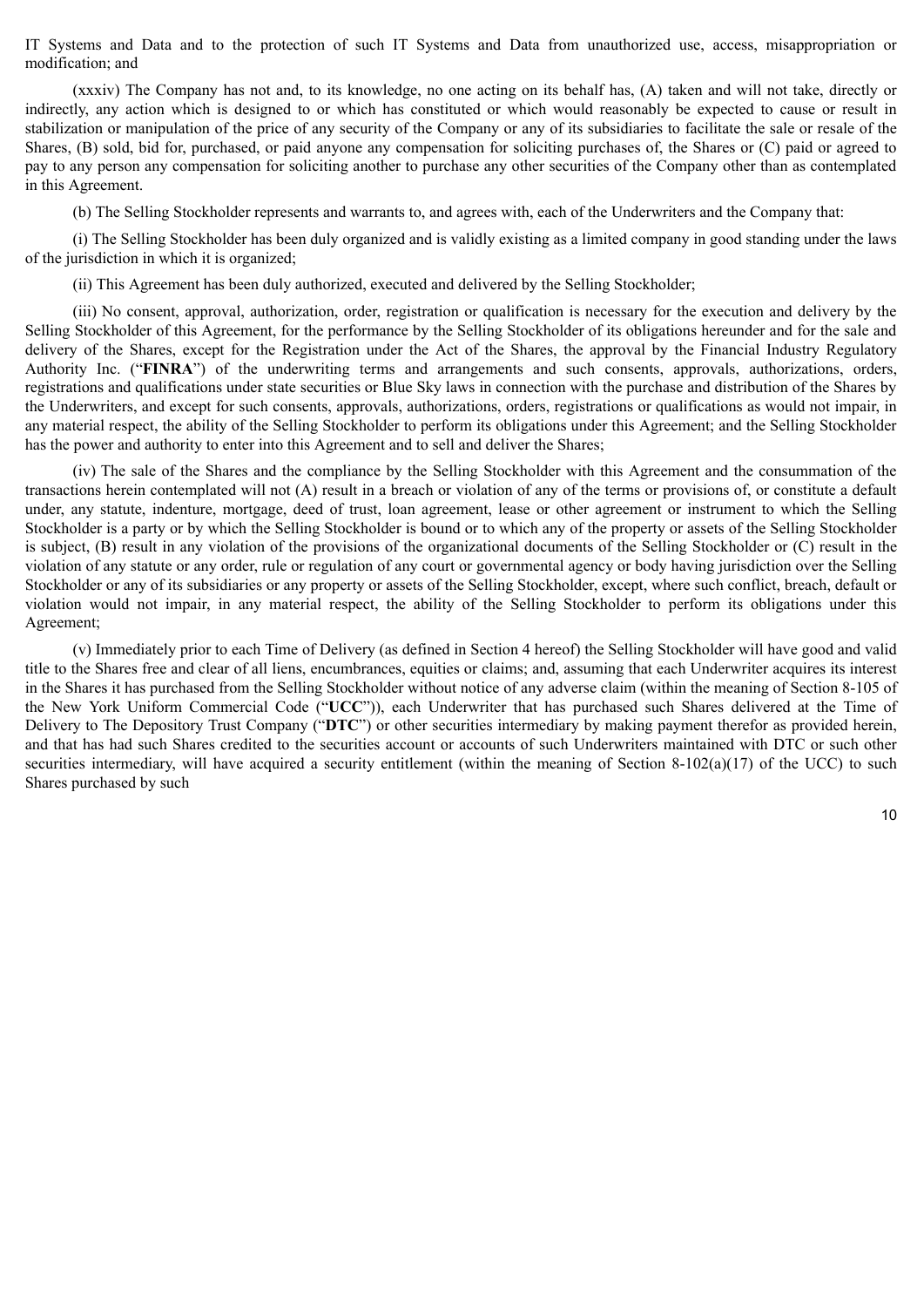IT Systems and Data and to the protection of such IT Systems and Data from unauthorized use, access, misappropriation or modification; and

(xxxiv) The Company has not and, to its knowledge, no one acting on its behalf has, (A) taken and will not take, directly or indirectly, any action which is designed to or which has constituted or which would reasonably be expected to cause or result in stabilization or manipulation of the price of any security of the Company or any of its subsidiaries to facilitate the sale or resale of the Shares, (B) sold, bid for, purchased, or paid anyone any compensation for soliciting purchases of, the Shares or (C) paid or agreed to pay to any person any compensation for soliciting another to purchase any other securities of the Company other than as contemplated in this Agreement.

(b) The Selling Stockholder represents and warrants to, and agrees with, each of the Underwriters and the Company that:

(i) The Selling Stockholder has been duly organized and is validly existing as a limited company in good standing under the laws of the jurisdiction in which it is organized;

(ii) This Agreement has been duly authorized, executed and delivered by the Selling Stockholder;

(iii) No consent, approval, authorization, order, registration or qualification is necessary for the execution and delivery by the Selling Stockholder of this Agreement, for the performance by the Selling Stockholder of its obligations hereunder and for the sale and delivery of the Shares, except for the Registration under the Act of the Shares, the approval by the Financial Industry Regulatory Authority Inc. ("**FINRA**") of the underwriting terms and arrangements and such consents, approvals, authorizations, orders, registrations and qualifications under state securities or Blue Sky laws in connection with the purchase and distribution of the Shares by the Underwriters, and except for such consents, approvals, authorizations, orders, registrations or qualifications as would not impair, in any material respect, the ability of the Selling Stockholder to perform its obligations under this Agreement; and the Selling Stockholder has the power and authority to enter into this Agreement and to sell and deliver the Shares;

(iv) The sale of the Shares and the compliance by the Selling Stockholder with this Agreement and the consummation of the transactions herein contemplated will not (A) result in a breach or violation of any of the terms or provisions of, or constitute a default under, any statute, indenture, mortgage, deed of trust, loan agreement, lease or other agreement or instrument to which the Selling Stockholder is a party or by which the Selling Stockholder is bound or to which any of the property or assets of the Selling Stockholder is subject, (B) result in any violation of the provisions of the organizational documents of the Selling Stockholder or (C) result in the violation of any statute or any order, rule or regulation of any court or governmental agency or body having jurisdiction over the Selling Stockholder or any of its subsidiaries or any property or assets of the Selling Stockholder, except, where such conflict, breach, default or violation would not impair, in any material respect, the ability of the Selling Stockholder to perform its obligations under this Agreement;

(v) Immediately prior to each Time of Delivery (as defined in Section 4 hereof) the Selling Stockholder will have good and valid title to the Shares free and clear of all liens, encumbrances, equities or claims; and, assuming that each Underwriter acquires its interest in the Shares it has purchased from the Selling Stockholder without notice of any adverse claim (within the meaning of Section 8-105 of the New York Uniform Commercial Code ("**UCC**")), each Underwriter that has purchased such Shares delivered at the Time of Delivery to The Depository Trust Company ("**DTC**") or other securities intermediary by making payment therefor as provided herein, and that has had such Shares credited to the securities account or accounts of such Underwriters maintained with DTC or such other securities intermediary, will have acquired a security entitlement (within the meaning of Section 8-102(a)(17) of the UCC) to such Shares purchased by such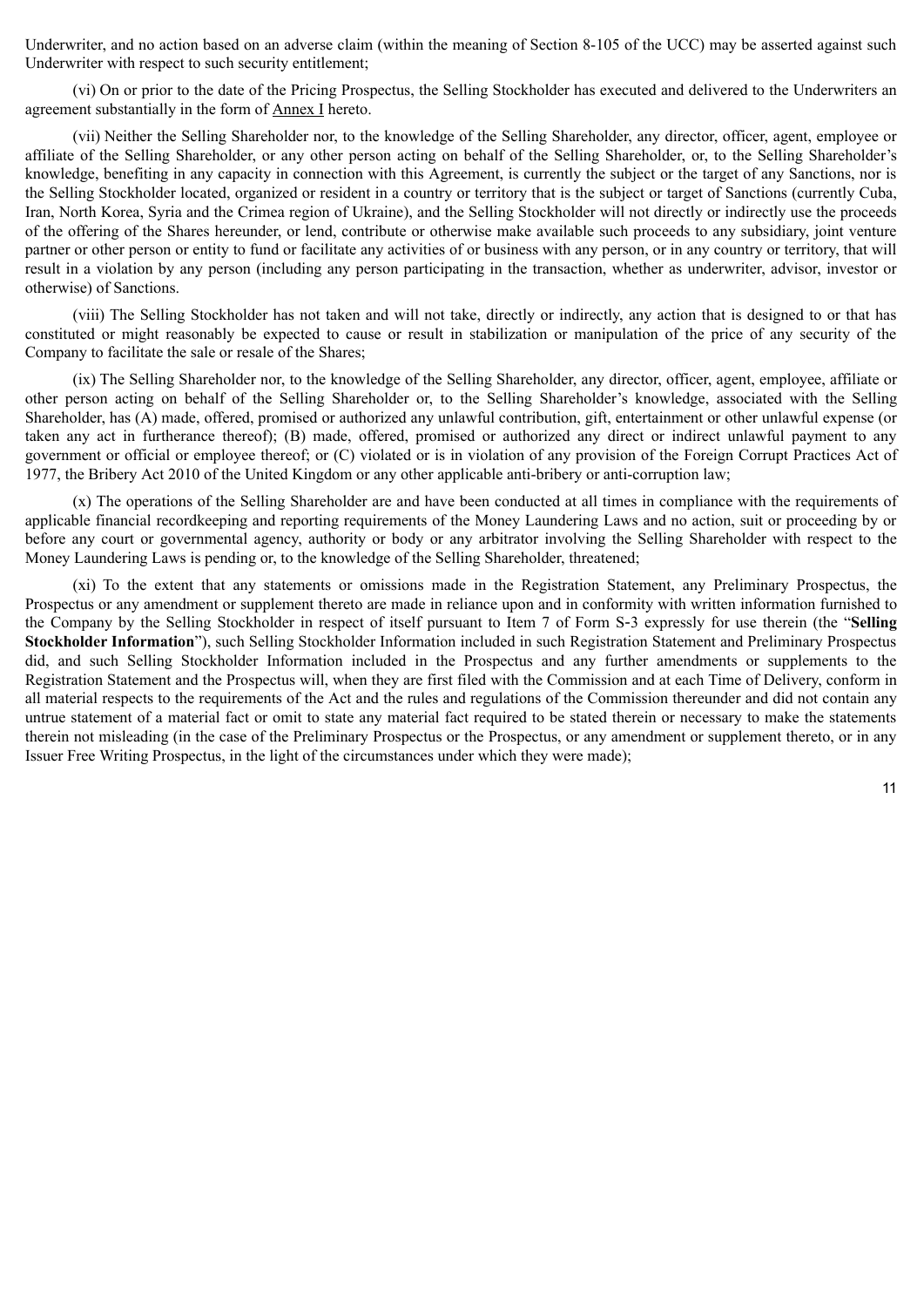Underwriter, and no action based on an adverse claim (within the meaning of Section 8-105 of the UCC) may be asserted against such Underwriter with respect to such security entitlement;

(vi) On or prior to the date of the Pricing Prospectus, the Selling Stockholder has executed and delivered to the Underwriters an agreement substantially in the form of Annex I hereto.

(vii) Neither the Selling Shareholder nor, to the knowledge of the Selling Shareholder, any director, officer, agent, employee or affiliate of the Selling Shareholder, or any other person acting on behalf of the Selling Shareholder, or, to the Selling Shareholder's knowledge, benefiting in any capacity in connection with this Agreement, is currently the subject or the target of any Sanctions, nor is the Selling Stockholder located, organized or resident in a country or territory that is the subject or target of Sanctions (currently Cuba, Iran, North Korea, Syria and the Crimea region of Ukraine), and the Selling Stockholder will not directly or indirectly use the proceeds of the offering of the Shares hereunder, or lend, contribute or otherwise make available such proceeds to any subsidiary, joint venture partner or other person or entity to fund or facilitate any activities of or business with any person, or in any country or territory, that will result in a violation by any person (including any person participating in the transaction, whether as underwriter, advisor, investor or otherwise) of Sanctions.

(viii) The Selling Stockholder has not taken and will not take, directly or indirectly, any action that is designed to or that has constituted or might reasonably be expected to cause or result in stabilization or manipulation of the price of any security of the Company to facilitate the sale or resale of the Shares;

(ix) The Selling Shareholder nor, to the knowledge of the Selling Shareholder, any director, officer, agent, employee, affiliate or other person acting on behalf of the Selling Shareholder or, to the Selling Shareholder's knowledge, associated with the Selling Shareholder, has (A) made, offered, promised or authorized any unlawful contribution, gift, entertainment or other unlawful expense (or taken any act in furtherance thereof); (B) made, offered, promised or authorized any direct or indirect unlawful payment to any government or official or employee thereof; or (C) violated or is in violation of any provision of the Foreign Corrupt Practices Act of 1977, the Bribery Act 2010 of the United Kingdom or any other applicable anti-bribery or anti-corruption law;

(x) The operations of the Selling Shareholder are and have been conducted at all times in compliance with the requirements of applicable financial recordkeeping and reporting requirements of the Money Laundering Laws and no action, suit or proceeding by or before any court or governmental agency, authority or body or any arbitrator involving the Selling Shareholder with respect to the Money Laundering Laws is pending or, to the knowledge of the Selling Shareholder, threatened;

(xi) To the extent that any statements or omissions made in the Registration Statement, any Preliminary Prospectus, the Prospectus or any amendment or supplement thereto are made in reliance upon and in conformity with written information furnished to the Company by the Selling Stockholder in respect of itself pursuant to Item 7 of Form S-3 expressly for use therein (the "**Selling Stockholder Information**"), such Selling Stockholder Information included in such Registration Statement and Preliminary Prospectus did, and such Selling Stockholder Information included in the Prospectus and any further amendments or supplements to the Registration Statement and the Prospectus will, when they are first filed with the Commission and at each Time of Delivery, conform in all material respects to the requirements of the Act and the rules and regulations of the Commission thereunder and did not contain any untrue statement of a material fact or omit to state any material fact required to be stated therein or necessary to make the statements therein not misleading (in the case of the Preliminary Prospectus or the Prospectus, or any amendment or supplement thereto, or in any Issuer Free Writing Prospectus, in the light of the circumstances under which they were made);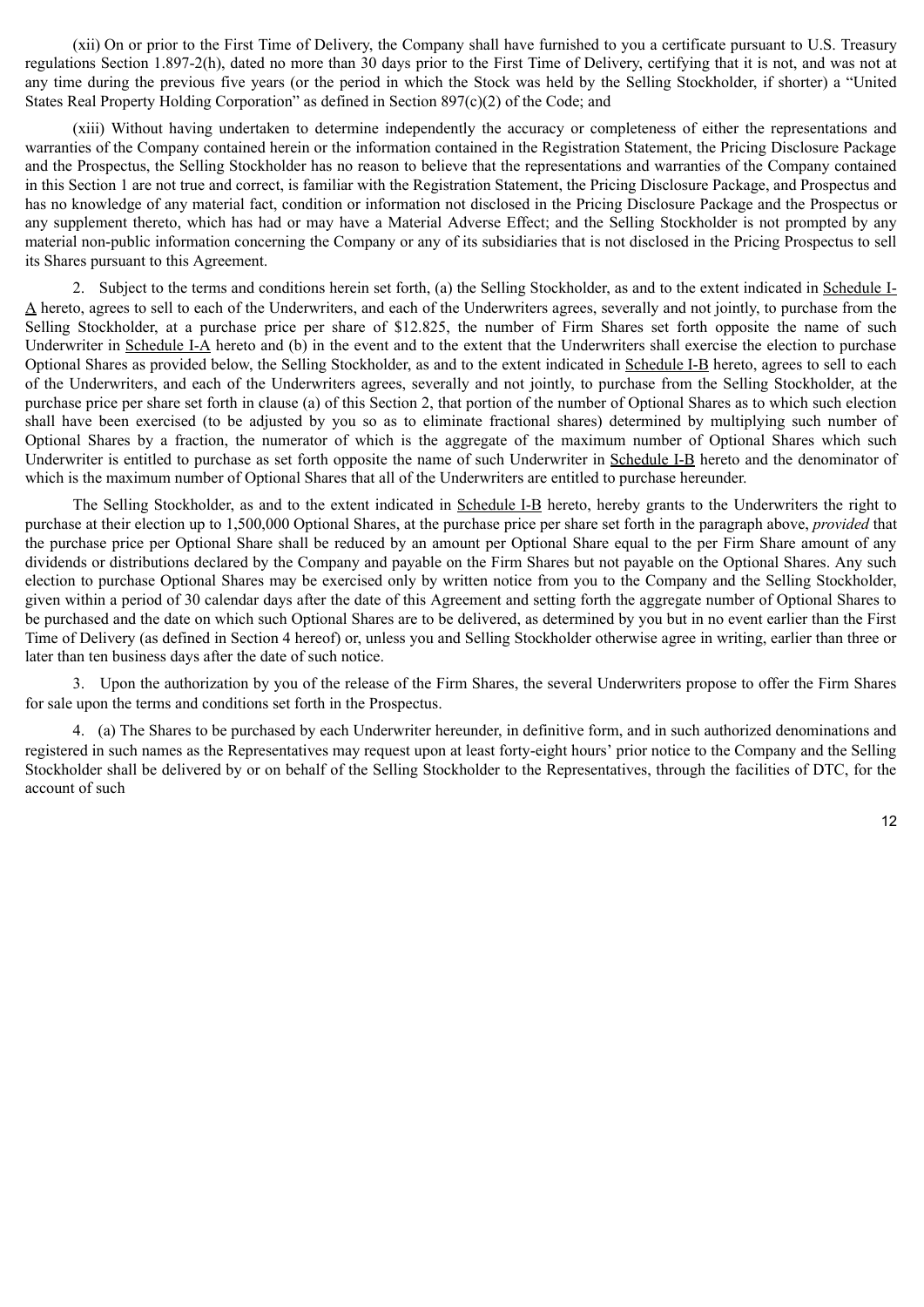(xii) On or prior to the First Time of Delivery, the Company shall have furnished to you a certificate pursuant to U.S. Treasury regulations Section 1.897-2(h), dated no more than 30 days prior to the First Time of Delivery, certifying that it is not, and was not at any time during the previous five years (or the period in which the Stock was held by the Selling Stockholder, if shorter) a "United States Real Property Holding Corporation" as defined in Section 897(c)(2) of the Code; and

(xiii) Without having undertaken to determine independently the accuracy or completeness of either the representations and warranties of the Company contained herein or the information contained in the Registration Statement, the Pricing Disclosure Package and the Prospectus, the Selling Stockholder has no reason to believe that the representations and warranties of the Company contained in this Section 1 are not true and correct, is familiar with the Registration Statement, the Pricing Disclosure Package, and Prospectus and has no knowledge of any material fact, condition or information not disclosed in the Pricing Disclosure Package and the Prospectus or any supplement thereto, which has had or may have a Material Adverse Effect; and the Selling Stockholder is not prompted by any material non-public information concerning the Company or any of its subsidiaries that is not disclosed in the Pricing Prospectus to sell its Shares pursuant to this Agreement.

2. Subject to the terms and conditions herein set forth, (a) the Selling Stockholder, as and to the extent indicated in Schedule I-A hereto, agrees to sell to each of the Underwriters, and each of the Underwriters agrees, severally and not jointly, to purchase from the Selling Stockholder, at a purchase price per share of $12.825, the number of Firm Shares set forth opposite the name of such Underwriter in Schedule I-A hereto and (b) in the event and to the extent that the Underwriters shall exercise the election to purchase Optional Shares as provided below, the Selling Stockholder, as and to the extent indicated in Schedule I-B hereto, agrees to sell to each of the Underwriters, and each of the Underwriters agrees, severally and not jointly, to purchase from the Selling Stockholder, at the purchase price per share set forth in clause (a) of this Section 2, that portion of the number of Optional Shares as to which such election shall have been exercised (to be adjusted by you so as to eliminate fractional shares) determined by multiplying such number of Optional Shares by a fraction, the numerator of which is the aggregate of the maximum number of Optional Shares which such Underwriter is entitled to purchase as set forth opposite the name of such Underwriter in Schedule I-B hereto and the denominator of which is the maximum number of Optional Shares that all of the Underwriters are entitled to purchase hereunder.

The Selling Stockholder, as and to the extent indicated in Schedule I-B hereto, hereby grants to the Underwriters the right to purchase at their election up to 1,500,000 Optional Shares, at the purchase price per share set forth in the paragraph above, *provided* that the purchase price per Optional Share shall be reduced by an amount per Optional Share equal to the per Firm Share amount of any dividends or distributions declared by the Company and payable on the Firm Shares but not payable on the Optional Shares. Any such election to purchase Optional Shares may be exercised only by written notice from you to the Company and the Selling Stockholder, given within a period of 30 calendar days after the date of this Agreement and setting forth the aggregate number of Optional Shares to be purchased and the date on which such Optional Shares are to be delivered, as determined by you but in no event earlier than the First Time of Delivery (as defined in Section 4 hereof) or, unless you and Selling Stockholder otherwise agree in writing, earlier than three or later than ten business days after the date of such notice.

3. Upon the authorization by you of the release of the Firm Shares, the several Underwriters propose to offer the Firm Shares for sale upon the terms and conditions set forth in the Prospectus.

4. (a) The Shares to be purchased by each Underwriter hereunder, in definitive form, and in such authorized denominations and registered in such names as the Representatives may request upon at least forty-eight hours' prior notice to the Company and the Selling Stockholder shall be delivered by or on behalf of the Selling Stockholder to the Representatives, through the facilities of DTC, for the account of such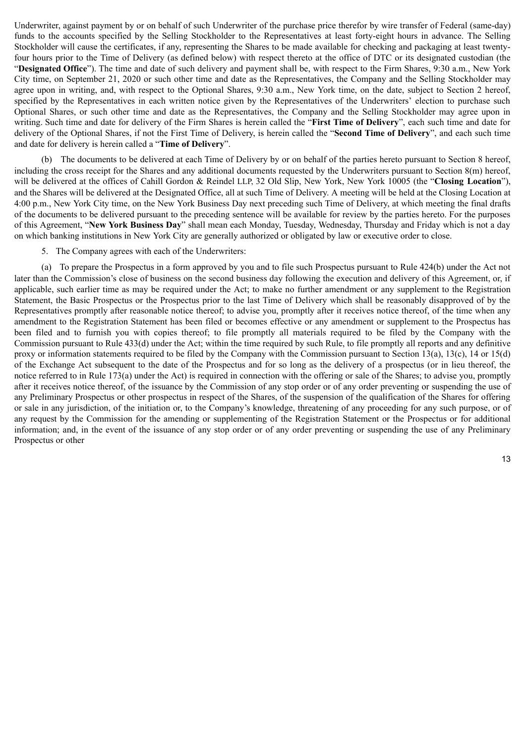Underwriter, against payment by or on behalf of such Underwriter of the purchase price therefor by wire transfer of Federal (same-day) funds to the accounts specified by the Selling Stockholder to the Representatives at least forty-eight hours in advance. The Selling Stockholder will cause the certificates, if any, representing the Shares to be made available for checking and packaging at least twenty-four hours prior to the Time of Delivery (as defined below) with respect thereto at the office of DTC or its designated custodian (the "**Designated Office**"). The time and date of such delivery and payment shall be, with respect to the Firm Shares, 9:30 a.m., New York City time, on September 21, 2020 or such other time and date as the Representatives, the Company and the Selling Stockholder may agree upon in writing, and, with respect to the Optional Shares, 9:30 a.m., New York time, on the date, subject to Section 2 hereof, specified by the Representatives in each written notice given by the Representatives of the Underwriters' election to purchase such Optional Shares, or such other time and date as the Representatives, the Company and the Selling Stockholder may agree upon in writing. Such time and date for delivery of the Firm Shares is herein called the "**First Time of Delivery**", each such time and date for delivery of the Optional Shares, if not the First Time of Delivery, is herein called the "**Second Time of Delivery**", and each such time and date for delivery is herein called a "**Time of Delivery**".

(b) The documents to be delivered at each Time of Delivery by or on behalf of the parties hereto pursuant to Section 8 hereof, including the cross receipt for the Shares and any additional documents requested by the Underwriters pursuant to Section 8(m) hereof, will be delivered at the offices of Cahill Gordon & Reindel LLP, 32 Old Slip, New York, New York 10005 (the "**Closing Location**"), and the Shares will be delivered at the Designated Office, all at such Time of Delivery. A meeting will be held at the Closing Location at 4:00 p.m., New York City time, on the New York Business Day next preceding such Time of Delivery, at which meeting the final drafts of the documents to be delivered pursuant to the preceding sentence will be available for review by the parties hereto. For the purposes of this Agreement, "**New York Business Day**" shall mean each Monday, Tuesday, Wednesday, Thursday and Friday which is not a day on which banking institutions in New York City are generally authorized or obligated by law or executive order to close.

5. The Company agrees with each of the Underwriters:

(a) To prepare the Prospectus in a form approved by you and to file such Prospectus pursuant to Rule 424(b) under the Act not later than the Commission's close of business on the second business day following the execution and delivery of this Agreement, or, if applicable, such earlier time as may be required under the Act; to make no further amendment or any supplement to the Registration Statement, the Basic Prospectus or the Prospectus prior to the last Time of Delivery which shall be reasonably disapproved of by the Representatives promptly after reasonable notice thereof; to advise you, promptly after it receives notice thereof, of the time when any amendment to the Registration Statement has been filed or becomes effective or any amendment or supplement to the Prospectus has been filed and to furnish you with copies thereof; to file promptly all materials required to be filed by the Company with the Commission pursuant to Rule 433(d) under the Act; within the time required by such Rule, to file promptly all reports and any definitive proxy or information statements required to be filed by the Company with the Commission pursuant to Section 13(a), 13(c), 14 or 15(d) of the Exchange Act subsequent to the date of the Prospectus and for so long as the delivery of a prospectus (or in lieu thereof, the notice referred to in Rule 173(a) under the Act) is required in connection with the offering or sale of the Shares; to advise you, promptly after it receives notice thereof, of the issuance by the Commission of any stop order or of any order preventing or suspending the use of any Preliminary Prospectus or other prospectus in respect of the Shares, of the suspension of the qualification of the Shares for offering or sale in any jurisdiction, of the initiation or, to the Company's knowledge, threatening of any proceeding for any such purpose, or of any request by the Commission for the amending or supplementing of the Registration Statement or the Prospectus or for additional information; and, in the event of the issuance of any stop order or of any order preventing or suspending the use of any Preliminary Prospectus or other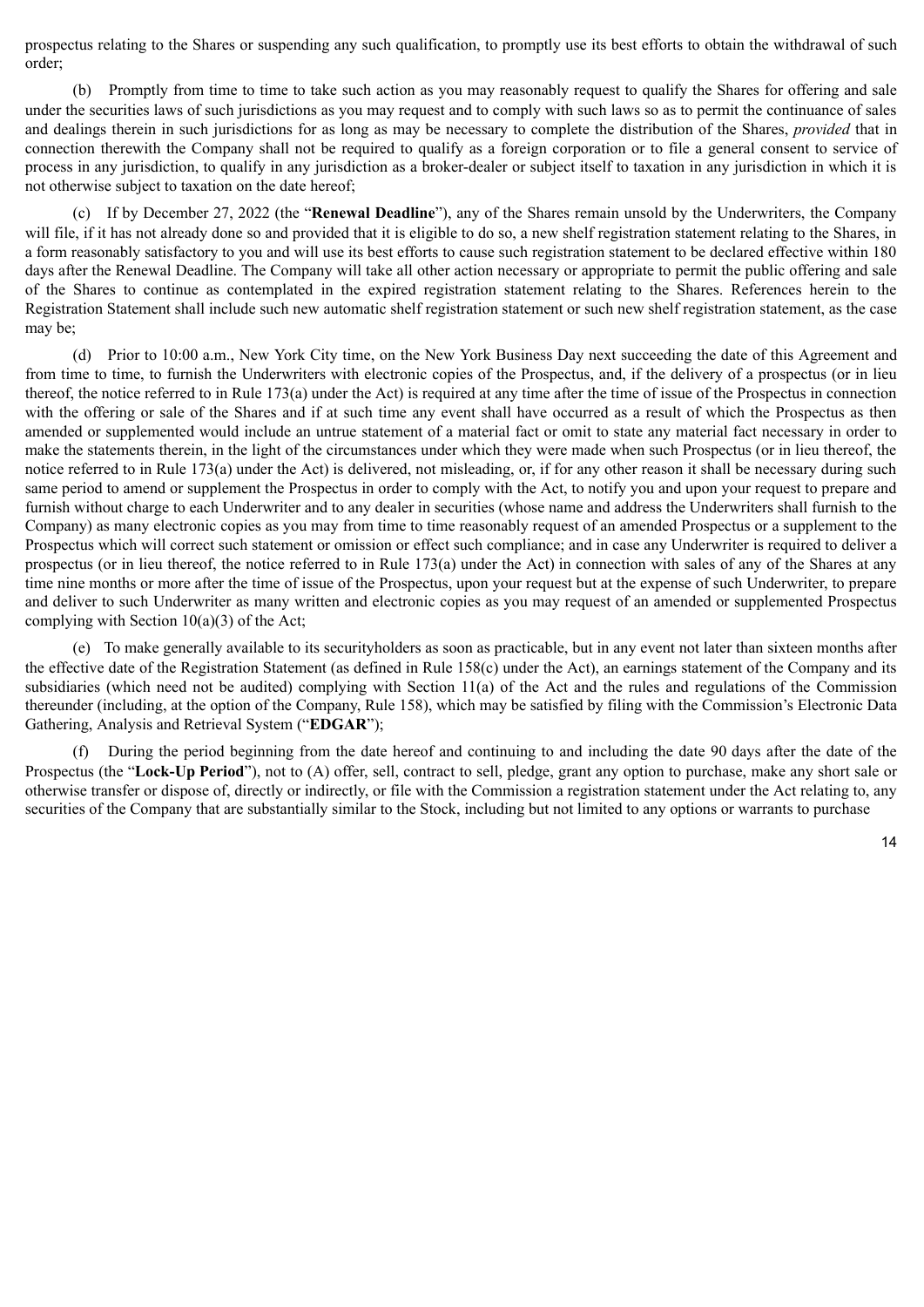prospectus relating to the Shares or suspending any such qualification, to promptly use its best efforts to obtain the withdrawal of such order;

(b) Promptly from time to time to take such action as you may reasonably request to qualify the Shares for offering and sale under the securities laws of such jurisdictions as you may request and to comply with such laws so as to permit the continuance of sales and dealings therein in such jurisdictions for as long as may be necessary to complete the distribution of the Shares, *provided* that in connection therewith the Company shall not be required to qualify as a foreign corporation or to file a general consent to service of process in any jurisdiction, to qualify in any jurisdiction as a broker-dealer or subject itself to taxation in any jurisdiction in which it is not otherwise subject to taxation on the date hereof;

(c) If by December 27, 2022 (the "**Renewal Deadline**"), any of the Shares remain unsold by the Underwriters, the Company will file, if it has not already done so and provided that it is eligible to do so, a new shelf registration statement relating to the Shares, in a form reasonably satisfactory to you and will use its best efforts to cause such registration statement to be declared effective within 180 days after the Renewal Deadline. The Company will take all other action necessary or appropriate to permit the public offering and sale of the Shares to continue as contemplated in the expired registration statement relating to the Shares. References herein to the Registration Statement shall include such new automatic shelf registration statement or such new shelf registration statement, as the case may be;

(d) Prior to 10:00 a.m., New York City time, on the New York Business Day next succeeding the date of this Agreement and from time to time, to furnish the Underwriters with electronic copies of the Prospectus, and, if the delivery of a prospectus (or in lieu thereof, the notice referred to in Rule 173(a) under the Act) is required at any time after the time of issue of the Prospectus in connection with the offering or sale of the Shares and if at such time any event shall have occurred as a result of which the Prospectus as then amended or supplemented would include an untrue statement of a material fact or omit to state any material fact necessary in order to make the statements therein, in the light of the circumstances under which they were made when such Prospectus (or in lieu thereof, the notice referred to in Rule 173(a) under the Act) is delivered, not misleading, or, if for any other reason it shall be necessary during such same period to amend or supplement the Prospectus in order to comply with the Act, to notify you and upon your request to prepare and furnish without charge to each Underwriter and to any dealer in securities (whose name and address the Underwriters shall furnish to the Company) as many electronic copies as you may from time to time reasonably request of an amended Prospectus or a supplement to the Prospectus which will correct such statement or omission or effect such compliance; and in case any Underwriter is required to deliver a prospectus (or in lieu thereof, the notice referred to in Rule 173(a) under the Act) in connection with sales of any of the Shares at any time nine months or more after the time of issue of the Prospectus, upon your request but at the expense of such Underwriter, to prepare and deliver to such Underwriter as many written and electronic copies as you may request of an amended or supplemented Prospectus complying with Section 10(a)(3) of the Act;

(e) To make generally available to its securityholders as soon as practicable, but in any event not later than sixteen months after the effective date of the Registration Statement (as defined in Rule 158(c) under the Act), an earnings statement of the Company and its subsidiaries (which need not be audited) complying with Section 11(a) of the Act and the rules and regulations of the Commission thereunder (including, at the option of the Company, Rule 158), which may be satisfied by filing with the Commission's Electronic Data Gathering, Analysis and Retrieval System ("**EDGAR**");

(f) During the period beginning from the date hereof and continuing to and including the date 90 days after the date of the Prospectus (the "**Lock-Up Period**"), not to (A) offer, sell, contract to sell, pledge, grant any option to purchase, make any short sale or otherwise transfer or dispose of, directly or indirectly, or file with the Commission a registration statement under the Act relating to, any securities of the Company that are substantially similar to the Stock, including but not limited to any options or warrants to purchase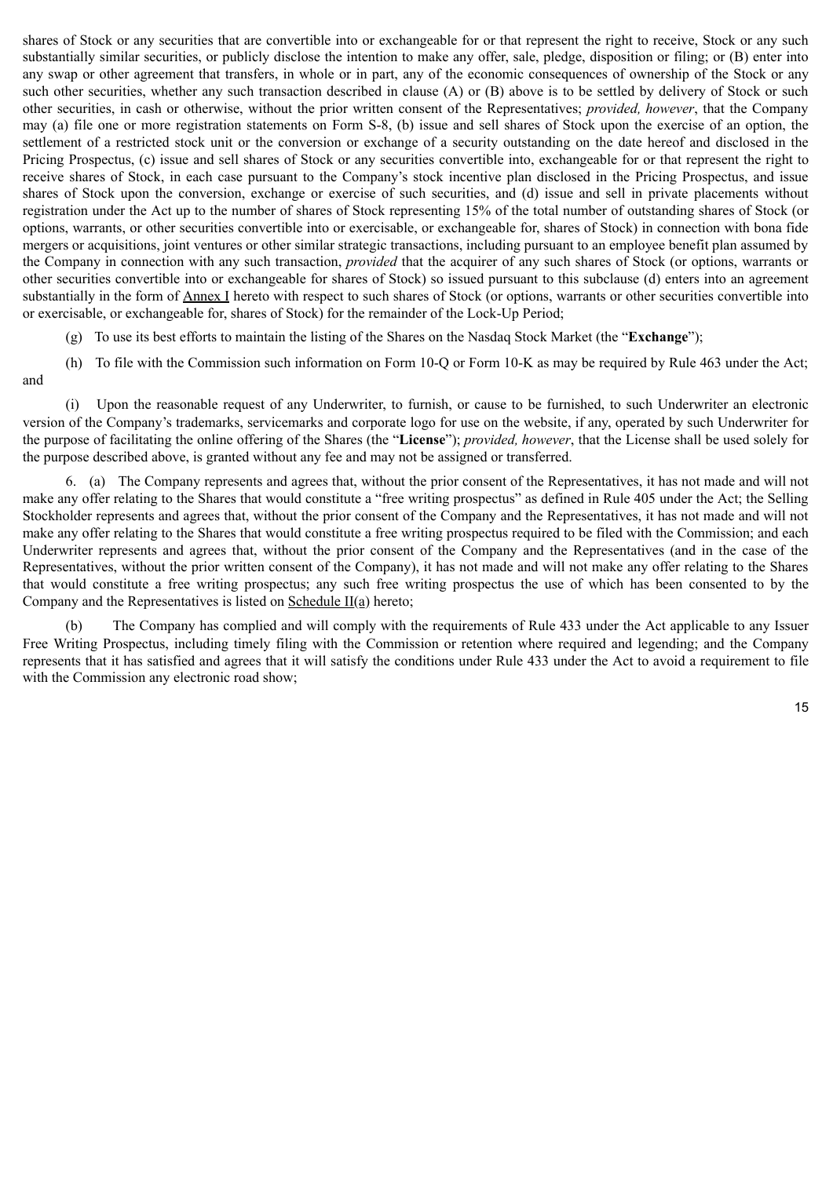shares of Stock or any securities that are convertible into or exchangeable for or that represent the right to receive, Stock or any such substantially similar securities, or publicly disclose the intention to make any offer, sale, pledge, disposition or filing; or (B) enter into any swap or other agreement that transfers, in whole or in part, any of the economic consequences of ownership of the Stock or any such other securities, whether any such transaction described in clause (A) or (B) above is to be settled by delivery of Stock or such other securities, in cash or otherwise, without the prior written consent of the Representatives; *provided, however*, that the Company may (a) file one or more registration statements on Form S-8, (b) issue and sell shares of Stock upon the exercise of an option, the settlement of a restricted stock unit or the conversion or exchange of a security outstanding on the date hereof and disclosed in the Pricing Prospectus, (c) issue and sell shares of Stock or any securities convertible into, exchangeable for or that represent the right to receive shares of Stock, in each case pursuant to the Company's stock incentive plan disclosed in the Pricing Prospectus, and issue shares of Stock upon the conversion, exchange or exercise of such securities, and (d) issue and sell in private placements without registration under the Act up to the number of shares of Stock representing 15% of the total number of outstanding shares of Stock (or options, warrants, or other securities convertible into or exercisable, or exchangeable for, shares of Stock) in connection with bona fide mergers or acquisitions, joint ventures or other similar strategic transactions, including pursuant to an employee benefit plan assumed by the Company in connection with any such transaction, *provided* that the acquirer of any such shares of Stock (or options, warrants or other securities convertible into or exchangeable for shares of Stock) so issued pursuant to this subclause (d) enters into an agreement substantially in the form of Annex I hereto with respect to such shares of Stock (or options, warrants or other securities convertible into or exercisable, or exchangeable for, shares of Stock) for the remainder of the Lock-Up Period;

(g) To use its best efforts to maintain the listing of the Shares on the Nasdaq Stock Market (the "**Exchange**");

(h) To file with the Commission such information on Form 10-Q or Form 10-K as may be required by Rule 463 under the Act; and

(i) Upon the reasonable request of any Underwriter, to furnish, or cause to be furnished, to such Underwriter an electronic version of the Company's trademarks, servicemarks and corporate logo for use on the website, if any, operated by such Underwriter for the purpose of facilitating the online offering of the Shares (the "**License**"); *provided, however*, that the License shall be used solely for the purpose described above, is granted without any fee and may not be assigned or transferred.

6. (a) The Company represents and agrees that, without the prior consent of the Representatives, it has not made and will not make any offer relating to the Shares that would constitute a "free writing prospectus" as defined in Rule 405 under the Act; the Selling Stockholder represents and agrees that, without the prior consent of the Company and the Representatives, it has not made and will not make any offer relating to the Shares that would constitute a free writing prospectus required to be filed with the Commission; and each Underwriter represents and agrees that, without the prior consent of the Company and the Representatives (and in the case of the Representatives, without the prior written consent of the Company), it has not made and will not make any offer relating to the Shares that would constitute a free writing prospectus; any such free writing prospectus the use of which has been consented to by the Company and the Representatives is listed on Schedule II(a) hereto;

(b) The Company has complied and will comply with the requirements of Rule 433 under the Act applicable to any Issuer Free Writing Prospectus, including timely filing with the Commission or retention where required and legending; and the Company represents that it has satisfied and agrees that it will satisfy the conditions under Rule 433 under the Act to avoid a requirement to file with the Commission any electronic road show;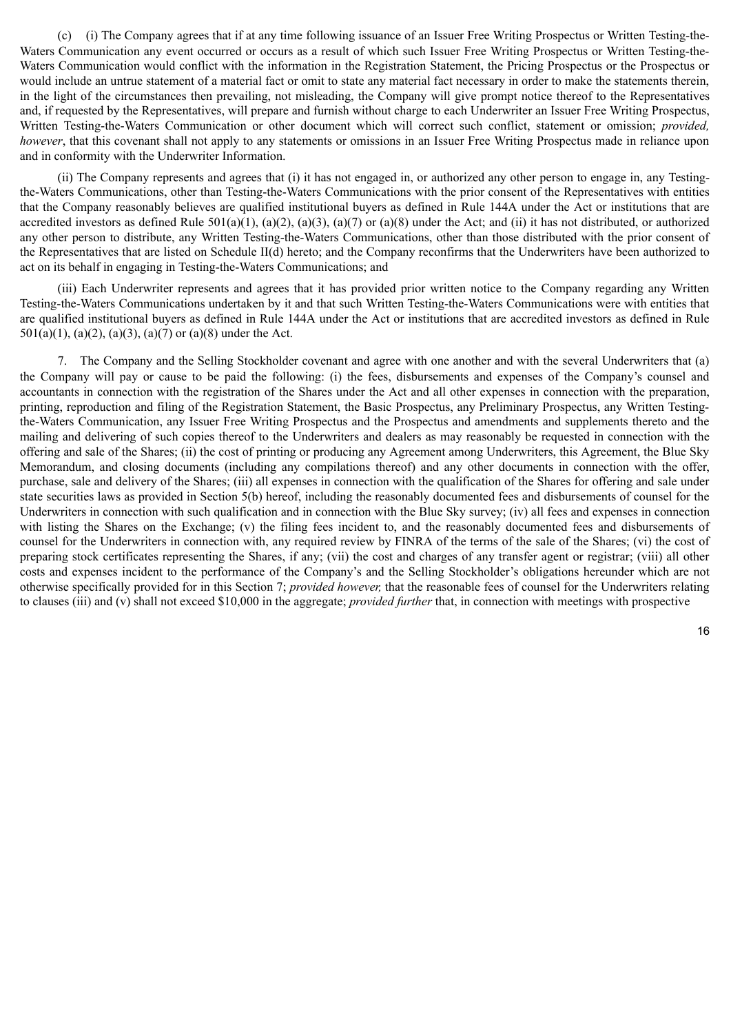(c) (i) The Company agrees that if at any time following issuance of an Issuer Free Writing Prospectus or Written Testing-the-Waters Communication any event occurred or occurs as a result of which such Issuer Free Writing Prospectus or Written Testing-the-Waters Communication would conflict with the information in the Registration Statement, the Pricing Prospectus or the Prospectus or would include an untrue statement of a material fact or omit to state any material fact necessary in order to make the statements therein, in the light of the circumstances then prevailing, not misleading, the Company will give prompt notice thereof to the Representatives and, if requested by the Representatives, will prepare and furnish without charge to each Underwriter an Issuer Free Writing Prospectus, Written Testing-the-Waters Communication or other document which will correct such conflict, statement or omission; *provided, however*, that this covenant shall not apply to any statements or omissions in an Issuer Free Writing Prospectus made in reliance upon and in conformity with the Underwriter Information.

(ii) The Company represents and agrees that (i) it has not engaged in, or authorized any other person to engage in, any Testing-the-Waters Communications, other than Testing-the-Waters Communications with the prior consent of the Representatives with entities that the Company reasonably believes are qualified institutional buyers as defined in Rule 144A under the Act or institutions that are accredited investors as defined Rule 501(a)(1), (a)(2), (a)(3), (a)(7) or (a)(8) under the Act; and (ii) it has not distributed, or authorized any other person to distribute, any Written Testing-the-Waters Communications, other than those distributed with the prior consent of the Representatives that are listed on Schedule II(d) hereto; and the Company reconfirms that the Underwriters have been authorized to act on its behalf in engaging in Testing-the-Waters Communications; and

(iii) Each Underwriter represents and agrees that it has provided prior written notice to the Company regarding any Written Testing-the-Waters Communications undertaken by it and that such Written Testing-the-Waters Communications were with entities that are qualified institutional buyers as defined in Rule 144A under the Act or institutions that are accredited investors as defined in Rule 501(a)(1), (a)(2), (a)(3), (a)(7) or (a)(8) under the Act.

7. The Company and the Selling Stockholder covenant and agree with one another and with the several Underwriters that (a) the Company will pay or cause to be paid the following: (i) the fees, disbursements and expenses of the Company's counsel and accountants in connection with the registration of the Shares under the Act and all other expenses in connection with the preparation, printing, reproduction and filing of the Registration Statement, the Basic Prospectus, any Preliminary Prospectus, any Written Testing-the-Waters Communication, any Issuer Free Writing Prospectus and the Prospectus and amendments and supplements thereto and the mailing and delivering of such copies thereof to the Underwriters and dealers as may reasonably be requested in connection with the offering and sale of the Shares; (ii) the cost of printing or producing any Agreement among Underwriters, this Agreement, the Blue Sky Memorandum, and closing documents (including any compilations thereof) and any other documents in connection with the offer, purchase, sale and delivery of the Shares; (iii) all expenses in connection with the qualification of the Shares for offering and sale under state securities laws as provided in Section 5(b) hereof, including the reasonably documented fees and disbursements of counsel for the Underwriters in connection with such qualification and in connection with the Blue Sky survey; (iv) all fees and expenses in connection with listing the Shares on the Exchange; (v) the filing fees incident to, and the reasonably documented fees and disbursements of counsel for the Underwriters in connection with, any required review by FINRA of the terms of the sale of the Shares; (vi) the cost of preparing stock certificates representing the Shares, if any; (vii) the cost and charges of any transfer agent or registrar; (viii) all other costs and expenses incident to the performance of the Company's and the Selling Stockholder's obligations hereunder which are not otherwise specifically provided for in this Section 7; *provided however,* that the reasonable fees of counsel for the Underwriters relating to clauses (iii) and (v) shall not exceed $10,000 in the aggregate; *provided further* that, in connection with meetings with prospective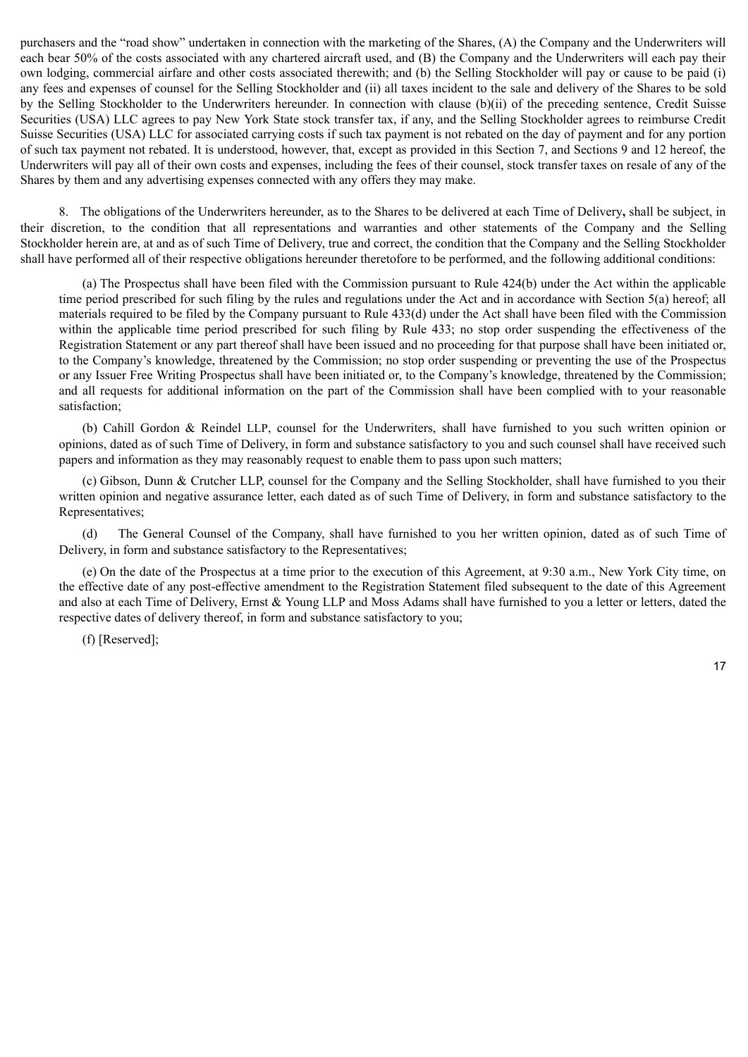purchasers and the "road show" undertaken in connection with the marketing of the Shares, (A) the Company and the Underwriters will each bear 50% of the costs associated with any chartered aircraft used, and (B) the Company and the Underwriters will each pay their own lodging, commercial airfare and other costs associated therewith; and (b) the Selling Stockholder will pay or cause to be paid (i) any fees and expenses of counsel for the Selling Stockholder and (ii) all taxes incident to the sale and delivery of the Shares to be sold by the Selling Stockholder to the Underwriters hereunder. In connection with clause (b)(ii) of the preceding sentence, Credit Suisse Securities (USA) LLC agrees to pay New York State stock transfer tax, if any, and the Selling Stockholder agrees to reimburse Credit Suisse Securities (USA) LLC for associated carrying costs if such tax payment is not rebated on the day of payment and for any portion of such tax payment not rebated. It is understood, however, that, except as provided in this Section 7, and Sections 9 and 12 hereof, the Underwriters will pay all of their own costs and expenses, including the fees of their counsel, stock transfer taxes on resale of any of the Shares by them and any advertising expenses connected with any offers they may make.

8. The obligations of the Underwriters hereunder, as to the Shares to be delivered at each Time of Delivery**,** shall be subject, in their discretion, to the condition that all representations and warranties and other statements of the Company and the Selling Stockholder herein are, at and as of such Time of Delivery, true and correct, the condition that the Company and the Selling Stockholder shall have performed all of their respective obligations hereunder theretofore to be performed, and the following additional conditions:

(a) The Prospectus shall have been filed with the Commission pursuant to Rule 424(b) under the Act within the applicable time period prescribed for such filing by the rules and regulations under the Act and in accordance with Section 5(a) hereof; all materials required to be filed by the Company pursuant to Rule 433(d) under the Act shall have been filed with the Commission within the applicable time period prescribed for such filing by Rule 433; no stop order suspending the effectiveness of the Registration Statement or any part thereof shall have been issued and no proceeding for that purpose shall have been initiated or, to the Company's knowledge, threatened by the Commission; no stop order suspending or preventing the use of the Prospectus or any Issuer Free Writing Prospectus shall have been initiated or, to the Company's knowledge, threatened by the Commission; and all requests for additional information on the part of the Commission shall have been complied with to your reasonable satisfaction;

(b) Cahill Gordon & Reindel LLP, counsel for the Underwriters, shall have furnished to you such written opinion or opinions, dated as of such Time of Delivery, in form and substance satisfactory to you and such counsel shall have received such papers and information as they may reasonably request to enable them to pass upon such matters;

(c) Gibson, Dunn & Crutcher LLP, counsel for the Company and the Selling Stockholder, shall have furnished to you their written opinion and negative assurance letter, each dated as of such Time of Delivery, in form and substance satisfactory to the Representatives;

(d) The General Counsel of the Company, shall have furnished to you her written opinion, dated as of such Time of Delivery, in form and substance satisfactory to the Representatives;

(e) On the date of the Prospectus at a time prior to the execution of this Agreement, at 9:30 a.m., New York City time, on the effective date of any post-effective amendment to the Registration Statement filed subsequent to the date of this Agreement and also at each Time of Delivery, Ernst & Young LLP and Moss Adams shall have furnished to you a letter or letters, dated the respective dates of delivery thereof, in form and substance satisfactory to you;

(f) [Reserved];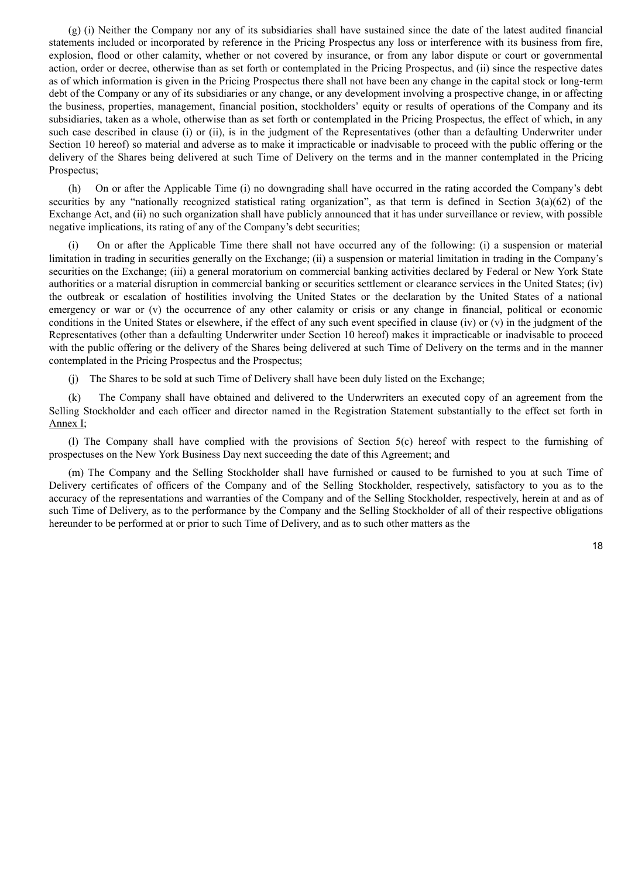(g) (i) Neither the Company nor any of its subsidiaries shall have sustained since the date of the latest audited financial statements included or incorporated by reference in the Pricing Prospectus any loss or interference with its business from fire, explosion, flood or other calamity, whether or not covered by insurance, or from any labor dispute or court or governmental action, order or decree, otherwise than as set forth or contemplated in the Pricing Prospectus, and (ii) since the respective dates as of which information is given in the Pricing Prospectus there shall not have been any change in the capital stock or long-term debt of the Company or any of its subsidiaries or any change, or any development involving a prospective change, in or affecting the business, properties, management, financial position, stockholders' equity or results of operations of the Company and its subsidiaries, taken as a whole, otherwise than as set forth or contemplated in the Pricing Prospectus, the effect of which, in any such case described in clause (i) or (ii), is in the judgment of the Representatives (other than a defaulting Underwriter under Section 10 hereof) so material and adverse as to make it impracticable or inadvisable to proceed with the public offering or the delivery of the Shares being delivered at such Time of Delivery on the terms and in the manner contemplated in the Pricing Prospectus;

(h) On or after the Applicable Time (i) no downgrading shall have occurred in the rating accorded the Company's debt securities by any "nationally recognized statistical rating organization", as that term is defined in Section 3(a)(62) of the Exchange Act, and (ii) no such organization shall have publicly announced that it has under surveillance or review, with possible negative implications, its rating of any of the Company's debt securities;

(i) On or after the Applicable Time there shall not have occurred any of the following: (i) a suspension or material limitation in trading in securities generally on the Exchange; (ii) a suspension or material limitation in trading in the Company's securities on the Exchange; (iii) a general moratorium on commercial banking activities declared by Federal or New York State authorities or a material disruption in commercial banking or securities settlement or clearance services in the United States; (iv) the outbreak or escalation of hostilities involving the United States or the declaration by the United States of a national emergency or war or (v) the occurrence of any other calamity or crisis or any change in financial, political or economic conditions in the United States or elsewhere, if the effect of any such event specified in clause (iv) or (v) in the judgment of the Representatives (other than a defaulting Underwriter under Section 10 hereof) makes it impracticable or inadvisable to proceed with the public offering or the delivery of the Shares being delivered at such Time of Delivery on the terms and in the manner contemplated in the Pricing Prospectus and the Prospectus;

(j) The Shares to be sold at such Time of Delivery shall have been duly listed on the Exchange;

(k) The Company shall have obtained and delivered to the Underwriters an executed copy of an agreement from the Selling Stockholder and each officer and director named in the Registration Statement substantially to the effect set forth in Annex I;

(l) The Company shall have complied with the provisions of Section 5(c) hereof with respect to the furnishing of prospectuses on the New York Business Day next succeeding the date of this Agreement; and

(m) The Company and the Selling Stockholder shall have furnished or caused to be furnished to you at such Time of Delivery certificates of officers of the Company and of the Selling Stockholder, respectively, satisfactory to you as to the accuracy of the representations and warranties of the Company and of the Selling Stockholder, respectively, herein at and as of such Time of Delivery, as to the performance by the Company and the Selling Stockholder of all of their respective obligations hereunder to be performed at or prior to such Time of Delivery, and as to such other matters as the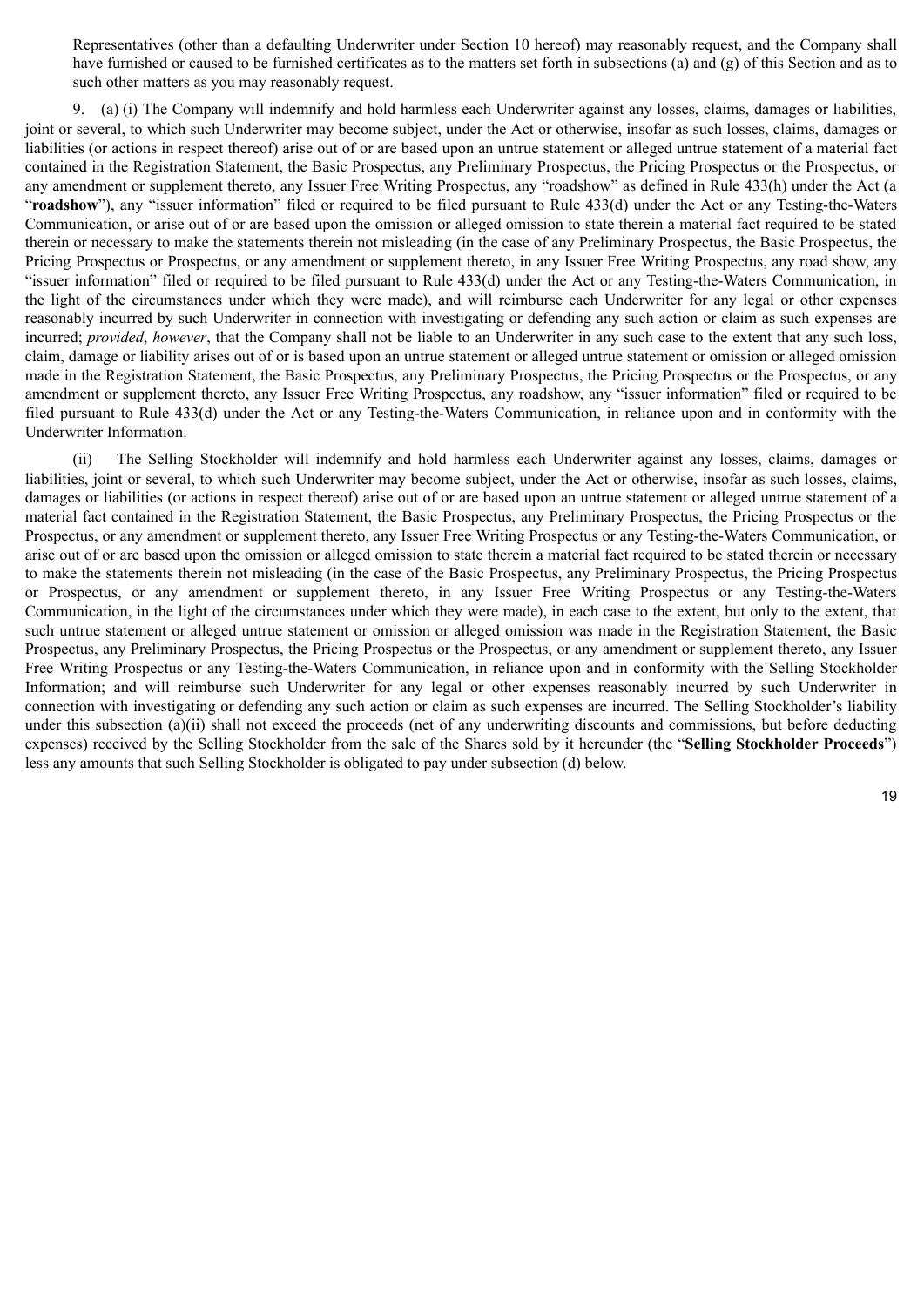Representatives (other than a defaulting Underwriter under Section 10 hereof) may reasonably request, and the Company shall have furnished or caused to be furnished certificates as to the matters set forth in subsections (a) and (g) of this Section and as to such other matters as you may reasonably request.

9. (a) (i) The Company will indemnify and hold harmless each Underwriter against any losses, claims, damages or liabilities, joint or several, to which such Underwriter may become subject, under the Act or otherwise, insofar as such losses, claims, damages or liabilities (or actions in respect thereof) arise out of or are based upon an untrue statement or alleged untrue statement of a material fact contained in the Registration Statement, the Basic Prospectus, any Preliminary Prospectus, the Pricing Prospectus or the Prospectus, or any amendment or supplement thereto, any Issuer Free Writing Prospectus, any "roadshow" as defined in Rule 433(h) under the Act (a "**roadshow**"), any "issuer information" filed or required to be filed pursuant to Rule 433(d) under the Act or any Testing-the-Waters Communication, or arise out of or are based upon the omission or alleged omission to state therein a material fact required to be stated therein or necessary to make the statements therein not misleading (in the case of any Preliminary Prospectus, the Basic Prospectus, the Pricing Prospectus or Prospectus, or any amendment or supplement thereto, in any Issuer Free Writing Prospectus, any road show, any "issuer information" filed or required to be filed pursuant to Rule 433(d) under the Act or any Testing-the-Waters Communication, in the light of the circumstances under which they were made), and will reimburse each Underwriter for any legal or other expenses reasonably incurred by such Underwriter in connection with investigating or defending any such action or claim as such expenses are incurred; *provided*, *however*, that the Company shall not be liable to an Underwriter in any such case to the extent that any such loss, claim, damage or liability arises out of or is based upon an untrue statement or alleged untrue statement or omission or alleged omission made in the Registration Statement, the Basic Prospectus, any Preliminary Prospectus, the Pricing Prospectus or the Prospectus, or any amendment or supplement thereto, any Issuer Free Writing Prospectus, any roadshow, any "issuer information" filed or required to be filed pursuant to Rule 433(d) under the Act or any Testing-the-Waters Communication, in reliance upon and in conformity with the Underwriter Information.

(ii) The Selling Stockholder will indemnify and hold harmless each Underwriter against any losses, claims, damages or liabilities, joint or several, to which such Underwriter may become subject, under the Act or otherwise, insofar as such losses, claims, damages or liabilities (or actions in respect thereof) arise out of or are based upon an untrue statement or alleged untrue statement of a material fact contained in the Registration Statement, the Basic Prospectus, any Preliminary Prospectus, the Pricing Prospectus or the Prospectus, or any amendment or supplement thereto, any Issuer Free Writing Prospectus or any Testing-the-Waters Communication, or arise out of or are based upon the omission or alleged omission to state therein a material fact required to be stated therein or necessary to make the statements therein not misleading (in the case of the Basic Prospectus, any Preliminary Prospectus, the Pricing Prospectus or Prospectus, or any amendment or supplement thereto, in any Issuer Free Writing Prospectus or any Testing-the-Waters Communication, in the light of the circumstances under which they were made), in each case to the extent, but only to the extent, that such untrue statement or alleged untrue statement or omission or alleged omission was made in the Registration Statement, the Basic Prospectus, any Preliminary Prospectus, the Pricing Prospectus or the Prospectus, or any amendment or supplement thereto, any Issuer Free Writing Prospectus or any Testing-the-Waters Communication, in reliance upon and in conformity with the Selling Stockholder Information; and will reimburse such Underwriter for any legal or other expenses reasonably incurred by such Underwriter in connection with investigating or defending any such action or claim as such expenses are incurred. The Selling Stockholder's liability under this subsection (a)(ii) shall not exceed the proceeds (net of any underwriting discounts and commissions, but before deducting expenses) received by the Selling Stockholder from the sale of the Shares sold by it hereunder (the "**Selling Stockholder Proceeds**") less any amounts that such Selling Stockholder is obligated to pay under subsection (d) below.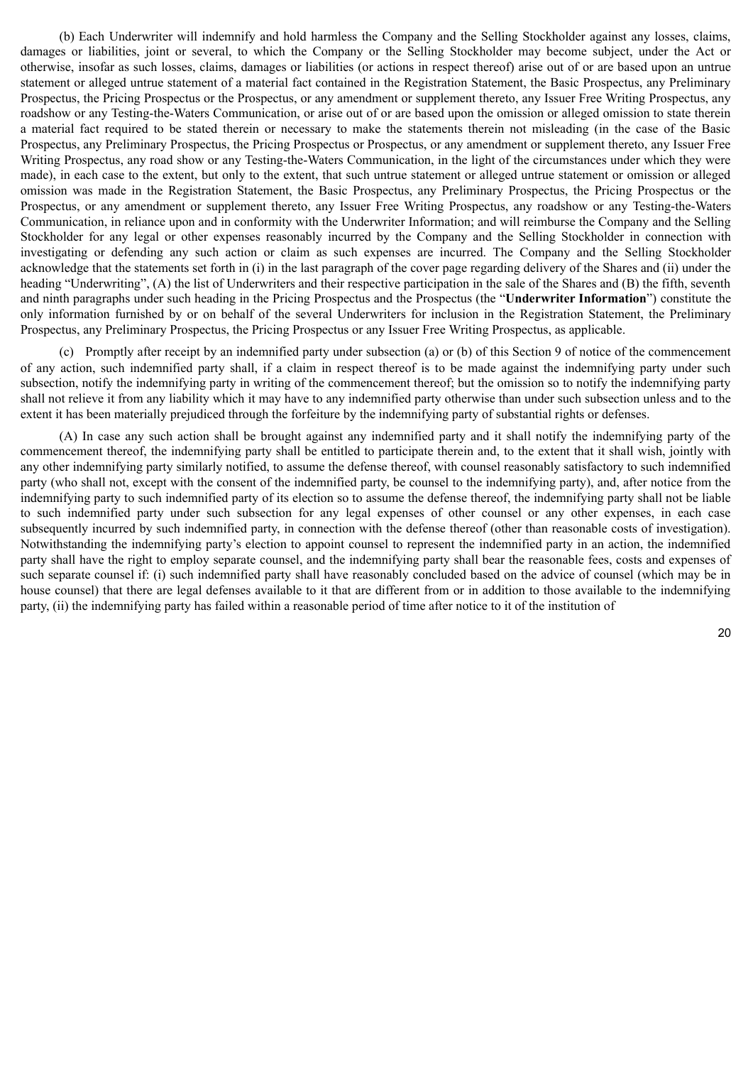(b) Each Underwriter will indemnify and hold harmless the Company and the Selling Stockholder against any losses, claims, damages or liabilities, joint or several, to which the Company or the Selling Stockholder may become subject, under the Act or otherwise, insofar as such losses, claims, damages or liabilities (or actions in respect thereof) arise out of or are based upon an untrue statement or alleged untrue statement of a material fact contained in the Registration Statement, the Basic Prospectus, any Preliminary Prospectus, the Pricing Prospectus or the Prospectus, or any amendment or supplement thereto, any Issuer Free Writing Prospectus, any roadshow or any Testing-the-Waters Communication, or arise out of or are based upon the omission or alleged omission to state therein a material fact required to be stated therein or necessary to make the statements therein not misleading (in the case of the Basic Prospectus, any Preliminary Prospectus, the Pricing Prospectus or Prospectus, or any amendment or supplement thereto, any Issuer Free Writing Prospectus, any road show or any Testing-the-Waters Communication, in the light of the circumstances under which they were made), in each case to the extent, but only to the extent, that such untrue statement or alleged untrue statement or omission or alleged omission was made in the Registration Statement, the Basic Prospectus, any Preliminary Prospectus, the Pricing Prospectus or the Prospectus, or any amendment or supplement thereto, any Issuer Free Writing Prospectus, any roadshow or any Testing-the-Waters Communication, in reliance upon and in conformity with the Underwriter Information; and will reimburse the Company and the Selling Stockholder for any legal or other expenses reasonably incurred by the Company and the Selling Stockholder in connection with investigating or defending any such action or claim as such expenses are incurred. The Company and the Selling Stockholder acknowledge that the statements set forth in (i) in the last paragraph of the cover page regarding delivery of the Shares and (ii) under the heading "Underwriting", (A) the list of Underwriters and their respective participation in the sale of the Shares and (B) the fifth, seventh and ninth paragraphs under such heading in the Pricing Prospectus and the Prospectus (the "**Underwriter Information**") constitute the only information furnished by or on behalf of the several Underwriters for inclusion in the Registration Statement, the Preliminary Prospectus, any Preliminary Prospectus, the Pricing Prospectus or any Issuer Free Writing Prospectus, as applicable.

(c) Promptly after receipt by an indemnified party under subsection (a) or (b) of this Section 9 of notice of the commencement of any action, such indemnified party shall, if a claim in respect thereof is to be made against the indemnifying party under such subsection, notify the indemnifying party in writing of the commencement thereof; but the omission so to notify the indemnifying party shall not relieve it from any liability which it may have to any indemnified party otherwise than under such subsection unless and to the extent it has been materially prejudiced through the forfeiture by the indemnifying party of substantial rights or defenses.

(A) In case any such action shall be brought against any indemnified party and it shall notify the indemnifying party of the commencement thereof, the indemnifying party shall be entitled to participate therein and, to the extent that it shall wish, jointly with any other indemnifying party similarly notified, to assume the defense thereof, with counsel reasonably satisfactory to such indemnified party (who shall not, except with the consent of the indemnified party, be counsel to the indemnifying party), and, after notice from the indemnifying party to such indemnified party of its election so to assume the defense thereof, the indemnifying party shall not be liable to such indemnified party under such subsection for any legal expenses of other counsel or any other expenses, in each case subsequently incurred by such indemnified party, in connection with the defense thereof (other than reasonable costs of investigation). Notwithstanding the indemnifying party's election to appoint counsel to represent the indemnified party in an action, the indemnified party shall have the right to employ separate counsel, and the indemnifying party shall bear the reasonable fees, costs and expenses of such separate counsel if: (i) such indemnified party shall have reasonably concluded based on the advice of counsel (which may be in house counsel) that there are legal defenses available to it that are different from or in addition to those available to the indemnifying party, (ii) the indemnifying party has failed within a reasonable period of time after notice to it of the institution of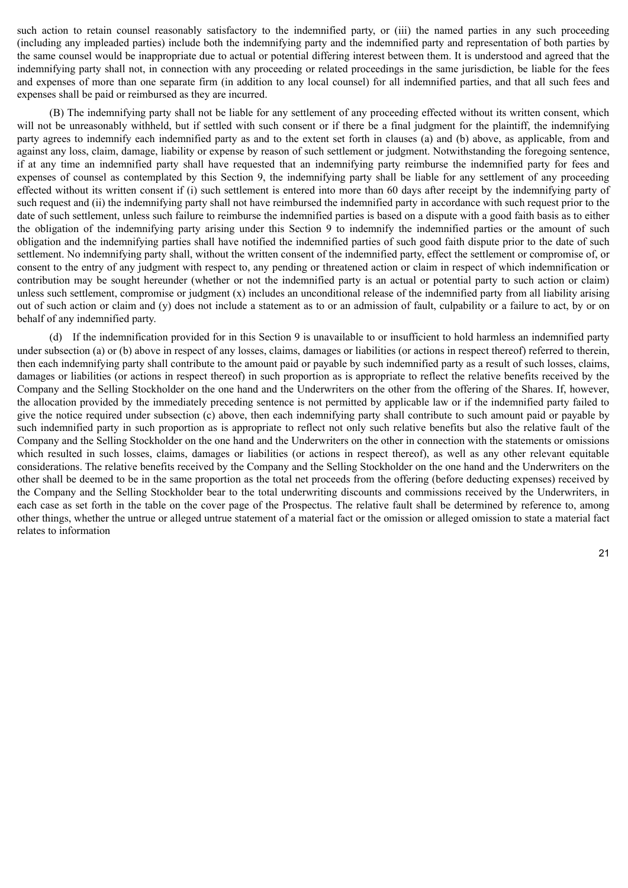such action to retain counsel reasonably satisfactory to the indemnified party, or (iii) the named parties in any such proceeding (including any impleaded parties) include both the indemnifying party and the indemnified party and representation of both parties by the same counsel would be inappropriate due to actual or potential differing interest between them. It is understood and agreed that the indemnifying party shall not, in connection with any proceeding or related proceedings in the same jurisdiction, be liable for the fees and expenses of more than one separate firm (in addition to any local counsel) for all indemnified parties, and that all such fees and expenses shall be paid or reimbursed as they are incurred.

(B) The indemnifying party shall not be liable for any settlement of any proceeding effected without its written consent, which will not be unreasonably withheld, but if settled with such consent or if there be a final judgment for the plaintiff, the indemnifying party agrees to indemnify each indemnified party as and to the extent set forth in clauses (a) and (b) above, as applicable, from and against any loss, claim, damage, liability or expense by reason of such settlement or judgment. Notwithstanding the foregoing sentence, if at any time an indemnified party shall have requested that an indemnifying party reimburse the indemnified party for fees and expenses of counsel as contemplated by this Section 9, the indemnifying party shall be liable for any settlement of any proceeding effected without its written consent if (i) such settlement is entered into more than 60 days after receipt by the indemnifying party of such request and (ii) the indemnifying party shall not have reimbursed the indemnified party in accordance with such request prior to the date of such settlement, unless such failure to reimburse the indemnified parties is based on a dispute with a good faith basis as to either the obligation of the indemnifying party arising under this Section 9 to indemnify the indemnified parties or the amount of such obligation and the indemnifying parties shall have notified the indemnified parties of such good faith dispute prior to the date of such settlement. No indemnifying party shall, without the written consent of the indemnified party, effect the settlement or compromise of, or consent to the entry of any judgment with respect to, any pending or threatened action or claim in respect of which indemnification or contribution may be sought hereunder (whether or not the indemnified party is an actual or potential party to such action or claim) unless such settlement, compromise or judgment (x) includes an unconditional release of the indemnified party from all liability arising out of such action or claim and (y) does not include a statement as to or an admission of fault, culpability or a failure to act, by or on behalf of any indemnified party.

(d) If the indemnification provided for in this Section 9 is unavailable to or insufficient to hold harmless an indemnified party under subsection (a) or (b) above in respect of any losses, claims, damages or liabilities (or actions in respect thereof) referred to therein, then each indemnifying party shall contribute to the amount paid or payable by such indemnified party as a result of such losses, claims, damages or liabilities (or actions in respect thereof) in such proportion as is appropriate to reflect the relative benefits received by the Company and the Selling Stockholder on the one hand and the Underwriters on the other from the offering of the Shares. If, however, the allocation provided by the immediately preceding sentence is not permitted by applicable law or if the indemnified party failed to give the notice required under subsection (c) above, then each indemnifying party shall contribute to such amount paid or payable by such indemnified party in such proportion as is appropriate to reflect not only such relative benefits but also the relative fault of the Company and the Selling Stockholder on the one hand and the Underwriters on the other in connection with the statements or omissions which resulted in such losses, claims, damages or liabilities (or actions in respect thereof), as well as any other relevant equitable considerations. The relative benefits received by the Company and the Selling Stockholder on the one hand and the Underwriters on the other shall be deemed to be in the same proportion as the total net proceeds from the offering (before deducting expenses) received by the Company and the Selling Stockholder bear to the total underwriting discounts and commissions received by the Underwriters, in each case as set forth in the table on the cover page of the Prospectus. The relative fault shall be determined by reference to, among other things, whether the untrue or alleged untrue statement of a material fact or the omission or alleged omission to state a material fact relates to information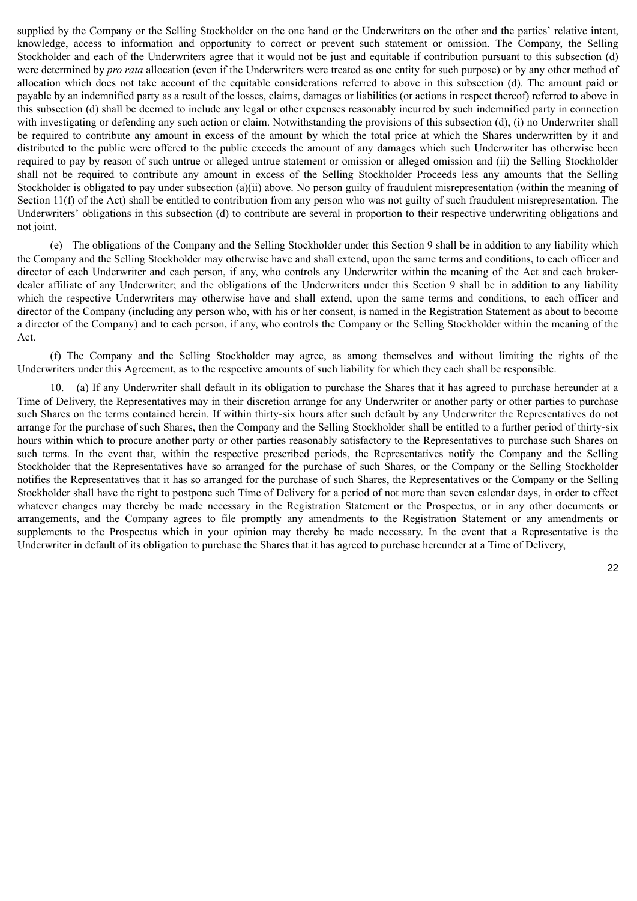supplied by the Company or the Selling Stockholder on the one hand or the Underwriters on the other and the parties' relative intent, knowledge, access to information and opportunity to correct or prevent such statement or omission. The Company, the Selling Stockholder and each of the Underwriters agree that it would not be just and equitable if contribution pursuant to this subsection (d) were determined by *pro rata* allocation (even if the Underwriters were treated as one entity for such purpose) or by any other method of allocation which does not take account of the equitable considerations referred to above in this subsection (d). The amount paid or payable by an indemnified party as a result of the losses, claims, damages or liabilities (or actions in respect thereof) referred to above in this subsection (d) shall be deemed to include any legal or other expenses reasonably incurred by such indemnified party in connection with investigating or defending any such action or claim. Notwithstanding the provisions of this subsection (d), (i) no Underwriter shall be required to contribute any amount in excess of the amount by which the total price at which the Shares underwritten by it and distributed to the public were offered to the public exceeds the amount of any damages which such Underwriter has otherwise been required to pay by reason of such untrue or alleged untrue statement or omission or alleged omission and (ii) the Selling Stockholder shall not be required to contribute any amount in excess of the Selling Stockholder Proceeds less any amounts that the Selling Stockholder is obligated to pay under subsection (a)(ii) above. No person guilty of fraudulent misrepresentation (within the meaning of Section 11(f) of the Act) shall be entitled to contribution from any person who was not guilty of such fraudulent misrepresentation. The Underwriters' obligations in this subsection (d) to contribute are several in proportion to their respective underwriting obligations and not joint.

(e) The obligations of the Company and the Selling Stockholder under this Section 9 shall be in addition to any liability which the Company and the Selling Stockholder may otherwise have and shall extend, upon the same terms and conditions, to each officer and director of each Underwriter and each person, if any, who controls any Underwriter within the meaning of the Act and each broker-dealer affiliate of any Underwriter; and the obligations of the Underwriters under this Section 9 shall be in addition to any liability which the respective Underwriters may otherwise have and shall extend, upon the same terms and conditions, to each officer and director of the Company (including any person who, with his or her consent, is named in the Registration Statement as about to become a director of the Company) and to each person, if any, who controls the Company or the Selling Stockholder within the meaning of the Act.

(f) The Company and the Selling Stockholder may agree, as among themselves and without limiting the rights of the Underwriters under this Agreement, as to the respective amounts of such liability for which they each shall be responsible.

10. (a) If any Underwriter shall default in its obligation to purchase the Shares that it has agreed to purchase hereunder at a Time of Delivery, the Representatives may in their discretion arrange for any Underwriter or another party or other parties to purchase such Shares on the terms contained herein. If within thirty-six hours after such default by any Underwriter the Representatives do not arrange for the purchase of such Shares, then the Company and the Selling Stockholder shall be entitled to a further period of thirty-six hours within which to procure another party or other parties reasonably satisfactory to the Representatives to purchase such Shares on such terms. In the event that, within the respective prescribed periods, the Representatives notify the Company and the Selling Stockholder that the Representatives have so arranged for the purchase of such Shares, or the Company or the Selling Stockholder notifies the Representatives that it has so arranged for the purchase of such Shares, the Representatives or the Company or the Selling Stockholder shall have the right to postpone such Time of Delivery for a period of not more than seven calendar days, in order to effect whatever changes may thereby be made necessary in the Registration Statement or the Prospectus, or in any other documents or arrangements, and the Company agrees to file promptly any amendments to the Registration Statement or any amendments or supplements to the Prospectus which in your opinion may thereby be made necessary. In the event that a Representative is the Underwriter in default of its obligation to purchase the Shares that it has agreed to purchase hereunder at a Time of Delivery,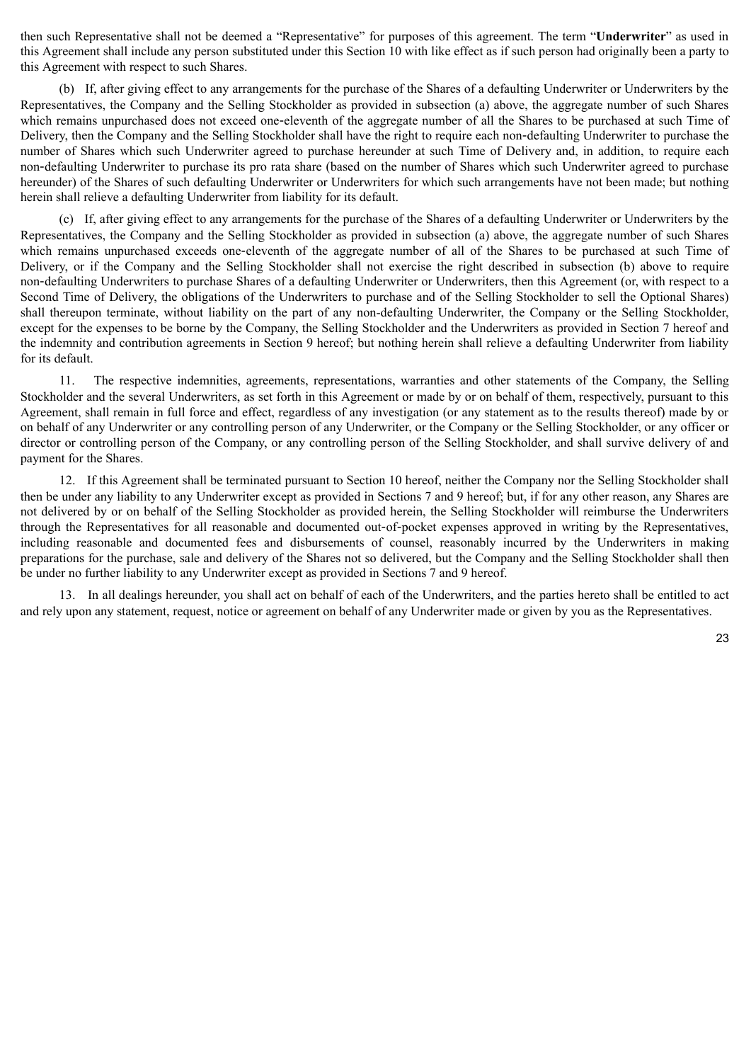then such Representative shall not be deemed a "Representative" for purposes of this agreement. The term "**Underwriter**" as used in this Agreement shall include any person substituted under this Section 10 with like effect as if such person had originally been a party to this Agreement with respect to such Shares.

(b) If, after giving effect to any arrangements for the purchase of the Shares of a defaulting Underwriter or Underwriters by the Representatives, the Company and the Selling Stockholder as provided in subsection (a) above, the aggregate number of such Shares which remains unpurchased does not exceed one-eleventh of the aggregate number of all the Shares to be purchased at such Time of Delivery, then the Company and the Selling Stockholder shall have the right to require each non-defaulting Underwriter to purchase the number of Shares which such Underwriter agreed to purchase hereunder at such Time of Delivery and, in addition, to require each non-defaulting Underwriter to purchase its pro rata share (based on the number of Shares which such Underwriter agreed to purchase hereunder) of the Shares of such defaulting Underwriter or Underwriters for which such arrangements have not been made; but nothing herein shall relieve a defaulting Underwriter from liability for its default.

(c) If, after giving effect to any arrangements for the purchase of the Shares of a defaulting Underwriter or Underwriters by the Representatives, the Company and the Selling Stockholder as provided in subsection (a) above, the aggregate number of such Shares which remains unpurchased exceeds one-eleventh of the aggregate number of all of the Shares to be purchased at such Time of Delivery, or if the Company and the Selling Stockholder shall not exercise the right described in subsection (b) above to require non-defaulting Underwriters to purchase Shares of a defaulting Underwriter or Underwriters, then this Agreement (or, with respect to a Second Time of Delivery, the obligations of the Underwriters to purchase and of the Selling Stockholder to sell the Optional Shares) shall thereupon terminate, without liability on the part of any non-defaulting Underwriter, the Company or the Selling Stockholder, except for the expenses to be borne by the Company, the Selling Stockholder and the Underwriters as provided in Section 7 hereof and the indemnity and contribution agreements in Section 9 hereof; but nothing herein shall relieve a defaulting Underwriter from liability for its default.

11. The respective indemnities, agreements, representations, warranties and other statements of the Company, the Selling Stockholder and the several Underwriters, as set forth in this Agreement or made by or on behalf of them, respectively, pursuant to this Agreement, shall remain in full force and effect, regardless of any investigation (or any statement as to the results thereof) made by or on behalf of any Underwriter or any controlling person of any Underwriter, or the Company or the Selling Stockholder, or any officer or director or controlling person of the Company, or any controlling person of the Selling Stockholder, and shall survive delivery of and payment for the Shares.

12. If this Agreement shall be terminated pursuant to Section 10 hereof, neither the Company nor the Selling Stockholder shall then be under any liability to any Underwriter except as provided in Sections 7 and 9 hereof; but, if for any other reason, any Shares are not delivered by or on behalf of the Selling Stockholder as provided herein, the Selling Stockholder will reimburse the Underwriters through the Representatives for all reasonable and documented out-of-pocket expenses approved in writing by the Representatives, including reasonable and documented fees and disbursements of counsel, reasonably incurred by the Underwriters in making preparations for the purchase, sale and delivery of the Shares not so delivered, but the Company and the Selling Stockholder shall then be under no further liability to any Underwriter except as provided in Sections 7 and 9 hereof.

13. In all dealings hereunder, you shall act on behalf of each of the Underwriters, and the parties hereto shall be entitled to act and rely upon any statement, request, notice or agreement on behalf of any Underwriter made or given by you as the Representatives.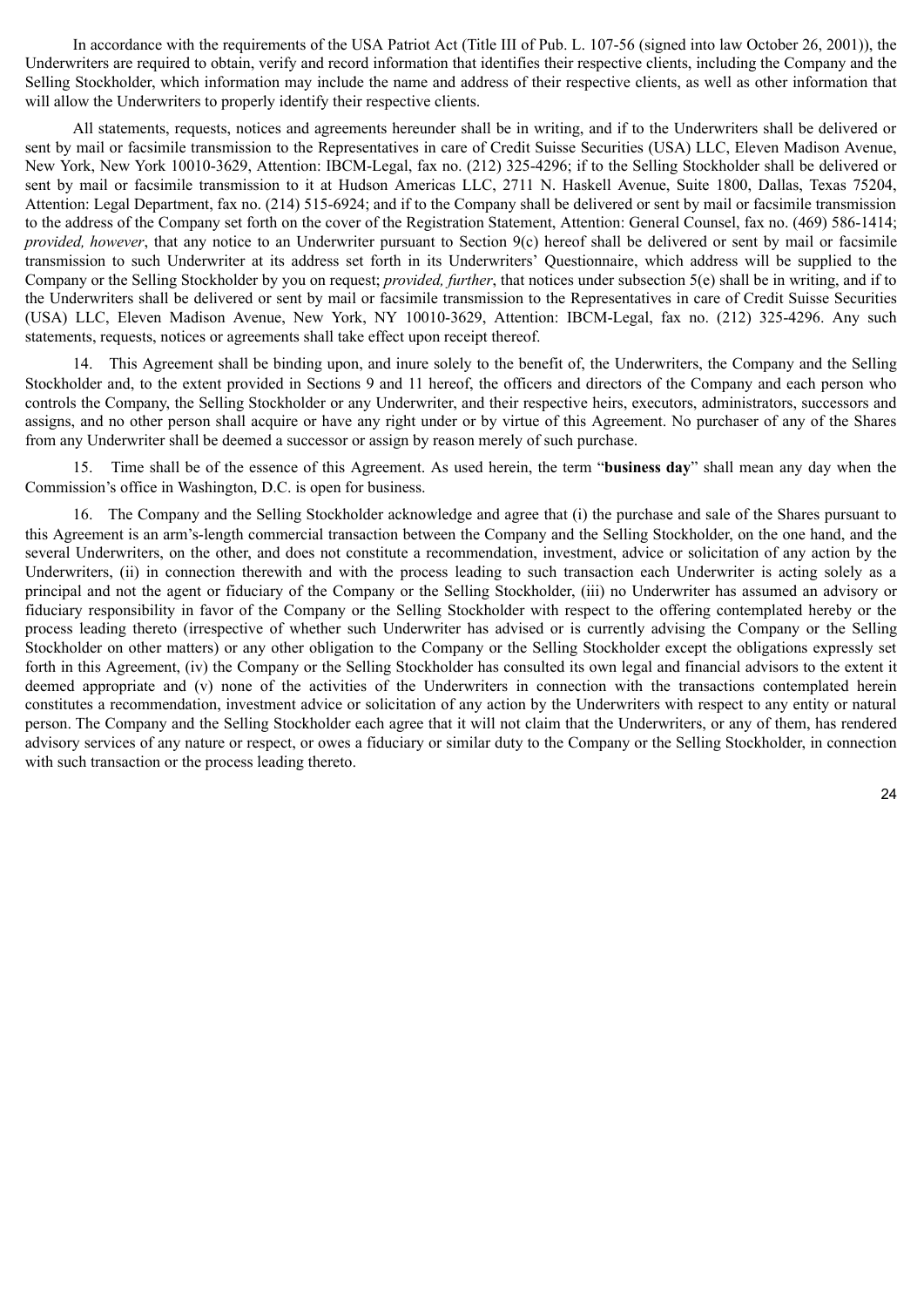In accordance with the requirements of the USA Patriot Act (Title III of Pub. L. 107-56 (signed into law October 26, 2001)), the Underwriters are required to obtain, verify and record information that identifies their respective clients, including the Company and the Selling Stockholder, which information may include the name and address of their respective clients, as well as other information that will allow the Underwriters to properly identify their respective clients.

All statements, requests, notices and agreements hereunder shall be in writing, and if to the Underwriters shall be delivered or sent by mail or facsimile transmission to the Representatives in care of Credit Suisse Securities (USA) LLC, Eleven Madison Avenue, New York, New York 10010-3629, Attention: IBCM-Legal, fax no. (212) 325-4296; if to the Selling Stockholder shall be delivered or sent by mail or facsimile transmission to it at Hudson Americas LLC, 2711 N. Haskell Avenue, Suite 1800, Dallas, Texas 75204, Attention: Legal Department, fax no. (214) 515-6924; and if to the Company shall be delivered or sent by mail or facsimile transmission to the address of the Company set forth on the cover of the Registration Statement, Attention: General Counsel, fax no. (469) 586-1414; *provided, however*, that any notice to an Underwriter pursuant to Section 9(c) hereof shall be delivered or sent by mail or facsimile transmission to such Underwriter at its address set forth in its Underwriters' Questionnaire, which address will be supplied to the Company or the Selling Stockholder by you on request; *provided, further*, that notices under subsection 5(e) shall be in writing, and if to the Underwriters shall be delivered or sent by mail or facsimile transmission to the Representatives in care of Credit Suisse Securities (USA) LLC, Eleven Madison Avenue, New York, NY 10010-3629, Attention: IBCM-Legal, fax no. (212) 325-4296. Any such statements, requests, notices or agreements shall take effect upon receipt thereof.

14. This Agreement shall be binding upon, and inure solely to the benefit of, the Underwriters, the Company and the Selling Stockholder and, to the extent provided in Sections 9 and 11 hereof, the officers and directors of the Company and each person who controls the Company, the Selling Stockholder or any Underwriter, and their respective heirs, executors, administrators, successors and assigns, and no other person shall acquire or have any right under or by virtue of this Agreement. No purchaser of any of the Shares from any Underwriter shall be deemed a successor or assign by reason merely of such purchase.

15. Time shall be of the essence of this Agreement. As used herein, the term "**business day**" shall mean any day when the Commission's office in Washington, D.C. is open for business.

16. The Company and the Selling Stockholder acknowledge and agree that (i) the purchase and sale of the Shares pursuant to this Agreement is an arm's-length commercial transaction between the Company and the Selling Stockholder, on the one hand, and the several Underwriters, on the other, and does not constitute a recommendation, investment, advice or solicitation of any action by the Underwriters, (ii) in connection therewith and with the process leading to such transaction each Underwriter is acting solely as a principal and not the agent or fiduciary of the Company or the Selling Stockholder, (iii) no Underwriter has assumed an advisory or fiduciary responsibility in favor of the Company or the Selling Stockholder with respect to the offering contemplated hereby or the process leading thereto (irrespective of whether such Underwriter has advised or is currently advising the Company or the Selling Stockholder on other matters) or any other obligation to the Company or the Selling Stockholder except the obligations expressly set forth in this Agreement, (iv) the Company or the Selling Stockholder has consulted its own legal and financial advisors to the extent it deemed appropriate and (v) none of the activities of the Underwriters in connection with the transactions contemplated herein constitutes a recommendation, investment advice or solicitation of any action by the Underwriters with respect to any entity or natural person. The Company and the Selling Stockholder each agree that it will not claim that the Underwriters, or any of them, has rendered advisory services of any nature or respect, or owes a fiduciary or similar duty to the Company or the Selling Stockholder, in connection with such transaction or the process leading thereto.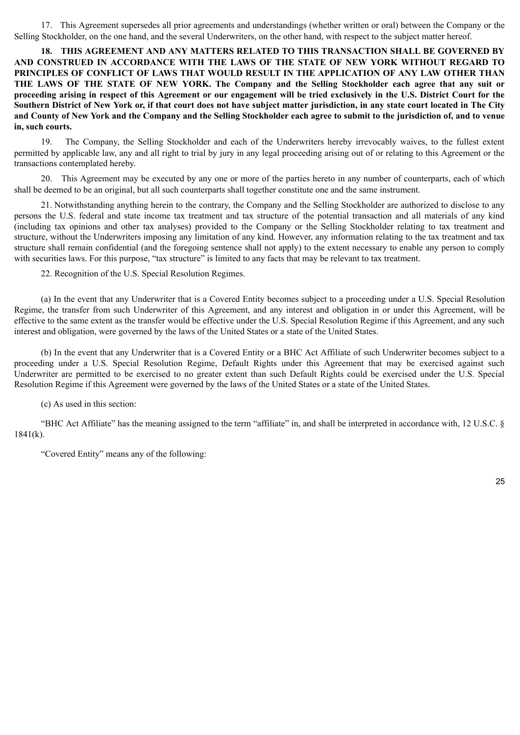17. This Agreement supersedes all prior agreements and understandings (whether written or oral) between the Company or the Selling Stockholder, on the one hand, and the several Underwriters, on the other hand, with respect to the subject matter hereof.

**18. THIS AGREEMENT AND ANY MATTERS RELATED TO THIS TRANSACTION SHALL BE GOVERNED BY AND CONSTRUED IN ACCORDANCE WITH THE LAWS OF THE STATE OF NEW YORK WITHOUT REGARD TO PRINCIPLES OF CONFLICT OF LAWS THAT WOULD RESULT IN THE APPLICATION OF ANY LAW OTHER THAN THE LAWS OF THE STATE OF NEW YORK. The Company and the Selling Stockholder each agree that any suit or proceeding arising in respect of this Agreement or our engagement will be tried exclusively in the U.S. District Court for the Southern District of New York or, if that court does not have subject matter jurisdiction, in any state court located in The City and County of New York and the Company and the Selling Stockholder each agree to submit to the jurisdiction of, and to venue in, such courts.**

19. The Company, the Selling Stockholder and each of the Underwriters hereby irrevocably waives, to the fullest extent permitted by applicable law, any and all right to trial by jury in any legal proceeding arising out of or relating to this Agreement or the transactions contemplated hereby.

20. This Agreement may be executed by any one or more of the parties hereto in any number of counterparts, each of which shall be deemed to be an original, but all such counterparts shall together constitute one and the same instrument.

21. Notwithstanding anything herein to the contrary, the Company and the Selling Stockholder are authorized to disclose to any persons the U.S. federal and state income tax treatment and tax structure of the potential transaction and all materials of any kind (including tax opinions and other tax analyses) provided to the Company or the Selling Stockholder relating to tax treatment and structure, without the Underwriters imposing any limitation of any kind. However, any information relating to the tax treatment and tax structure shall remain confidential (and the foregoing sentence shall not apply) to the extent necessary to enable any person to comply with securities laws. For this purpose, "tax structure" is limited to any facts that may be relevant to tax treatment.

22. Recognition of the U.S. Special Resolution Regimes.

(a) In the event that any Underwriter that is a Covered Entity becomes subject to a proceeding under a U.S. Special Resolution Regime, the transfer from such Underwriter of this Agreement, and any interest and obligation in or under this Agreement, will be effective to the same extent as the transfer would be effective under the U.S. Special Resolution Regime if this Agreement, and any such interest and obligation, were governed by the laws of the United States or a state of the United States.

(b) In the event that any Underwriter that is a Covered Entity or a BHC Act Affiliate of such Underwriter becomes subject to a proceeding under a U.S. Special Resolution Regime, Default Rights under this Agreement that may be exercised against such Underwriter are permitted to be exercised to no greater extent than such Default Rights could be exercised under the U.S. Special Resolution Regime if this Agreement were governed by the laws of the United States or a state of the United States.

(c) As used in this section:

"BHC Act Affiliate" has the meaning assigned to the term "affiliate" in, and shall be interpreted in accordance with, 12 U.S.C. § 1841(k).

"Covered Entity" means any of the following: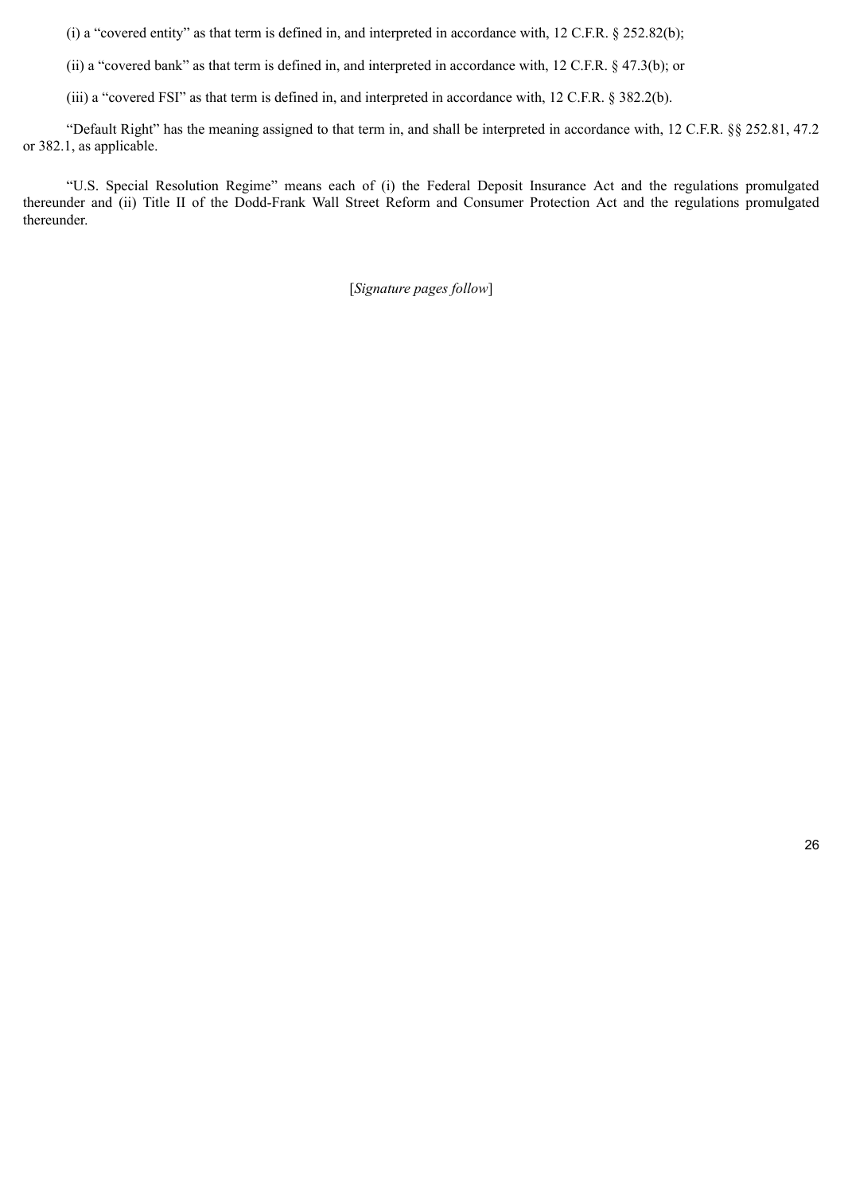(i) a "covered entity" as that term is defined in, and interpreted in accordance with, 12 C.F.R. § 252.82(b);

(ii) a "covered bank" as that term is defined in, and interpreted in accordance with, 12 C.F.R. § 47.3(b); or

(iii) a "covered FSI" as that term is defined in, and interpreted in accordance with, 12 C.F.R. § 382.2(b).

"Default Right" has the meaning assigned to that term in, and shall be interpreted in accordance with, 12 C.F.R. §§ 252.81, 47.2 or 382.1, as applicable.

"U.S. Special Resolution Regime" means each of (i) the Federal Deposit Insurance Act and the regulations promulgated thereunder and (ii) Title II of the Dodd-Frank Wall Street Reform and Consumer Protection Act and the regulations promulgated thereunder.

[*Signature pages follow*]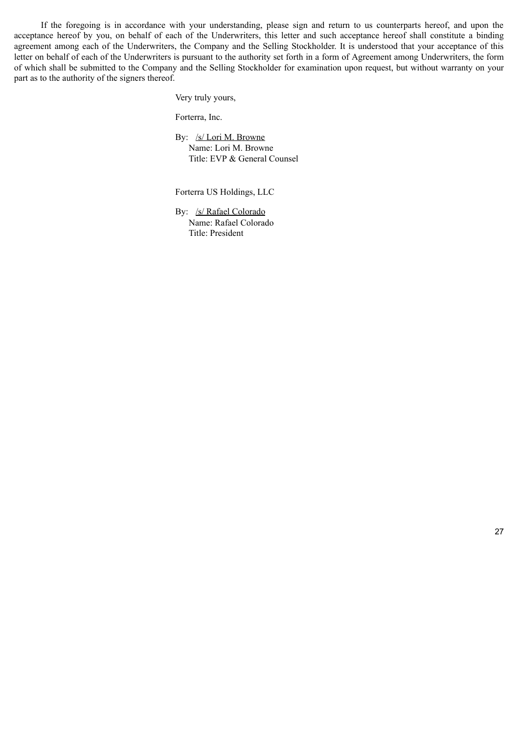If the foregoing is in accordance with your understanding, please sign and return to us counterparts hereof, and upon the acceptance hereof by you, on behalf of each of the Underwriters, this letter and such acceptance hereof shall constitute a binding agreement among each of the Underwriters, the Company and the Selling Stockholder. It is understood that your acceptance of this letter on behalf of each of the Underwriters is pursuant to the authority set forth in a form of Agreement among Underwriters, the form of which shall be submitted to the Company and the Selling Stockholder for examination upon request, but without warranty on your part as to the authority of the signers thereof.

Very truly yours,

Forterra, Inc.

By: /s/ Lori M. Browne
Name: Lori M. Browne
Title: EVP & General Counsel

Forterra US Holdings, LLC

By: /s/ Rafael Colorado
Name: Rafael Colorado
Title: President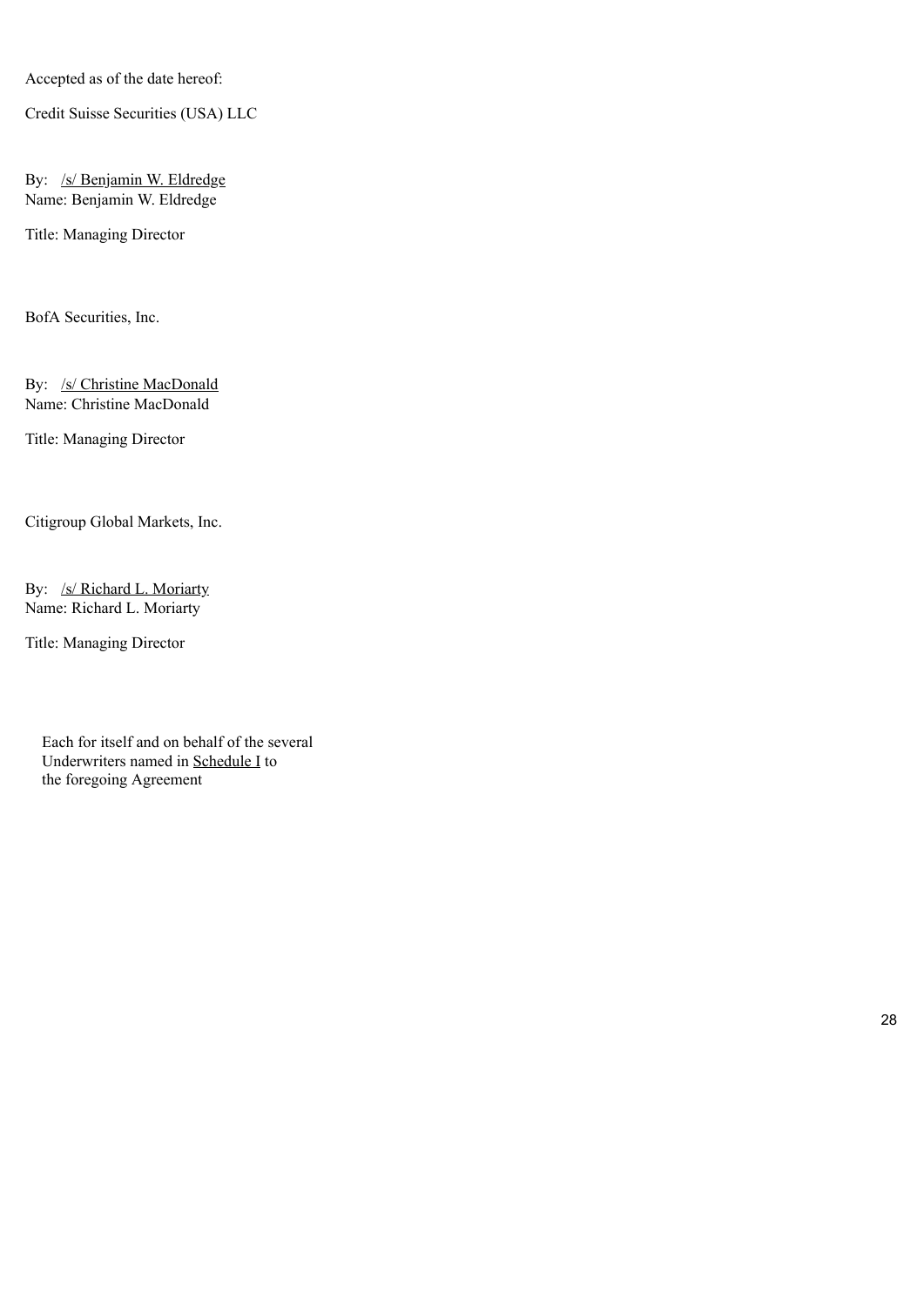Accepted as of the date hereof:

Credit Suisse Securities (USA) LLC

By: /s/ Benjamin W. Eldredge
Name: Benjamin W. Eldredge

Title: Managing Director

BofA Securities, Inc.

By: /s/ Christine MacDonald
Name: Christine MacDonald

Title: Managing Director

Citigroup Global Markets, Inc.

By: /s/ Richard L. Moriarty
Name: Richard L. Moriarty

Title: Managing Director

Each for itself and on behalf of the several Underwriters named in Schedule I to the foregoing Agreement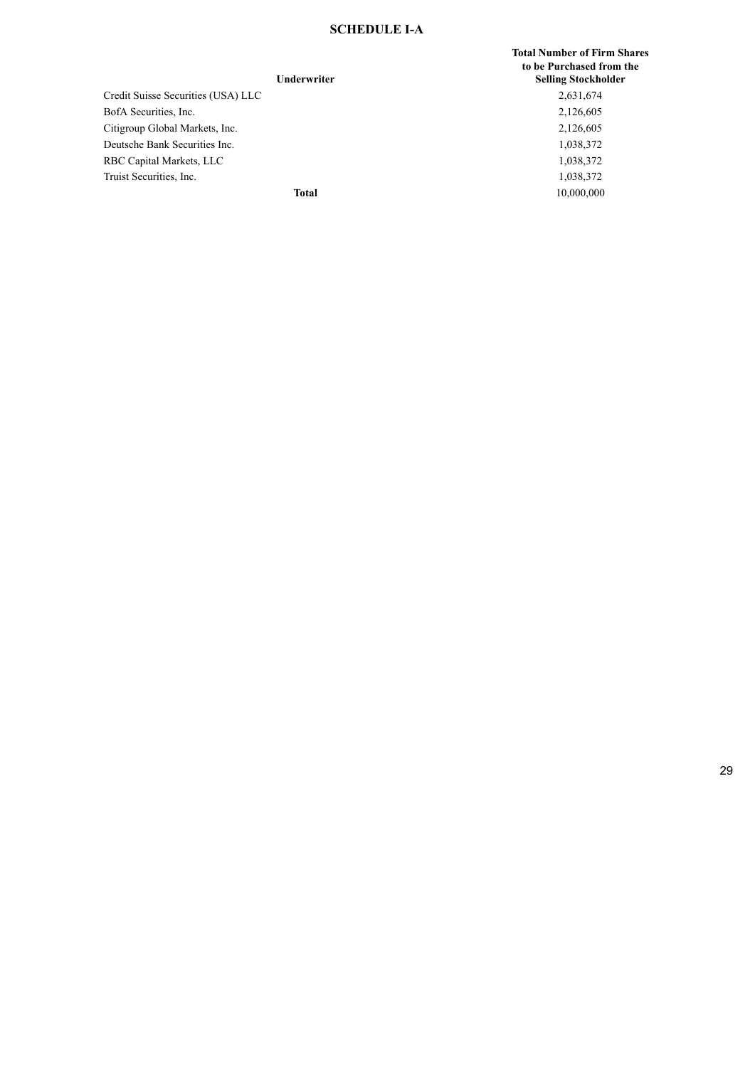## SCHEDULE I-A

| Underwriter | Total Number of Firm Shares to be Purchased from the Selling Stockholder |
|---|---|
| Credit Suisse Securities (USA) LLC | 2,631,674 |
| BofA Securities, Inc. | 2,126,605 |
| Citigroup Global Markets, Inc. | 2,126,605 |
| Deutsche Bank Securities Inc. | 1,038,372 |
| RBC Capital Markets, LLC | 1,038,372 |
| Truist Securities, Inc. | 1,038,372 |
| **Total** | 10,000,000 |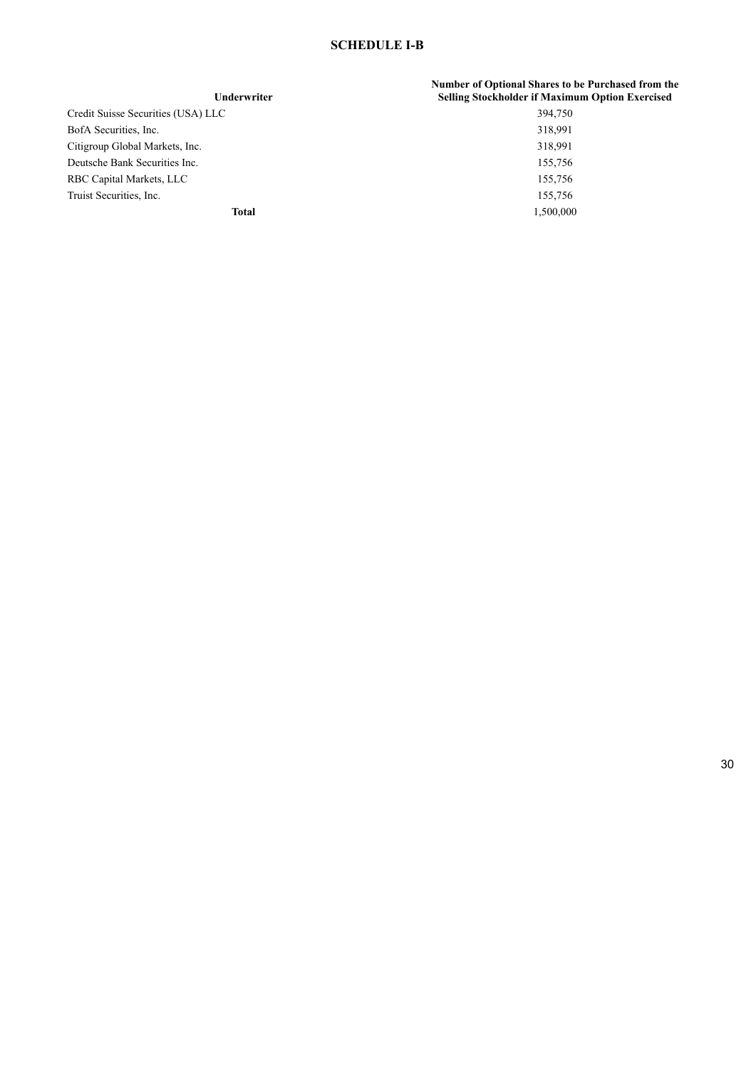# SCHEDULE I-B

| Underwriter | Number of Optional Shares to be Purchased from the Selling Stockholder if Maximum Option Exercised |
|---|---|
| Credit Suisse Securities (USA) LLC | 394,750 |
| BofA Securities, Inc. | 318,991 |
| Citigroup Global Markets, Inc. | 318,991 |
| Deutsche Bank Securities Inc. | 155,756 |
| RBC Capital Markets, LLC | 155,756 |
| Truist Securities, Inc. | 155,756 |
| **Total** | 1,500,000 |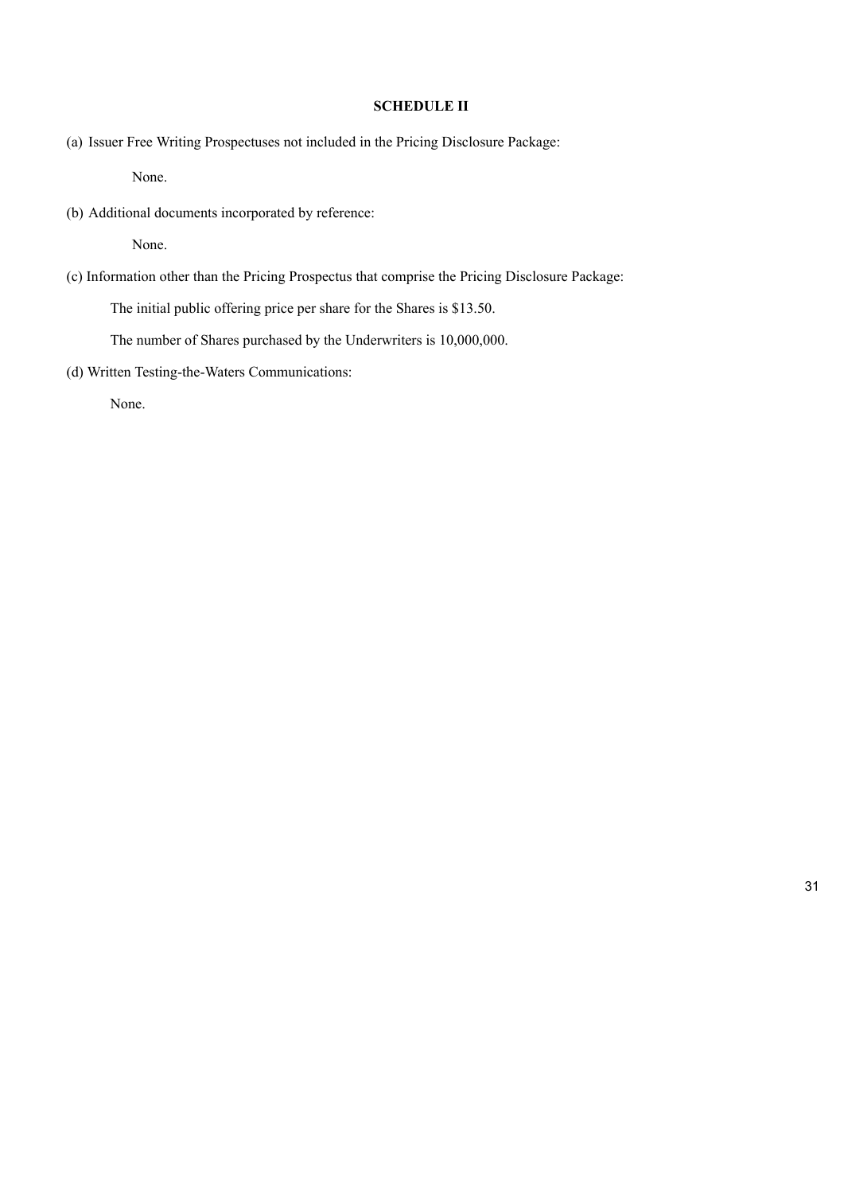**SCHEDULE II**

(a) Issuer Free Writing Prospectuses not included in the Pricing Disclosure Package:

None.

(b) Additional documents incorporated by reference:

None.

(c) Information other than the Pricing Prospectus that comprise the Pricing Disclosure Package:

The initial public offering price per share for the Shares is $13.50.

The number of Shares purchased by the Underwriters is 10,000,000.

(d) Written Testing-the-Waters Communications:

None.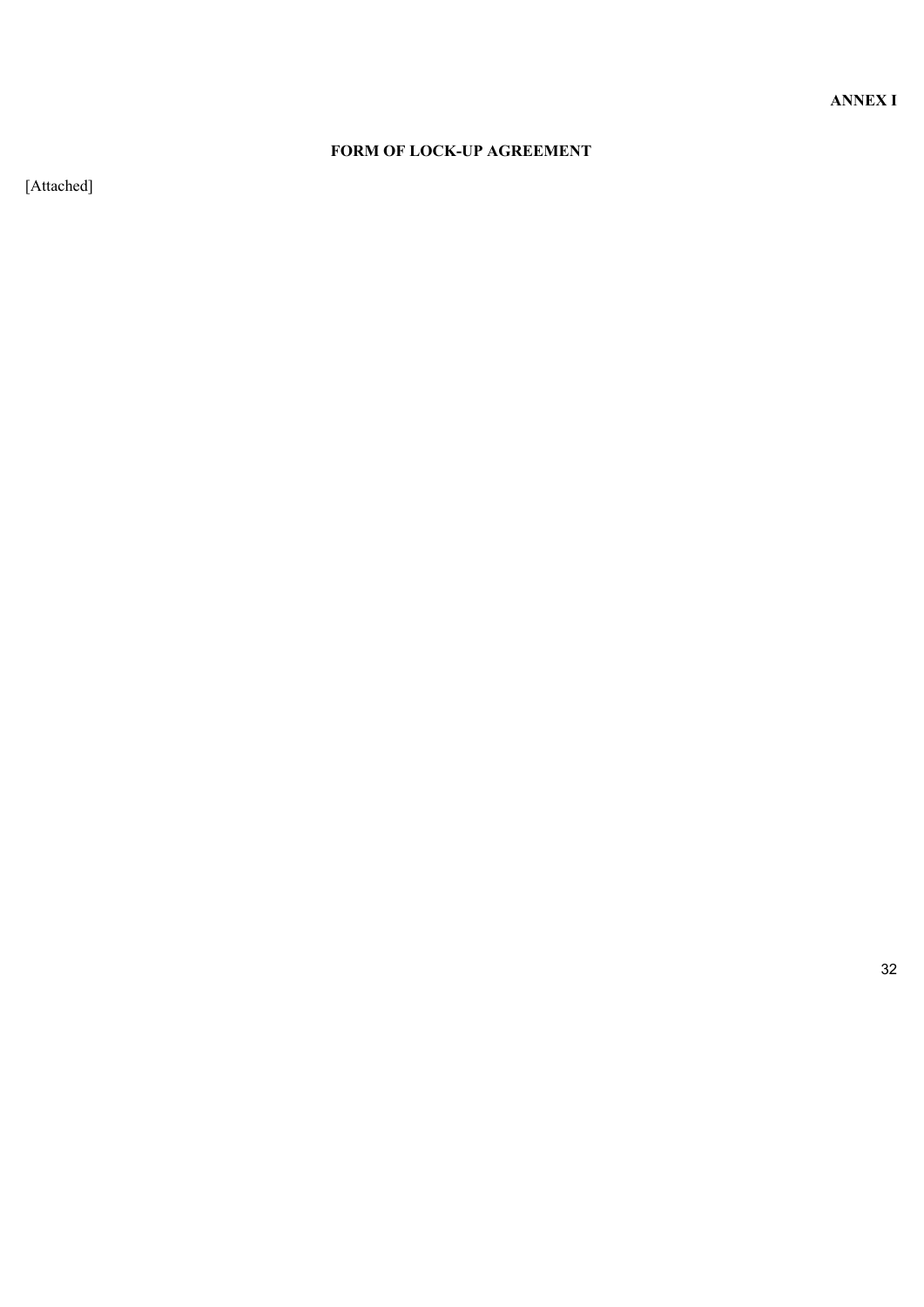**ANNEX I**

## FORM OF LOCK-UP AGREEMENT

[Attached]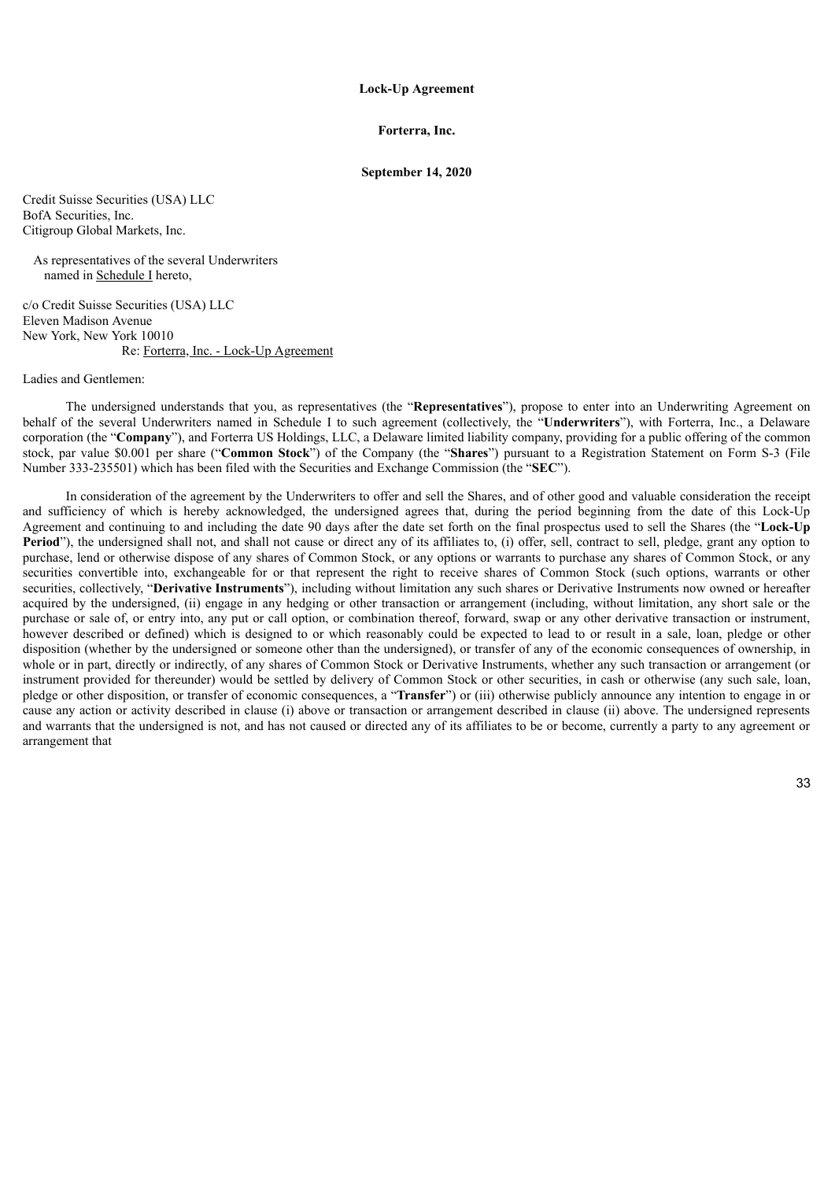**Lock-Up Agreement**

**Forterra, Inc.**

**September 14, 2020**

Credit Suisse Securities (USA) LLC
BofA Securities, Inc.
Citigroup Global Markets, Inc.

As representatives of the several Underwriters named in Schedule I hereto,

c/o Credit Suisse Securities (USA) LLC
Eleven Madison Avenue
New York, New York 10010

Re: Forterra, Inc. - Lock-Up Agreement

Ladies and Gentlemen:

The undersigned understands that you, as representatives (the "**Representatives**"), propose to enter into an Underwriting Agreement on behalf of the several Underwriters named in Schedule I to such agreement (collectively, the "**Underwriters**"), with Forterra, Inc., a Delaware corporation (the "**Company**"), and Forterra US Holdings, LLC, a Delaware limited liability company, providing for a public offering of the common stock, par value $0.001 per share ("**Common Stock**") of the Company (the "**Shares**") pursuant to a Registration Statement on Form S-3 (File Number 333-235501) which has been filed with the Securities and Exchange Commission (the "**SEC**").

In consideration of the agreement by the Underwriters to offer and sell the Shares, and of other good and valuable consideration the receipt and sufficiency of which is hereby acknowledged, the undersigned agrees that, during the period beginning from the date of this Lock-Up Agreement and continuing to and including the date 90 days after the date set forth on the final prospectus used to sell the Shares (the "**Lock-Up Period**"), the undersigned shall not, and shall not cause or direct any of its affiliates to, (i) offer, sell, contract to sell, pledge, grant any option to purchase, lend or otherwise dispose of any shares of Common Stock, or any options or warrants to purchase any shares of Common Stock, or any securities convertible into, exchangeable for or that represent the right to receive shares of Common Stock (such options, warrants or other securities, collectively, "**Derivative Instruments**"), including without limitation any such shares or Derivative Instruments now owned or hereafter acquired by the undersigned, (ii) engage in any hedging or other transaction or arrangement (including, without limitation, any short sale or the purchase or sale of, or entry into, any put or call option, or combination thereof, forward, swap or any other derivative transaction or instrument, however described or defined) which is designed to or which reasonably could be expected to lead to or result in a sale, loan, pledge or other disposition (whether by the undersigned or someone other than the undersigned), or transfer of any of the economic consequences of ownership, in whole or in part, directly or indirectly, of any shares of Common Stock or Derivative Instruments, whether any such transaction or arrangement (or instrument provided for thereunder) would be settled by delivery of Common Stock or other securities, in cash or otherwise (any such sale, loan, pledge or other disposition, or transfer of economic consequences, a "**Transfer**") or (iii) otherwise publicly announce any intention to engage in or cause any action or activity described in clause (i) above or transaction or arrangement described in clause (ii) above. The undersigned represents and warrants that the undersigned is not, and has not caused or directed any of its affiliates to be or become, currently a party to any agreement or arrangement that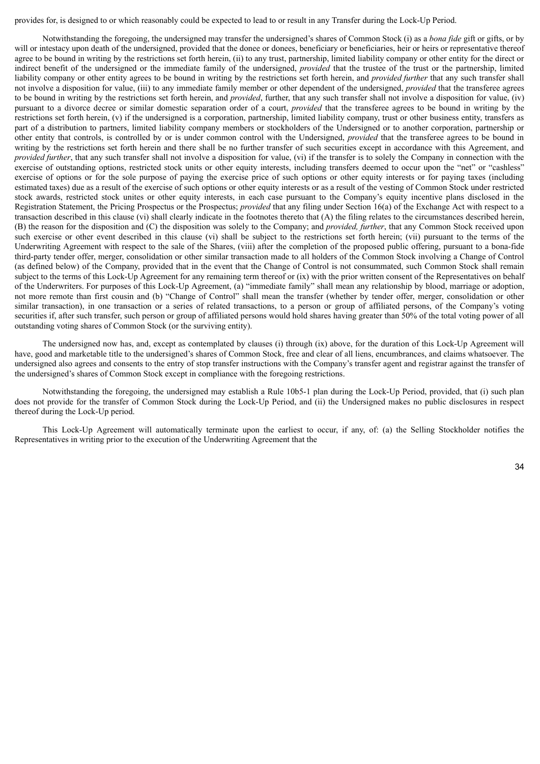provides for, is designed to or which reasonably could be expected to lead to or result in any Transfer during the Lock-Up Period.

Notwithstanding the foregoing, the undersigned may transfer the undersigned's shares of Common Stock (i) as a *bona fide* gift or gifts, or by will or intestacy upon death of the undersigned, provided that the donee or donees, beneficiary or beneficiaries, heir or heirs or representative thereof agree to be bound in writing by the restrictions set forth herein, (ii) to any trust, partnership, limited liability company or other entity for the direct or indirect benefit of the undersigned or the immediate family of the undersigned, *provided* that the trustee of the trust or the partnership, limited liability company or other entity agrees to be bound in writing by the restrictions set forth herein, and *provided further* that any such transfer shall not involve a disposition for value, (iii) to any immediate family member or other dependent of the undersigned, *provided* that the transferee agrees to be bound in writing by the restrictions set forth herein, and *provided*, further, that any such transfer shall not involve a disposition for value, (iv) pursuant to a divorce decree or similar domestic separation order of a court, *provided* that the transferee agrees to be bound in writing by the restrictions set forth herein, (v) if the undersigned is a corporation, partnership, limited liability company, trust or other business entity, transfers as part of a distribution to partners, limited liability company members or stockholders of the Undersigned or to another corporation, partnership or other entity that controls, is controlled by or is under common control with the Undersigned, *provided* that the transferee agrees to be bound in writing by the restrictions set forth herein and there shall be no further transfer of such securities except in accordance with this Agreement, and *provided further*, that any such transfer shall not involve a disposition for value, (vi) if the transfer is to solely the Company in connection with the exercise of outstanding options, restricted stock units or other equity interests, including transfers deemed to occur upon the "net" or "cashless" exercise of options or for the sole purpose of paying the exercise price of such options or other equity interests or for paying taxes (including estimated taxes) due as a result of the exercise of such options or other equity interests or as a result of the vesting of Common Stock under restricted stock awards, restricted stock unites or other equity interests, in each case pursuant to the Company's equity incentive plans disclosed in the Registration Statement, the Pricing Prospectus or the Prospectus; *provided* that any filing under Section 16(a) of the Exchange Act with respect to a transaction described in this clause (vi) shall clearly indicate in the footnotes thereto that (A) the filing relates to the circumstances described herein, (B) the reason for the disposition and (C) the disposition was solely to the Company; and *provided, further*, that any Common Stock received upon such exercise or other event described in this clause (vi) shall be subject to the restrictions set forth herein; (vii) pursuant to the terms of the Underwriting Agreement with respect to the sale of the Shares, (viii) after the completion of the proposed public offering, pursuant to a bona-fide third-party tender offer, merger, consolidation or other similar transaction made to all holders of the Common Stock involving a Change of Control (as defined below) of the Company, provided that in the event that the Change of Control is not consummated, such Common Stock shall remain subject to the terms of this Lock-Up Agreement for any remaining term thereof or (ix) with the prior written consent of the Representatives on behalf of the Underwriters. For purposes of this Lock-Up Agreement, (a) "immediate family" shall mean any relationship by blood, marriage or adoption, not more remote than first cousin and (b) "Change of Control" shall mean the transfer (whether by tender offer, merger, consolidation or other similar transaction), in one transaction or a series of related transactions, to a person or group of affiliated persons, of the Company's voting securities if, after such transfer, such person or group of affiliated persons would hold shares having greater than 50% of the total voting power of all outstanding voting shares of Common Stock (or the surviving entity).

The undersigned now has, and, except as contemplated by clauses (i) through (ix) above, for the duration of this Lock-Up Agreement will have, good and marketable title to the undersigned's shares of Common Stock, free and clear of all liens, encumbrances, and claims whatsoever. The undersigned also agrees and consents to the entry of stop transfer instructions with the Company's transfer agent and registrar against the transfer of the undersigned's shares of Common Stock except in compliance with the foregoing restrictions.

Notwithstanding the foregoing, the undersigned may establish a Rule 10b5-1 plan during the Lock-Up Period, provided, that (i) such plan does not provide for the transfer of Common Stock during the Lock-Up Period, and (ii) the Undersigned makes no public disclosures in respect thereof during the Lock-Up period.

This Lock-Up Agreement will automatically terminate upon the earliest to occur, if any, of: (a) the Selling Stockholder notifies the Representatives in writing prior to the execution of the Underwriting Agreement that the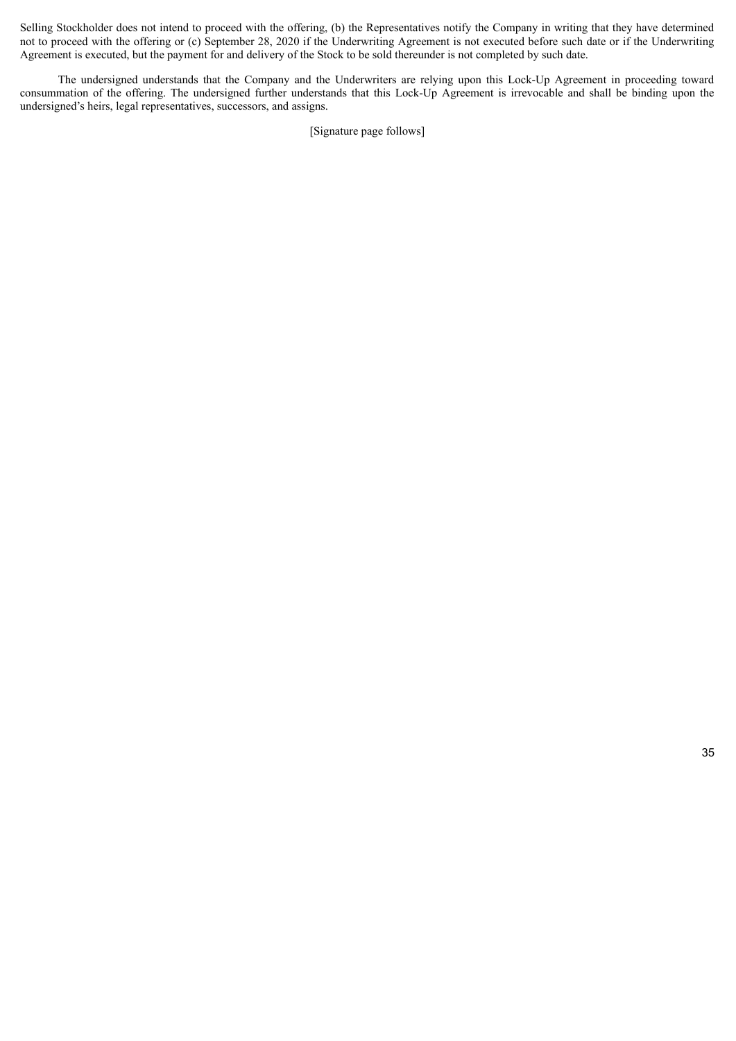Selling Stockholder does not intend to proceed with the offering, (b) the Representatives notify the Company in writing that they have determined not to proceed with the offering or (c) September 28, 2020 if the Underwriting Agreement is not executed before such date or if the Underwriting Agreement is executed, but the payment for and delivery of the Stock to be sold thereunder is not completed by such date.

The undersigned understands that the Company and the Underwriters are relying upon this Lock-Up Agreement in proceeding toward consummation of the offering. The undersigned further understands that this Lock-Up Agreement is irrevocable and shall be binding upon the undersigned's heirs, legal representatives, successors, and assigns.

[Signature page follows]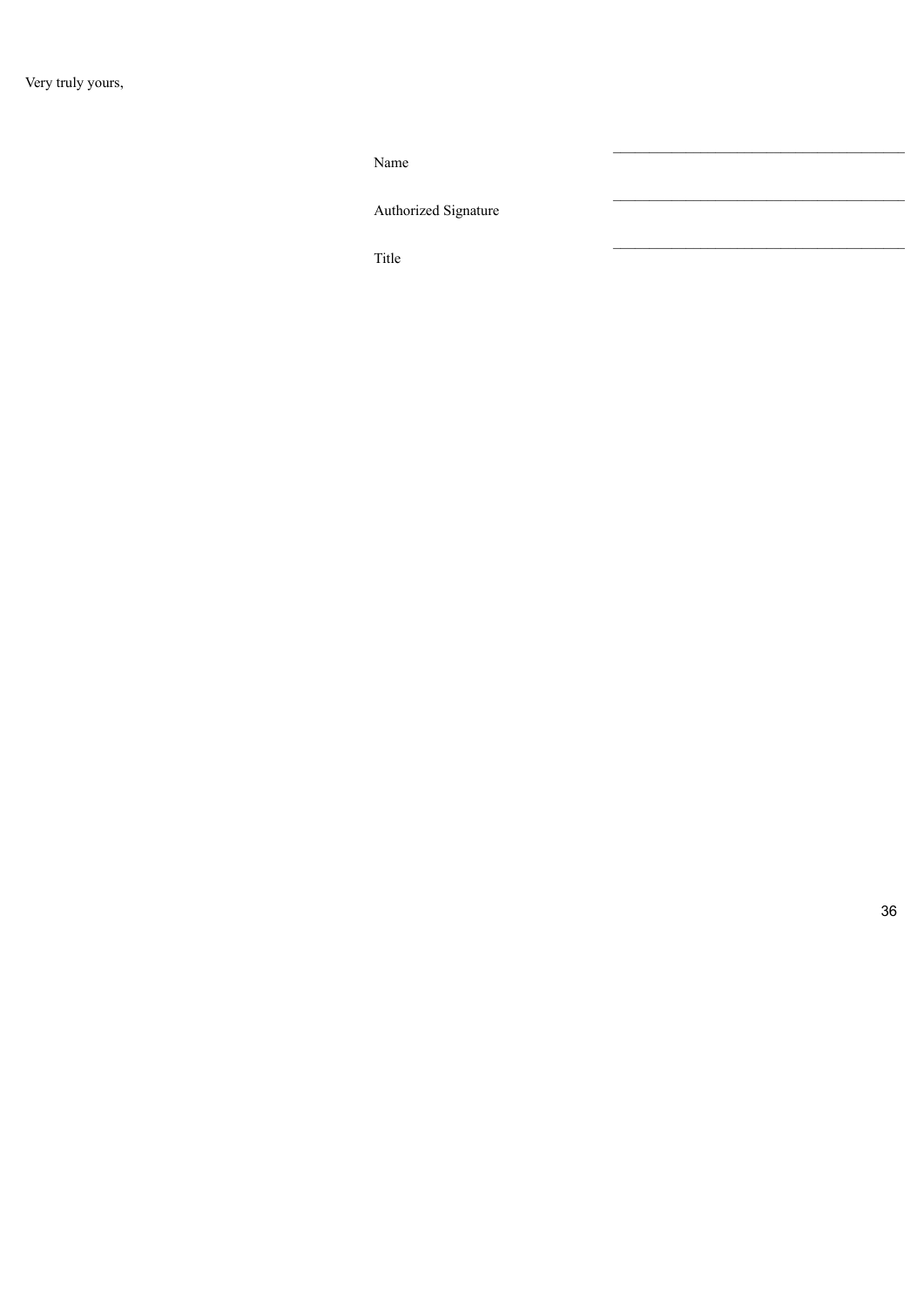Very truly yours,

Name \_\_\_\_\_\_\_\_\_\_\_\_\_\_\_\_\_\_\_\_\_\_\_\_\_\_\_\_\_\_\_\_\_\_\_\_\_\_\_\_

Authorized Signature \_\_\_\_\_\_\_\_\_\_\_\_\_\_\_\_\_\_\_\_\_\_\_\_\_\_\_\_\_\_\_\_\_\_\_\_\_\_\_\_

Title \_\_\_\_\_\_\_\_\_\_\_\_\_\_\_\_\_\_\_\_\_\_\_\_\_\_\_\_\_\_\_\_\_\_\_\_\_\_\_\_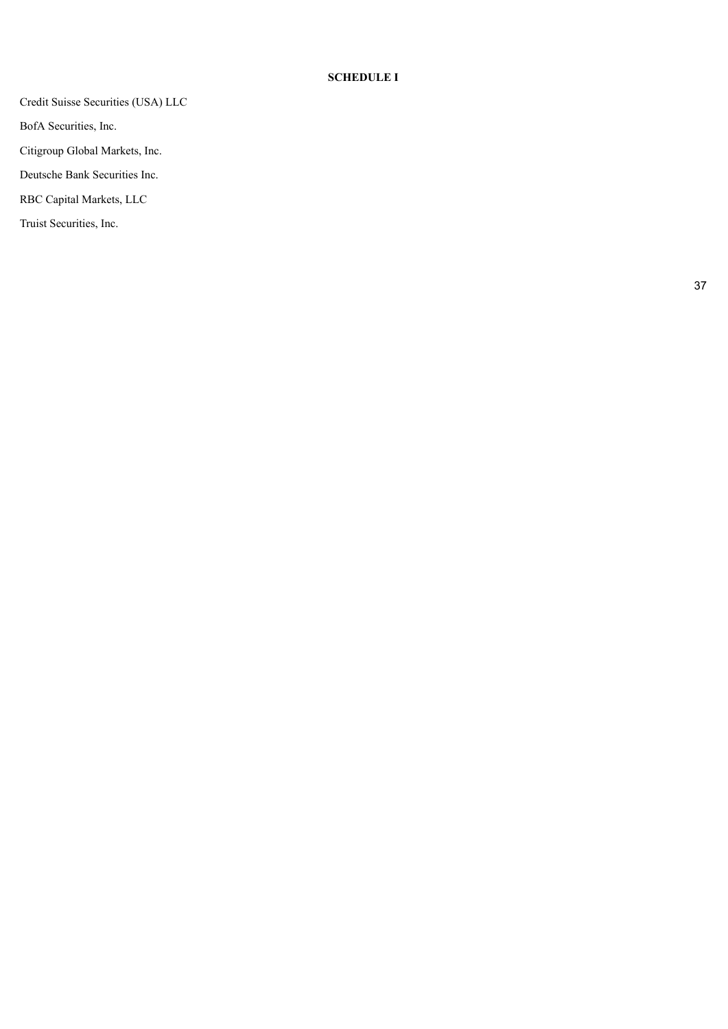**SCHEDULE I**

Credit Suisse Securities (USA) LLC

BofA Securities, Inc.

Citigroup Global Markets, Inc.

Deutsche Bank Securities Inc.

RBC Capital Markets, LLC

Truist Securities, Inc.